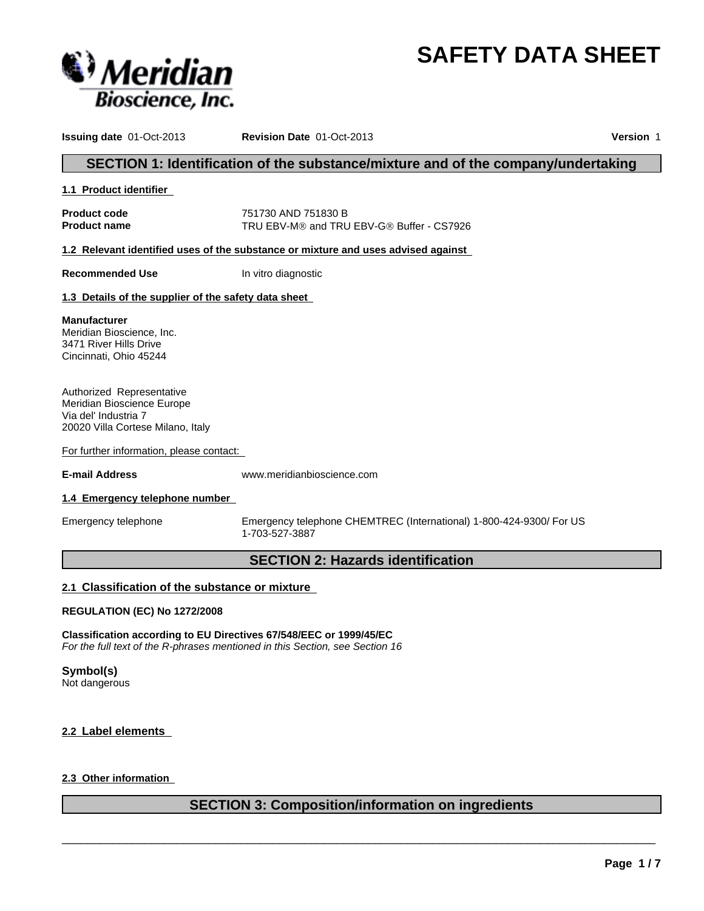# SAFETY DATA SHEET

**Issuing date** 01-Oct-2013 **Revision Date** 01-Oct-2013 **Version** 1

## SECTION 1: Identification of the substance/mixture and of the company/undertaking

### 1.1 Product identifier

**Product code** 751730 AND 751830 B
**Product name** TRU EBV-M® and TRU EBV-G® Buffer - CS7926

### 1.2 Relevant identified uses of the substance or mixture and uses advised against

**Recommended Use** In vitro diagnostic

### 1.3 Details of the supplier of the safety data sheet

**Manufacturer**
Meridian Bioscience, Inc.
3471 River Hills Drive
Cincinnati, Ohio 45244

Authorized Representative
Meridian Bioscience Europe
Via del' Industria 7
20020 Villa Cortese Milano, Italy

For further information, please contact:

**E-mail Address** www.meridianbioscience.com

### 1.4 Emergency telephone number

Emergency telephone Emergency telephone CHEMTREC (International) 1-800-424-9300/ For US 1-703-527-3887

## SECTION 2: Hazards identification

### 2.1 Classification of the substance or mixture

**REGULATION (EC) No 1272/2008**

**Classification according to EU Directives 67/548/EEC or 1999/45/EC**
*For the full text of the R-phrases mentioned in this Section, see Section 16*

**Symbol(s)**
Not dangerous

### 2.2 Label elements

### 2.3 Other information

## SECTION 3: Composition/information on ingredients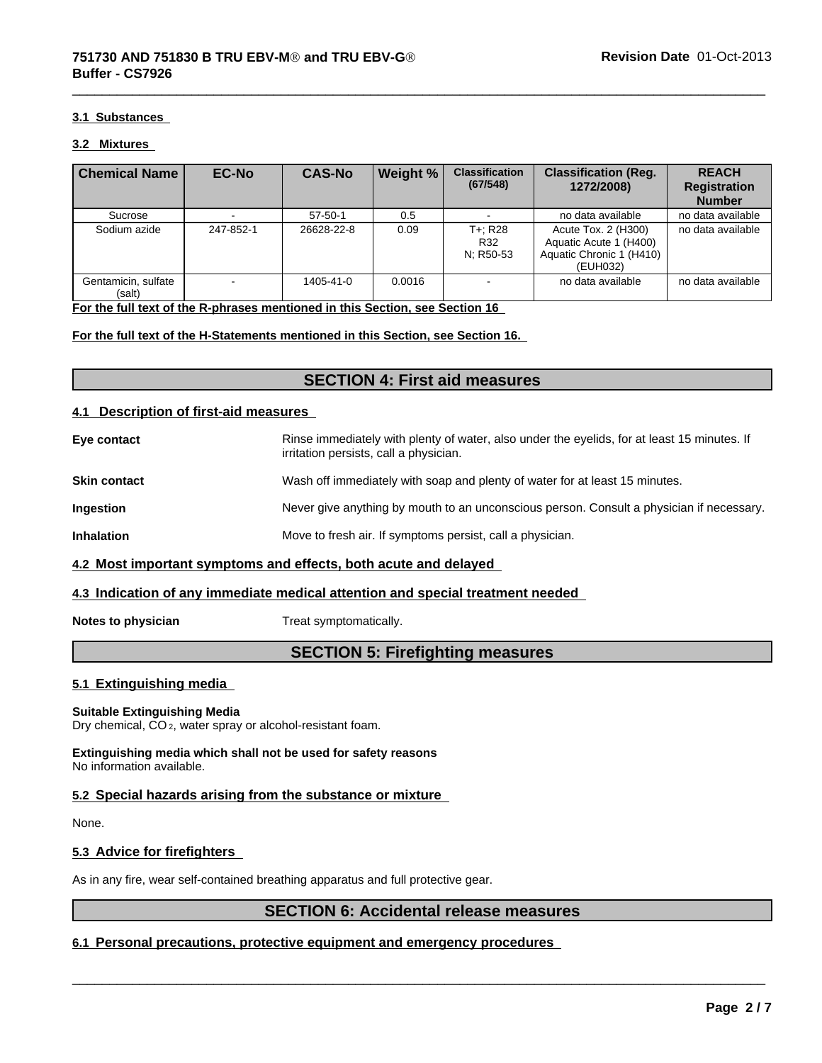### 3.1 Substances

### 3.2 Mixtures

| Chemical Name | EC-No | CAS-No | Weight % | Classification (67/548) | Classification (Reg. 1272/2008) | REACH Registration Number |
|---|---|---|---|---|---|---|
| Sucrose | - | 57-50-1 | 0.5 | - | no data available | no data available |
| Sodium azide | 247-852-1 | 26628-22-8 | 0.09 | T+; R28 R32 N; R50-53 | Acute Tox. 2 (H300) Aquatic Acute 1 (H400) Aquatic Chronic 1 (H410) (EUH032) | no data available |
| Gentamicin, sulfate (salt) | - | 1405-41-0 | 0.0016 | - | no data available | no data available |

**For the full text of the R-phrases mentioned in this Section, see Section 16**

**For the full text of the H-Statements mentioned in this Section, see Section 16.**

## SECTION 4: First aid measures

### 4.1 Description of first-aid measures

**Eye contact** Rinse immediately with plenty of water, also under the eyelids, for at least 15 minutes. If irritation persists, call a physician.

**Skin contact** Wash off immediately with soap and plenty of water for at least 15 minutes.

**Ingestion** Never give anything by mouth to an unconscious person. Consult a physician if necessary.

**Inhalation** Move to fresh air. If symptoms persist, call a physician.

### 4.2 Most important symptoms and effects, both acute and delayed

### 4.3 Indication of any immediate medical attention and special treatment needed

**Notes to physician** Treat symptomatically.

## SECTION 5: Firefighting measures

### 5.1 Extinguishing media

**Suitable Extinguishing Media**
Dry chemical, $CO_2$, water spray or alcohol-resistant foam.

**Extinguishing media which shall not be used for safety reasons**
No information available.

### 5.2 Special hazards arising from the substance or mixture

None.

### 5.3 Advice for firefighters

As in any fire, wear self-contained breathing apparatus and full protective gear.

## SECTION 6: Accidental release measures

### 6.1 Personal precautions, protective equipment and emergency procedures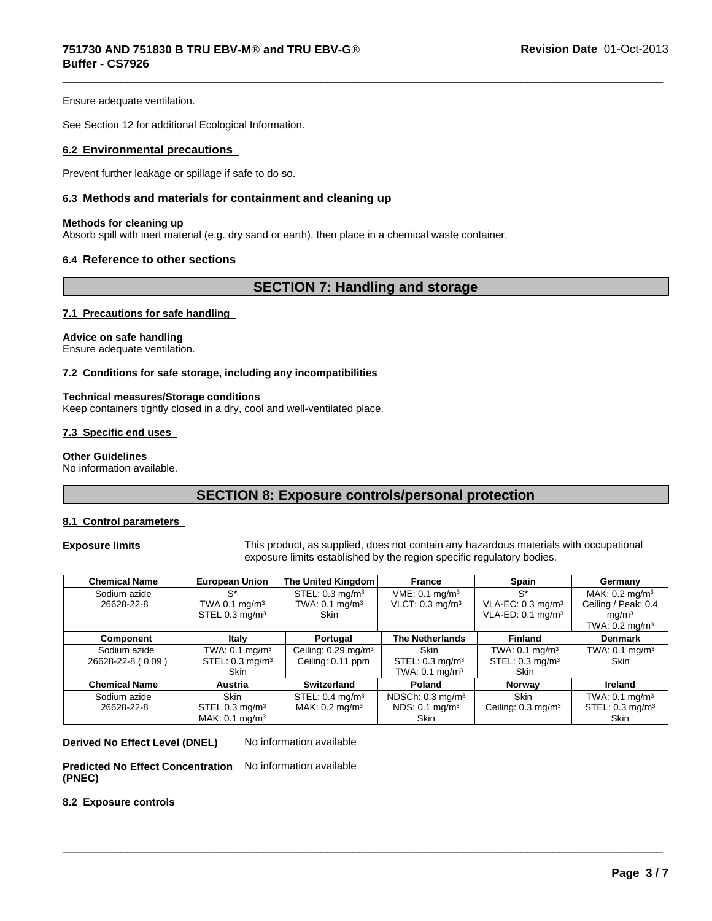Ensure adequate ventilation.

See Section 12 for additional Ecological Information.

### 6.2 Environmental precautions

Prevent further leakage or spillage if safe to do so.

### 6.3 Methods and materials for containment and cleaning up

**Methods for cleaning up**
Absorb spill with inert material (e.g. dry sand or earth), then place in a chemical waste container.

### 6.4 Reference to other sections

## SECTION 7: Handling and storage

### 7.1 Precautions for safe handling

**Advice on safe handling**
Ensure adequate ventilation.

### 7.2 Conditions for safe storage, including any incompatibilities

**Technical measures/Storage conditions**
Keep containers tightly closed in a dry, cool and well-ventilated place.

### 7.3 Specific end uses

**Other Guidelines**
No information available.

## SECTION 8: Exposure controls/personal protection

### 8.1 Control parameters

**Exposure limits** This product, as supplied, does not contain any hazardous materials with occupational exposure limits established by the region specific regulatory bodies.

| Chemical Name | European Union | The United Kingdom | France | Spain | Germany |
|---|---|---|---|---|---|
| Sodium azide 26628-22-8 | S* TWA 0.1 mg/m³ STEL 0.3 mg/m³ | STEL: 0.3 mg/m³ TWA: 0.1 mg/m³ Skin | VME: 0.1 mg/m³ VLCT: 0.3 mg/m³ | S* VLA-EC: 0.3 mg/m³ VLA-ED: 0.1 mg/m³ | MAK: 0.2 mg/m³ Ceiling / Peak: 0.4 mg/m³ TWA: 0.2 mg/m³ |
| **Component** | **Italy** | **Portugal** | **The Netherlands** | **Finland** | **Denmark** |
| Sodium azide 26628-22-8 ( 0.09 ) | TWA: 0.1 mg/m³ STEL: 0.3 mg/m³ Skin | Ceiling: 0.29 mg/m³ Ceiling: 0.11 ppm | Skin STEL: 0.3 mg/m³ TWA: 0.1 mg/m³ | TWA: 0.1 mg/m³ STEL: 0.3 mg/m³ Skin | TWA: 0.1 mg/m³ Skin |
| **Chemical Name** | **Austria** | **Switzerland** | **Poland** | **Norway** | **Ireland** |
| Sodium azide 26628-22-8 | Skin STEL 0.3 mg/m³ MAK: 0.1 mg/m³ | STEL: 0.4 mg/m³ MAK: 0.2 mg/m³ | NDSCh: 0.3 mg/m³ NDS: 0.1 mg/m³ Skin | Skin Ceiling: 0.3 mg/m³ | TWA: 0.1 mg/m³ STEL: 0.3 mg/m³ Skin |

**Derived No Effect Level (DNEL)** No information available

**Predicted No Effect Concentration (PNEC)** No information available

### 8.2 Exposure controls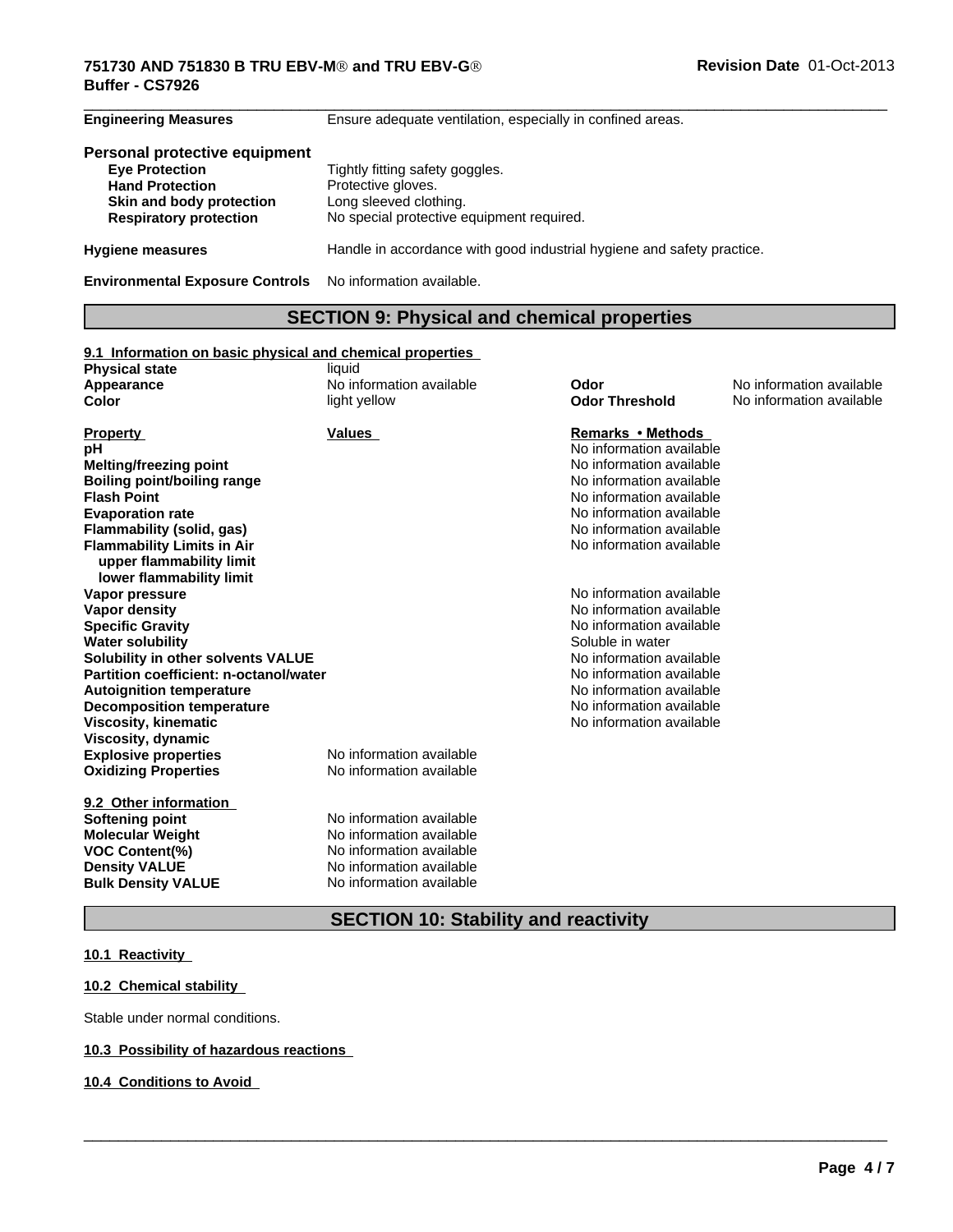| | |
|---|---|
| **Engineering Measures** | Ensure adequate ventilation, especially in confined areas. |

**Personal protective equipment**

| | |
|---|---|
| **Eye Protection** | Tightly fitting safety goggles. |
| **Hand Protection** | Protective gloves. |
| **Skin and body protection** | Long sleeved clothing. |
| **Respiratory protection** | No special protective equipment required. |

| | |
|---|---|
| **Hygiene measures** | Handle in accordance with good industrial hygiene and safety practice. |
| **Environmental Exposure Controls** | No information available. |

## SECTION 9: Physical and chemical properties

### 9.1 Information on basic physical and chemical properties

| | | | |
|---|---|---|---|
| **Physical state** | liquid | | |
| **Appearance** | No information available | **Odor** | No information available |
| **Color** | light yellow | **Odor Threshold** | No information available |

| **Property** | **Values** | **Remarks • Methods** |
|---|---|---|
| **pH** | | No information available |
| **Melting/freezing point** | | No information available |
| **Boiling point/boiling range** | | No information available |
| **Flash Point** | | No information available |
| **Evaporation rate** | | No information available |
| **Flammability (solid, gas)** | | No information available |
| **Flammability Limits in Air** | | No information available |
| **upper flammability limit** | | |
| **lower flammability limit** | | |
| **Vapor pressure** | | No information available |
| **Vapor density** | | No information available |
| **Specific Gravity** | | No information available |
| **Water solubility** | | Soluble in water |
| **Solubility in other solvents VALUE** | | No information available |
| **Partition coefficient: n-octanol/water** | | No information available |
| **Autoignition temperature** | | No information available |
| **Decomposition temperature** | | No information available |
| **Viscosity, kinematic** | | No information available |
| **Viscosity, dynamic** | | |
| **Explosive properties** | No information available | |
| **Oxidizing Properties** | No information available | |

### 9.2 Other information

| | |
|---|---|
| **Softening point** | No information available |
| **Molecular Weight** | No information available |
| **VOC Content(%)** | No information available |
| **Density VALUE** | No information available |
| **Bulk Density VALUE** | No information available |

## SECTION 10: Stability and reactivity

### 10.1 Reactivity

### 10.2 Chemical stability

Stable under normal conditions.

### 10.3 Possibility of hazardous reactions

### 10.4 Conditions to Avoid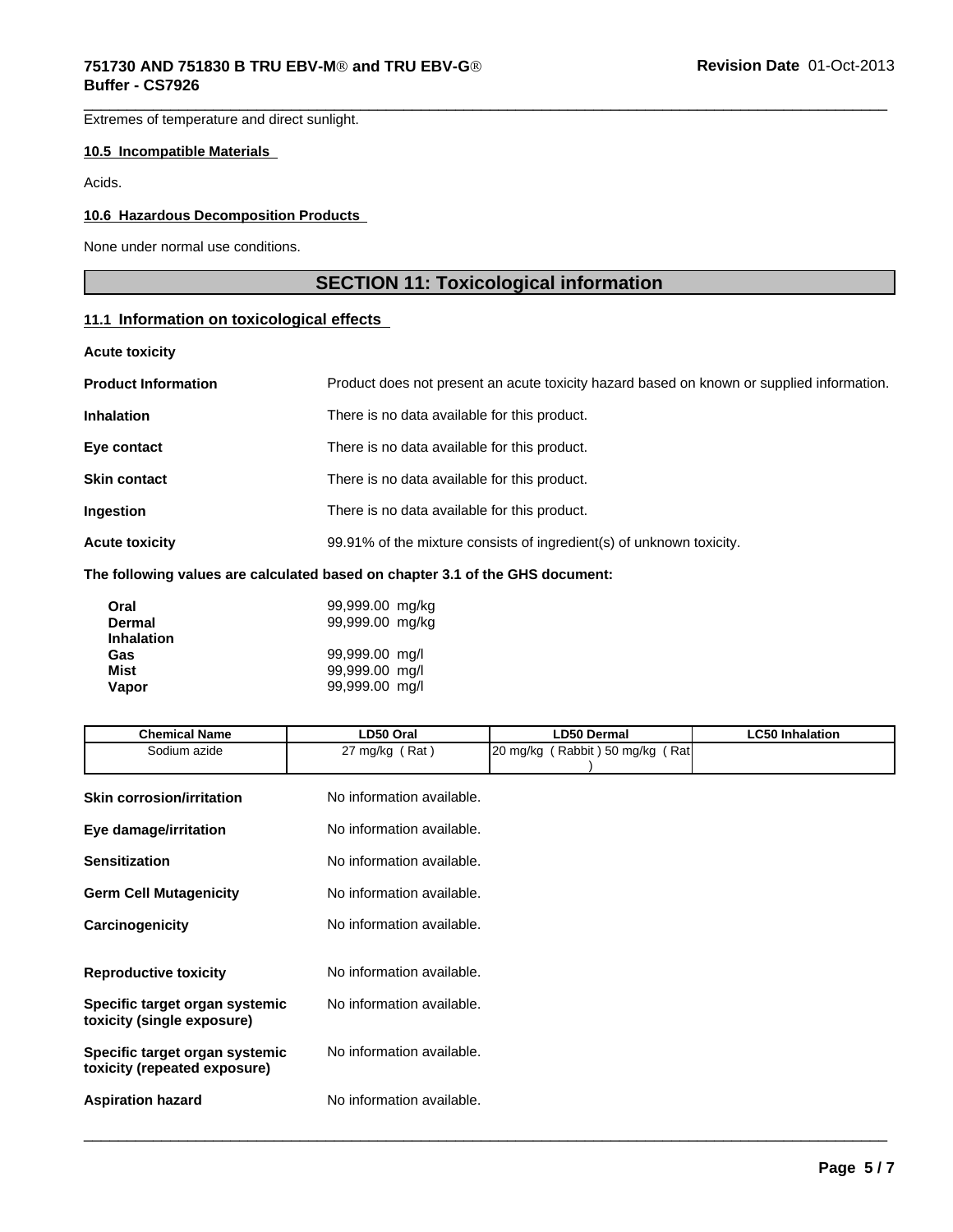Extremes of temperature and direct sunlight.

#### 10.5 Incompatible Materials

Acids.

#### 10.6 Hazardous Decomposition Products

None under normal use conditions.

## SECTION 11: Toxicological information

### 11.1 Information on toxicological effects

**Acute toxicity**

**Product Information** Product does not present an acute toxicity hazard based on known or supplied information.

**Inhalation** There is no data available for this product.

**Eye contact** There is no data available for this product.

**Skin contact** There is no data available for this product.

**Ingestion** There is no data available for this product.

**Acute toxicity** 99.91% of the mixture consists of ingredient(s) of unknown toxicity.

**The following values are calculated based on chapter 3.1 of the GHS document:**

**Oral** 99,999.00 mg/kg
**Dermal** 99,999.00 mg/kg
**Inhalation**
**Gas** 99,999.00 mg/l
**Mist** 99,999.00 mg/l
**Vapor** 99,999.00 mg/l

| Chemical Name | LD50 Oral | LD50 Dermal | LC50 Inhalation |
|---|---|---|---|
| Sodium azide | 27 mg/kg ( Rat ) | 20 mg/kg ( Rabbit ) 50 mg/kg ( Rat ) | |

**Skin corrosion/irritation** No information available.

**Eye damage/irritation** No information available.

**Sensitization** No information available.

**Germ Cell Mutagenicity** No information available.

**Carcinogenicity** No information available.

**Reproductive toxicity** No information available.

**Specific target organ systemic toxicity (single exposure)** No information available.

**Specific target organ systemic toxicity (repeated exposure)** No information available.

**Aspiration hazard** No information available.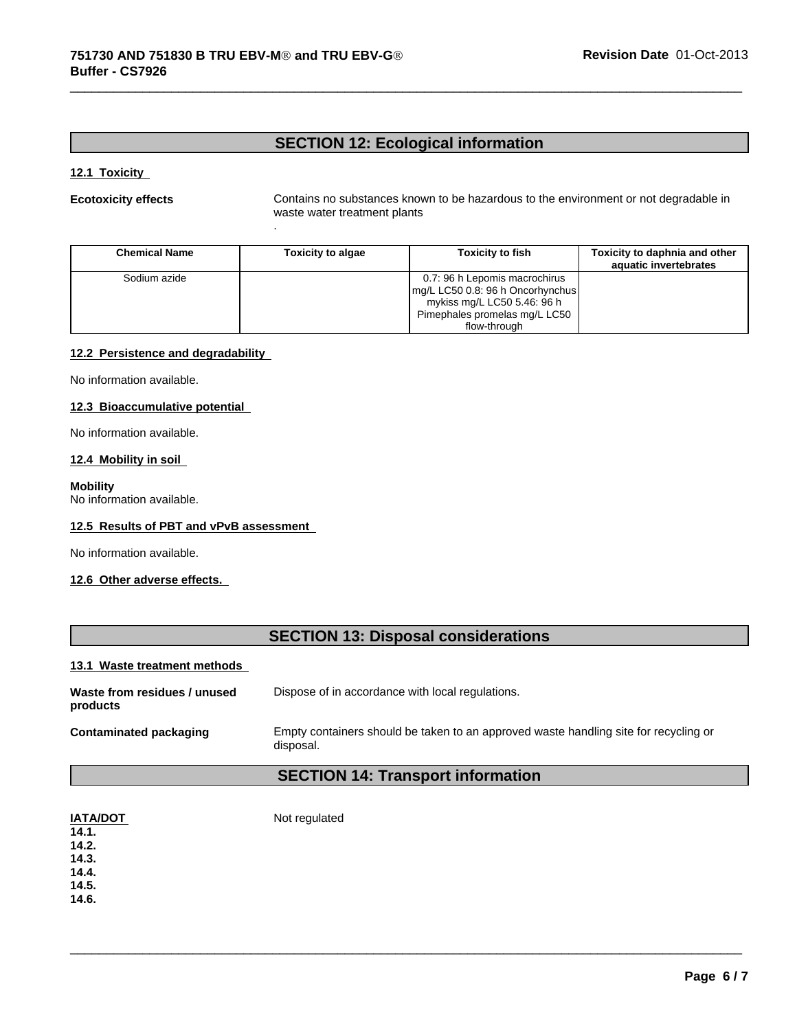## SECTION 12: Ecological information

### 12.1 Toxicity

**Ecotoxicity effects** Contains no substances known to be hazardous to the environment or not degradable in waste water treatment plants
.

| Chemical Name | Toxicity to algae | Toxicity to fish | Toxicity to daphnia and other aquatic invertebrates |
|---|---|---|---|
| Sodium azide | | 0.7: 96 h Lepomis macrochirus mg/L LC50 0.8: 96 h Oncorhynchus mykiss mg/L LC50 5.46: 96 h Pimephales promelas mg/L LC50 flow-through | |

### 12.2 Persistence and degradability

No information available.

### 12.3 Bioaccumulative potential

No information available.

### 12.4 Mobility in soil

**Mobility**
No information available.

### 12.5 Results of PBT and vPvB assessment

No information available.

### 12.6 Other adverse effects.

## SECTION 13: Disposal considerations

### 13.1 Waste treatment methods

**Waste from residues / unused products** Dispose of in accordance with local regulations.

**Contaminated packaging** Empty containers should be taken to an approved waste handling site for recycling or disposal.

## SECTION 14: Transport information

**IATA/DOT** Not regulated

**14.1.**
**14.2.**
**14.3.**
**14.4.**
**14.5.**
**14.6.**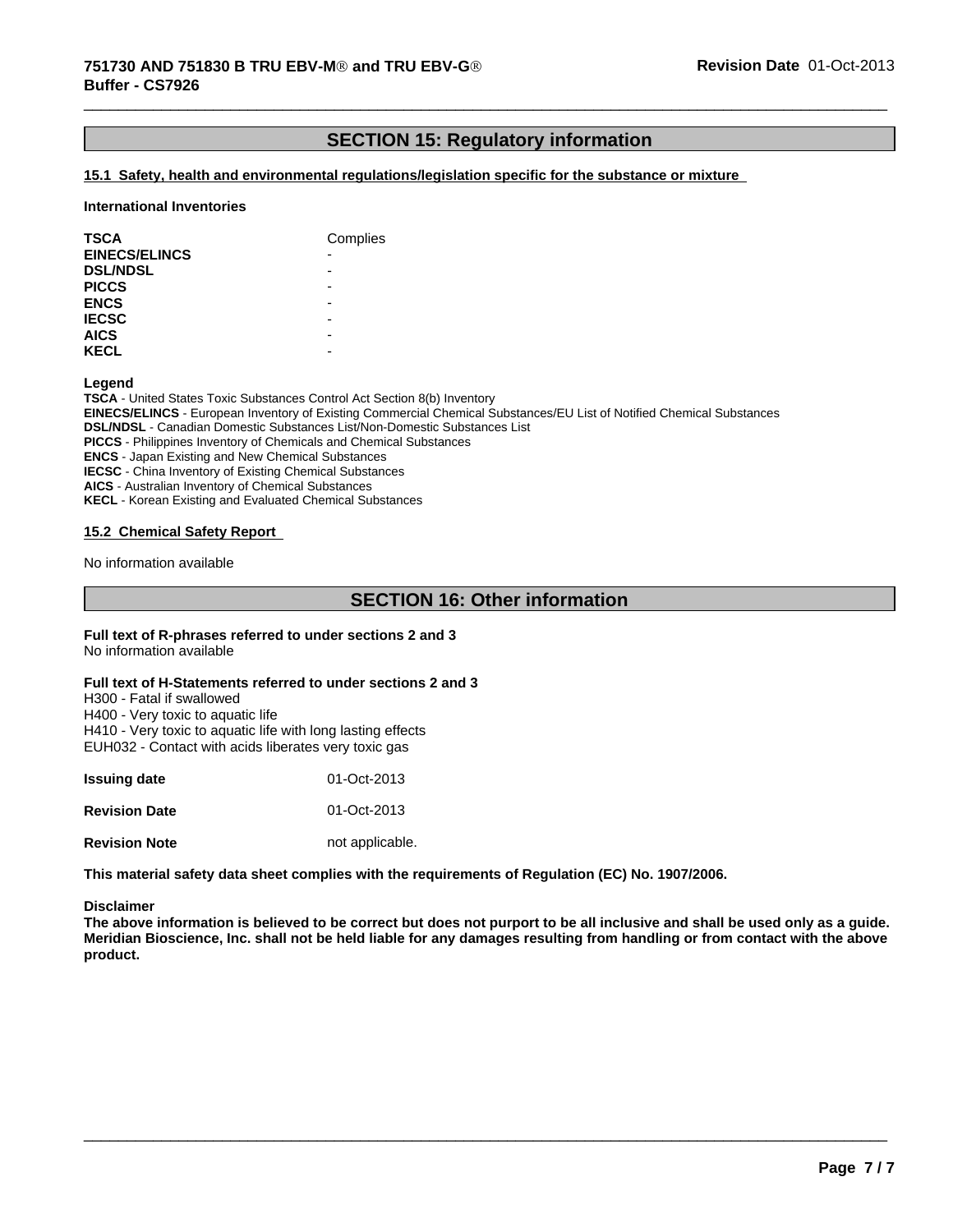## SECTION 15: Regulatory information

### 15.1 Safety, health and environmental regulations/legislation specific for the substance or mixture

**International Inventories**

| | |
|---|---|
| **TSCA** | Complies |
| **EINECS/ELINCS** | - |
| **DSL/NDSL** | - |
| **PICCS** | - |
| **ENCS** | - |
| **IECSC** | - |
| **AICS** | - |
| **KECL** | - |

**Legend**

**TSCA** - United States Toxic Substances Control Act Section 8(b) Inventory
**EINECS/ELINCS** - European Inventory of Existing Commercial Chemical Substances/EU List of Notified Chemical Substances
**DSL/NDSL** - Canadian Domestic Substances List/Non-Domestic Substances List
**PICCS** - Philippines Inventory of Chemicals and Chemical Substances
**ENCS** - Japan Existing and New Chemical Substances
**IECSC** - China Inventory of Existing Chemical Substances
**AICS** - Australian Inventory of Chemical Substances
**KECL** - Korean Existing and Evaluated Chemical Substances

### 15.2 Chemical Safety Report

No information available

## SECTION 16: Other information

**Full text of R-phrases referred to under sections 2 and 3**
No information available

**Full text of H-Statements referred to under sections 2 and 3**
H300 - Fatal if swallowed
H400 - Very toxic to aquatic life
H410 - Very toxic to aquatic life with long lasting effects
EUH032 - Contact with acids liberates very toxic gas

| | |
|---|---|
| **Issuing date** | 01-Oct-2013 |
| **Revision Date** | 01-Oct-2013 |
| **Revision Note** | not applicable. |

**This material safety data sheet complies with the requirements of Regulation (EC) No. 1907/2006.**

**Disclaimer**

**The above information is believed to be correct but does not purport to be all inclusive and shall be used only as a guide. Meridian Bioscience, Inc. shall not be held liable for any damages resulting from handling or from contact with the above product.**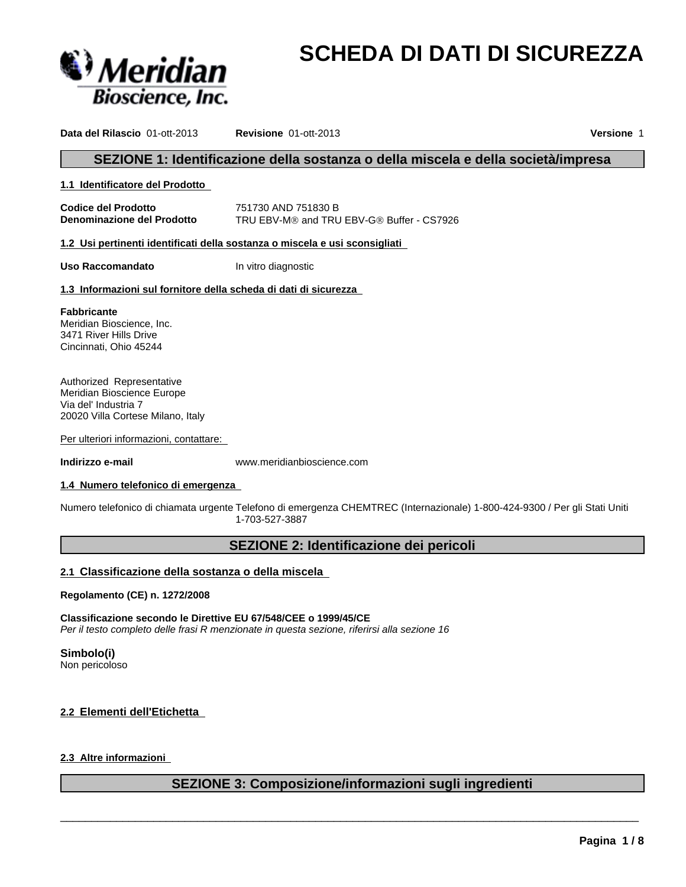# SCHEDA DI DATI DI SICUREZZA

**Data del Rilascio** 01-ott-2013 **Revisione** 01-ott-2013 **Versione** 1

## SEZIONE 1: Identificazione della sostanza o della miscela e della società/impresa

### 1.1 Identificatore del Prodotto

| | |
|---|---|
| **Codice del Prodotto** | 751730 AND 751830 B |
| **Denominazione del Prodotto** | TRU EBV-M® and TRU EBV-G® Buffer - CS7926 |

### 1.2 Usi pertinenti identificati della sostanza o miscela e usi sconsigliati

**Uso Raccomandato** In vitro diagnostic

### 1.3 Informazioni sul fornitore della scheda di dati di sicurezza

**Fabbricante**
Meridian Bioscience, Inc.
3471 River Hills Drive
Cincinnati, Ohio 45244

Authorized Representative
Meridian Bioscience Europe
Via del' Industria 7
20020 Villa Cortese Milano, Italy

Per ulteriori informazioni, contattare:

**Indirizzo e-mail** www.meridianbioscience.com

### 1.4 Numero telefonico di emergenza

Numero telefonico di chiamata urgente Telefono di emergenza CHEMTREC (Internazionale) 1-800-424-9300 / Per gli Stati Uniti 1-703-527-3887

## SEZIONE 2: Identificazione dei pericoli

### 2.1 Classificazione della sostanza o della miscela

**Regolamento (CE) n. 1272/2008**

**Classificazione secondo le Direttive EU 67/548/CEE o 1999/45/CE**
*Per il testo completo delle frasi R menzionate in questa sezione, riferirsi alla sezione 16*

**Simbolo(i)**
Non pericoloso

### 2.2 Elementi dell'Etichetta

### 2.3 Altre informazioni

## SEZIONE 3: Composizione/informazioni sugli ingredienti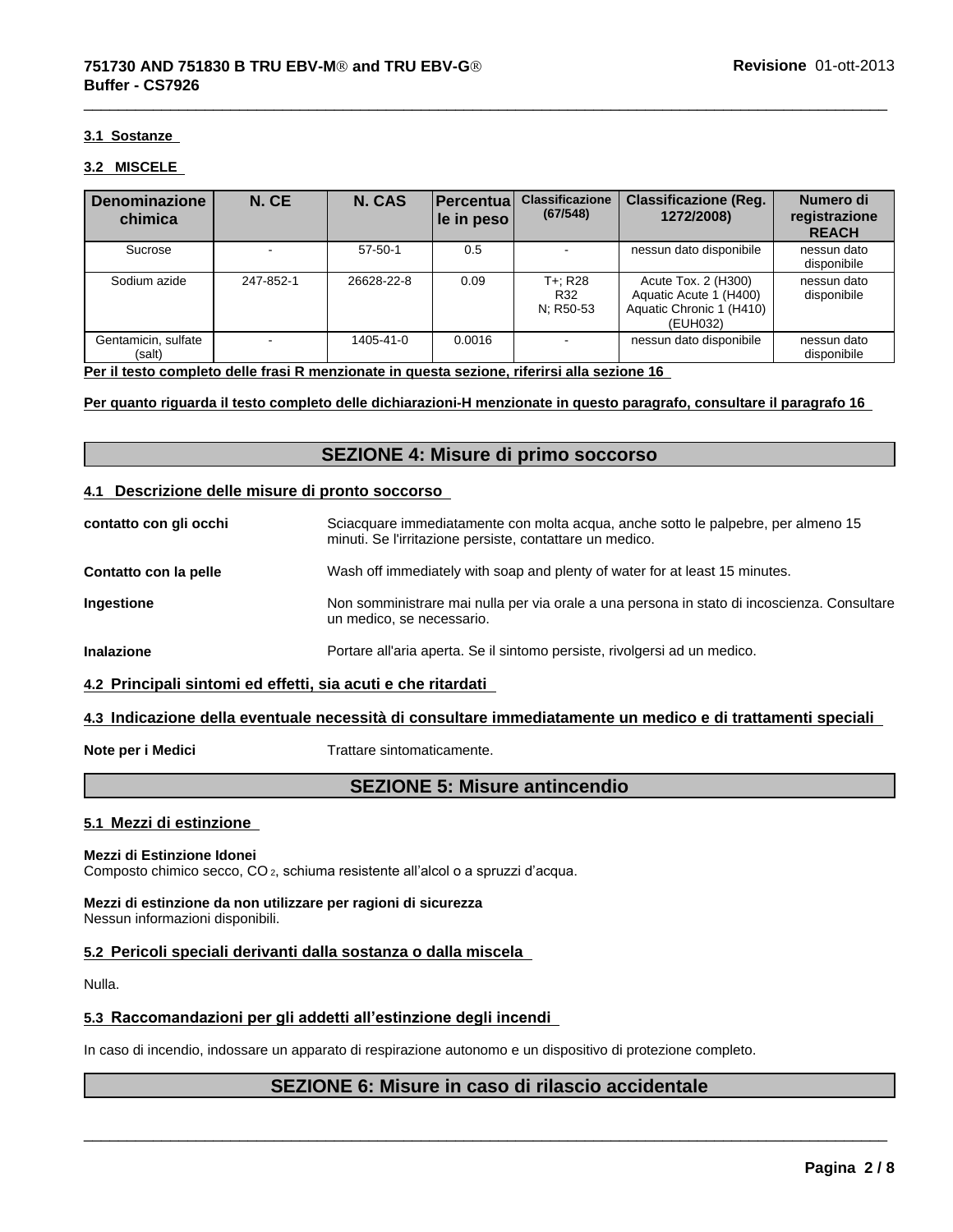### 3.1 Sostanze

### 3.2 MISCELE

| Denominazione chimica | N. CE | N. CAS | Percentuale in peso | Classificazione (67/548) | Classificazione (Reg. 1272/2008) | Numero di registrazione REACH |
|---|---|---|---|---|---|---|
| Sucrose | - | 57-50-1 | 0.5 | - | nessun dato disponibile | nessun dato disponibile |
| Sodium azide | 247-852-1 | 26628-22-8 | 0.09 | T+; R28 R32 N; R50-53 | Acute Tox. 2 (H300) Aquatic Acute 1 (H400) Aquatic Chronic 1 (H410) (EUH032) | nessun dato disponibile |
| Gentamicin, sulfate (salt) | - | 1405-41-0 | 0.0016 | - | nessun dato disponibile | nessun dato disponibile |

**Per il testo completo delle frasi R menzionate in questa sezione, riferirsi alla sezione 16**

**Per quanto riguarda il testo completo delle dichiarazioni-H menzionate in questo paragrafo, consultare il paragrafo 16**

## SEZIONE 4: Misure di primo soccorso

### 4.1 Descrizione delle misure di pronto soccorso

**contatto con gli occhi** Sciacquare immediatamente con molta acqua, anche sotto le palpebre, per almeno 15 minuti. Se l'irritazione persiste, contattare un medico.

**Contatto con la pelle** Wash off immediately with soap and plenty of water for at least 15 minutes.

**Ingestione** Non somministrare mai nulla per via orale a una persona in stato di incoscienza. Consultare un medico, se necessario.

**Inalazione** Portare all'aria aperta. Se il sintomo persiste, rivolgersi ad un medico.

### 4.2 Principali sintomi ed effetti, sia acuti e che ritardati

### 4.3 Indicazione della eventuale necessità di consultare immediatamente un medico e di trattamenti speciali

**Note per i Medici** Trattare sintomaticamente.

## SEZIONE 5: Misure antincendio

### 5.1 Mezzi di estinzione

**Mezzi di Estinzione Idonei**
Composto chimico secco, $CO_2$, schiuma resistente all'alcol o a spruzzi d'acqua.

**Mezzi di estinzione da non utilizzare per ragioni di sicurezza**
Nessun informazioni disponibili.

### 5.2 Pericoli speciali derivanti dalla sostanza o dalla miscela

Nulla.

### 5.3 Raccomandazioni per gli addetti all'estinzione degli incendi

In caso di incendio, indossare un apparato di respirazione autonomo e un dispositivo di protezione completo.

## SEZIONE 6: Misure in caso di rilascio accidentale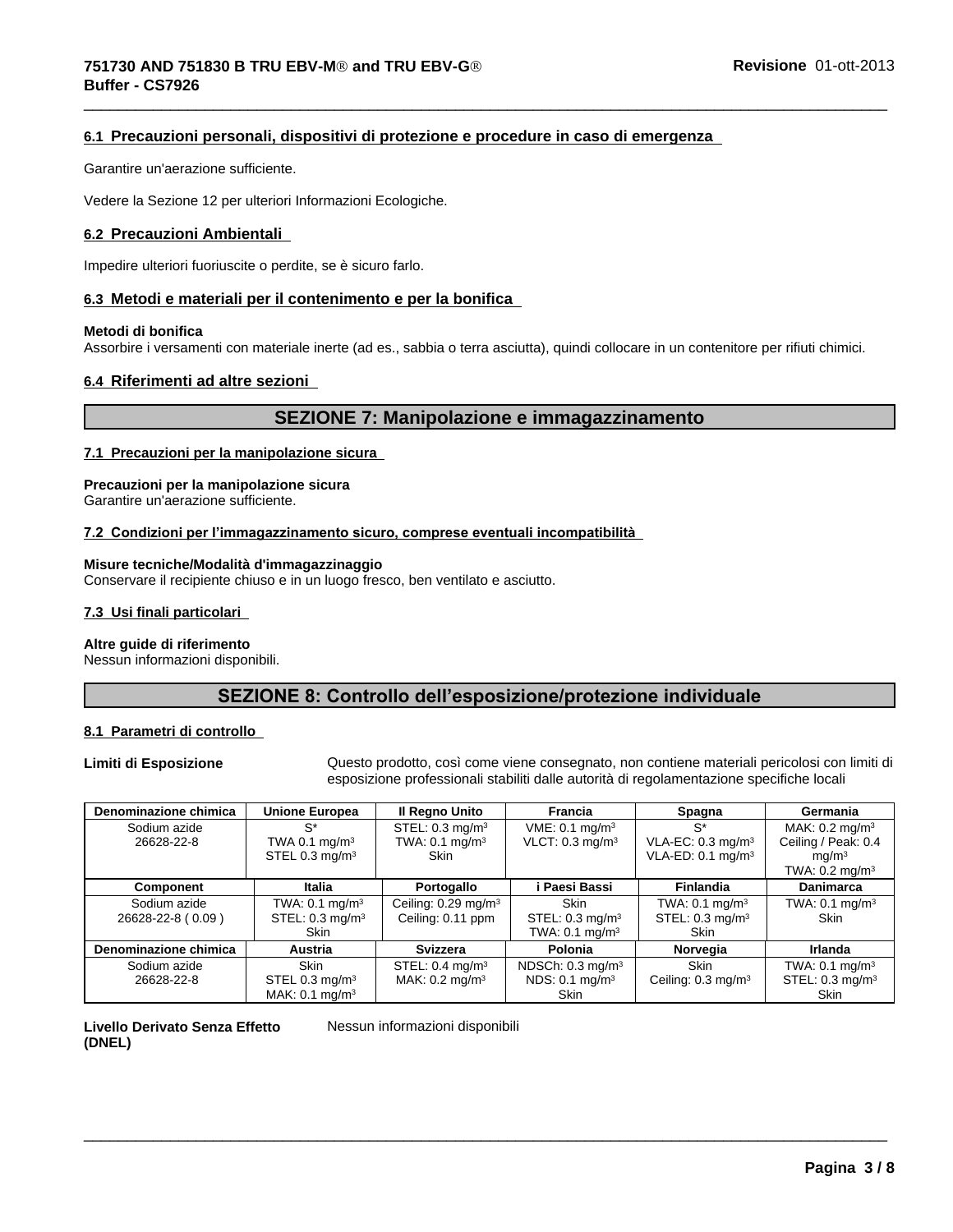### 6.1 Precauzioni personali, dispositivi di protezione e procedure in caso di emergenza

Garantire un'aerazione sufficiente.

Vedere la Sezione 12 per ulteriori Informazioni Ecologiche.

### 6.2 Precauzioni Ambientali

Impedire ulteriori fuoriuscite o perdite, se è sicuro farlo.

### 6.3 Metodi e materiali per il contenimento e per la bonifica

**Metodi di bonifica**
Assorbire i versamenti con materiale inerte (ad es., sabbia o terra asciutta), quindi collocare in un contenitore per rifiuti chimici.

### 6.4 Riferimenti ad altre sezioni

## SEZIONE 7: Manipolazione e immagazzinamento

### 7.1 Precauzioni per la manipolazione sicura

**Precauzioni per la manipolazione sicura**
Garantire un'aerazione sufficiente.

### 7.2 Condizioni per l'immagazzinamento sicuro, comprese eventuali incompatibilità

**Misure tecniche/Modalità d'immagazzinaggio**
Conservare il recipiente chiuso e in un luogo fresco, ben ventilato e asciutto.

### 7.3 Usi finali particolari

**Altre guide di riferimento**
Nessun informazioni disponibili.

## SEZIONE 8: Controllo dell'esposizione/protezione individuale

### 8.1 Parametri di controllo

**Limiti di Esposizione** Questo prodotto, così come viene consegnato, non contiene materiali pericolosi con limiti di esposizione professionali stabiliti dalle autorità di regolamentazione specifiche locali

| Denominazione chimica | Unione Europea | Il Regno Unito | Francia | Spagna | Germania |
|---|---|---|---|---|---|
| Sodium azide 26628-22-8 | S* TWA 0.1 mg/m³ STEL 0.3 mg/m³ | STEL: 0.3 mg/m³ TWA: 0.1 mg/m³ Skin | VME: 0.1 mg/m³ VLCT: 0.3 mg/m³ | S* VLA-EC: 0.3 mg/m³ VLA-ED: 0.1 mg/m³ | MAK: 0.2 mg/m³ Ceiling / Peak: 0.4 mg/m³ TWA: 0.2 mg/m³ |
| **Component** | **Italia** | **Portogallo** | **i Paesi Bassi** | **Finlandia** | **Danimarca** |
| Sodium azide 26628-22-8 ( 0.09 ) | TWA: 0.1 mg/m³ STEL: 0.3 mg/m³ Skin | Ceiling: 0.29 mg/m³ Ceiling: 0.11 ppm | Skin STEL: 0.3 mg/m³ TWA: 0.1 mg/m³ | TWA: 0.1 mg/m³ STEL: 0.3 mg/m³ Skin | TWA: 0.1 mg/m³ Skin |
| **Denominazione chimica** | **Austria** | **Svizzera** | **Polonia** | **Norvegia** | **Irlanda** |
| Sodium azide 26628-22-8 | Skin STEL 0.3 mg/m³ MAK: 0.1 mg/m³ | STEL: 0.4 mg/m³ MAK: 0.2 mg/m³ | NDSCh: 0.3 mg/m³ NDS: 0.1 mg/m³ Skin | Skin Ceiling: 0.3 mg/m³ | TWA: 0.1 mg/m³ STEL: 0.3 mg/m³ Skin |

**Livello Derivato Senza Effetto (DNEL)** Nessun informazioni disponibili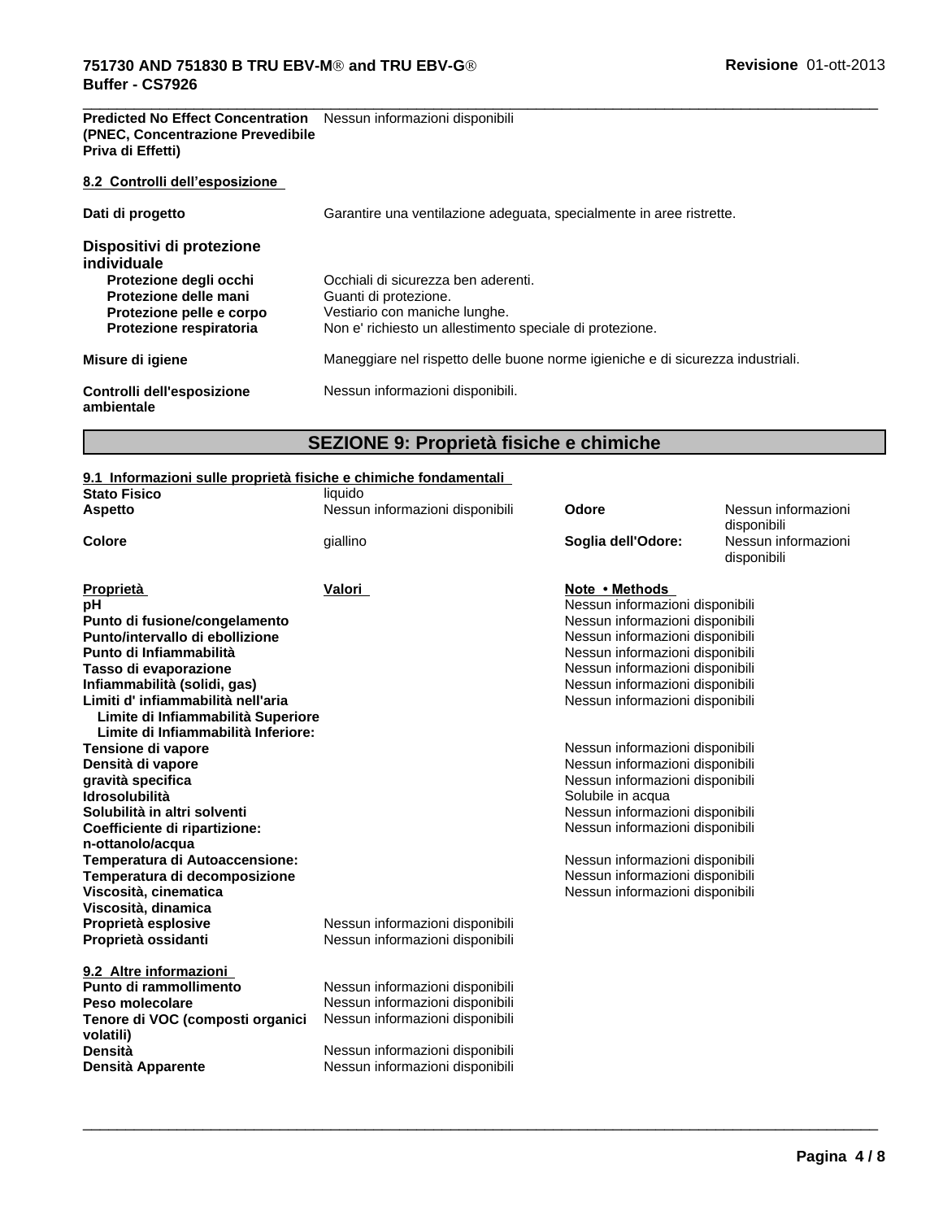| | |
|---|---|
| **Predicted No Effect Concentration (PNEC, Concentrazione Prevedibile Priva di Effetti)** | Nessun informazioni disponibili |

**8.2 Controlli dell'esposizione**

| | |
|---|---|
| **Dati di progetto** | Garantire una ventilazione adeguata, specialmente in aree ristrette. |

**Dispositivi di protezione individuale**

| | |
|---|---|
| **Protezione degli occhi** | Occhiali di sicurezza ben aderenti. |
| **Protezione delle mani** | Guanti di protezione. |
| **Protezione pelle e corpo** | Vestiario con maniche lunghe. |
| **Protezione respiratoria** | Non e' richiesto un allestimento speciale di protezione. |
| **Misure di igiene** | Maneggiare nel rispetto delle buone norme igieniche e di sicurezza industriali. |
| **Controlli dell'esposizione ambientale** | Nessun informazioni disponibili. |

## SEZIONE 9: Proprietà fisiche e chimiche

**9.1 Informazioni sulle proprietà fisiche e chimiche fondamentali**

| | | | |
|---|---|---|---|
| **Stato Fisico** | liquido | | |
| **Aspetto** | Nessun informazioni disponibili | **Odore** | Nessun informazioni disponibili |
| **Colore** | giallino | **Soglia dell'Odore:** | Nessun informazioni disponibili |

| Proprietà | Valori | Note • Methods |
|---|---|---|
| **pH** | | Nessun informazioni disponibili |
| **Punto di fusione/congelamento** | | Nessun informazioni disponibili |
| **Punto/intervallo di ebollizione** | | Nessun informazioni disponibili |
| **Punto di Infiammabilità** | | Nessun informazioni disponibili |
| **Tasso di evaporazione** | | Nessun informazioni disponibili |
| **Infiammabilità (solidi, gas)** | | Nessun informazioni disponibili |
| **Limiti d' infiammabilità nell'aria** | | Nessun informazioni disponibili |
| **Limite di Infiammabilità Superiore** | | |
| **Limite di Infiammabilità Inferiore:** | | |
| **Tensione di vapore** | | Nessun informazioni disponibili |
| **Densità di vapore** | | Nessun informazioni disponibili |
| **gravità specifica** | | Nessun informazioni disponibili |
| **Idrosolubilità** | | Solubile in acqua |
| **Solubilità in altri solventi** | | Nessun informazioni disponibili |
| **Coefficiente di ripartizione: n-ottanolo/acqua** | | Nessun informazioni disponibili |
| **Temperatura di Autoaccensione:** | | Nessun informazioni disponibili |
| **Temperatura di decomposizione** | | Nessun informazioni disponibili |
| **Viscosità, cinematica** | | Nessun informazioni disponibili |
| **Viscosità, dinamica** | | |
| **Proprietà esplosive** | Nessun informazioni disponibili | |
| **Proprietà ossidanti** | Nessun informazioni disponibili | |

**9.2 Altre informazioni**

| | |
|---|---|
| **Punto di rammollimento** | Nessun informazioni disponibili |
| **Peso molecolare** | Nessun informazioni disponibili |
| **Tenore di VOC (composti organici volatili)** | Nessun informazioni disponibili |
| **Densità** | Nessun informazioni disponibili |
| **Densità Apparente** | Nessun informazioni disponibili |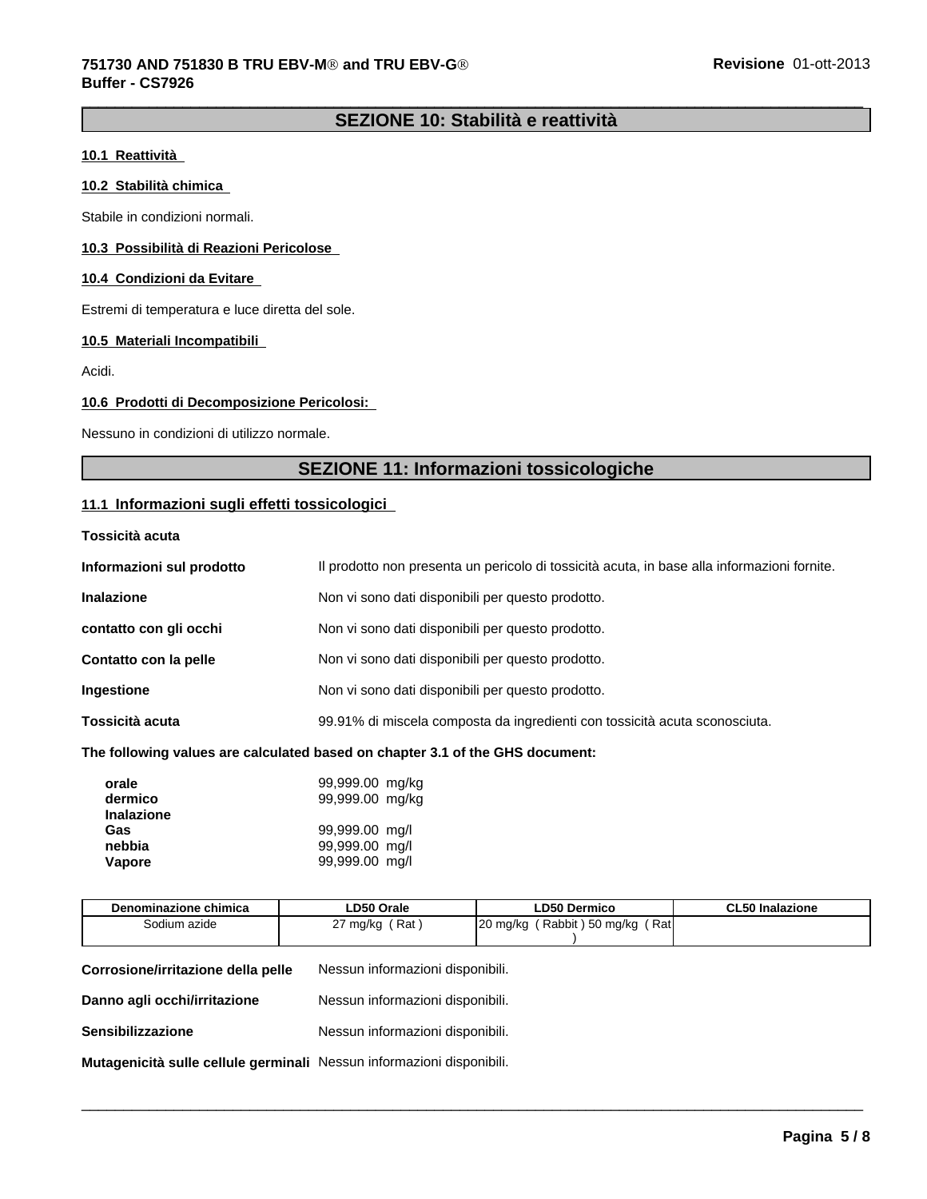## SEZIONE 10: Stabilità e reattività

### 10.1 Reattività

### 10.2 Stabilità chimica

Stabile in condizioni normali.

### 10.3 Possibilità di Reazioni Pericolose

### 10.4 Condizioni da Evitare

Estremi di temperatura e luce diretta del sole.

### 10.5 Materiali Incompatibili

Acidi.

### 10.6 Prodotti di Decomposizione Pericolosi:

Nessuno in condizioni di utilizzo normale.

## SEZIONE 11: Informazioni tossicologiche

### 11.1 Informazioni sugli effetti tossicologici

**Tossicità acuta**

**Informazioni sul prodotto** Il prodotto non presenta un pericolo di tossicità acuta, in base alla informazioni fornite.

**Inalazione** Non vi sono dati disponibili per questo prodotto.

**contatto con gli occhi** Non vi sono dati disponibili per questo prodotto.

**Contatto con la pelle** Non vi sono dati disponibili per questo prodotto.

**Ingestione** Non vi sono dati disponibili per questo prodotto.

**Tossicità acuta** 99.91% di miscela composta da ingredienti con tossicità acuta sconosciuta.

**The following values are calculated based on chapter 3.1 of the GHS document:**

**orale** 99,999.00 mg/kg
**dermico** 99,999.00 mg/kg
**Inalazione**
**Gas** 99,999.00 mg/l
**nebbia** 99,999.00 mg/l
**Vapore** 99,999.00 mg/l

| Denominazione chimica | LD50 Orale | LD50 Dermico | CL50 Inalazione |
|---|---|---|---|
| Sodium azide | 27 mg/kg ( Rat ) | 20 mg/kg ( Rabbit ) 50 mg/kg ( Rat ) | |

**Corrosione/irritazione della pelle** Nessun informazioni disponibili.

**Danno agli occhi/irritazione** Nessun informazioni disponibili.

**Sensibilizzazione** Nessun informazioni disponibili.

**Mutagenicità sulle cellule germinali** Nessun informazioni disponibili.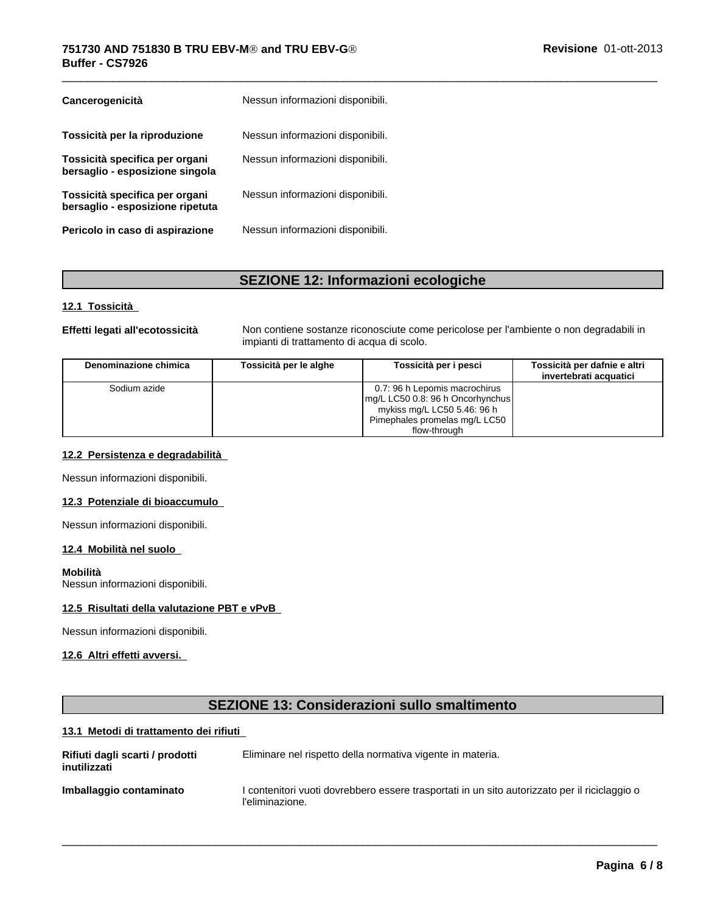**Cancerogenicità** Nessun informazioni disponibili.

**Tossicità per la riproduzione** Nessun informazioni disponibili.

**Tossicità specifica per organi bersaglio - esposizione singola** Nessun informazioni disponibili.

**Tossicità specifica per organi bersaglio - esposizione ripetuta** Nessun informazioni disponibili.

**Pericolo in caso di aspirazione** Nessun informazioni disponibili.

## SEZIONE 12: Informazioni ecologiche

### 12.1 Tossicità

**Effetti legati all'ecotossicità** Non contiene sostanze riconosciute come pericolose per l'ambiente o non degradabili in impianti di trattamento di acqua di scolo.

| Denominazione chimica | Tossicità per le alghe | Tossicità per i pesci | Tossicità per dafnie e altri invertebrati acquatici |
|---|---|---|---|
| Sodium azide | | 0.7: 96 h Lepomis macrochirus mg/L LC50 0.8: 96 h Oncorhynchus mykiss mg/L LC50 5.46: 96 h Pimephales promelas mg/L LC50 flow-through | |

### 12.2 Persistenza e degradabilità

Nessun informazioni disponibili.

### 12.3 Potenziale di bioaccumulo

Nessun informazioni disponibili.

### 12.4 Mobilità nel suolo

**Mobilità**
Nessun informazioni disponibili.

### 12.5 Risultati della valutazione PBT e vPvB

Nessun informazioni disponibili.

### 12.6 Altri effetti avversi.

## SEZIONE 13: Considerazioni sullo smaltimento

### 13.1 Metodi di trattamento dei rifiuti

**Rifiuti dagli scarti / prodotti inutilizzati** Eliminare nel rispetto della normativa vigente in materia.

**Imballaggio contaminato** I contenitori vuoti dovrebbero essere trasportati in un sito autorizzato per il riciclaggio o l'eliminazione.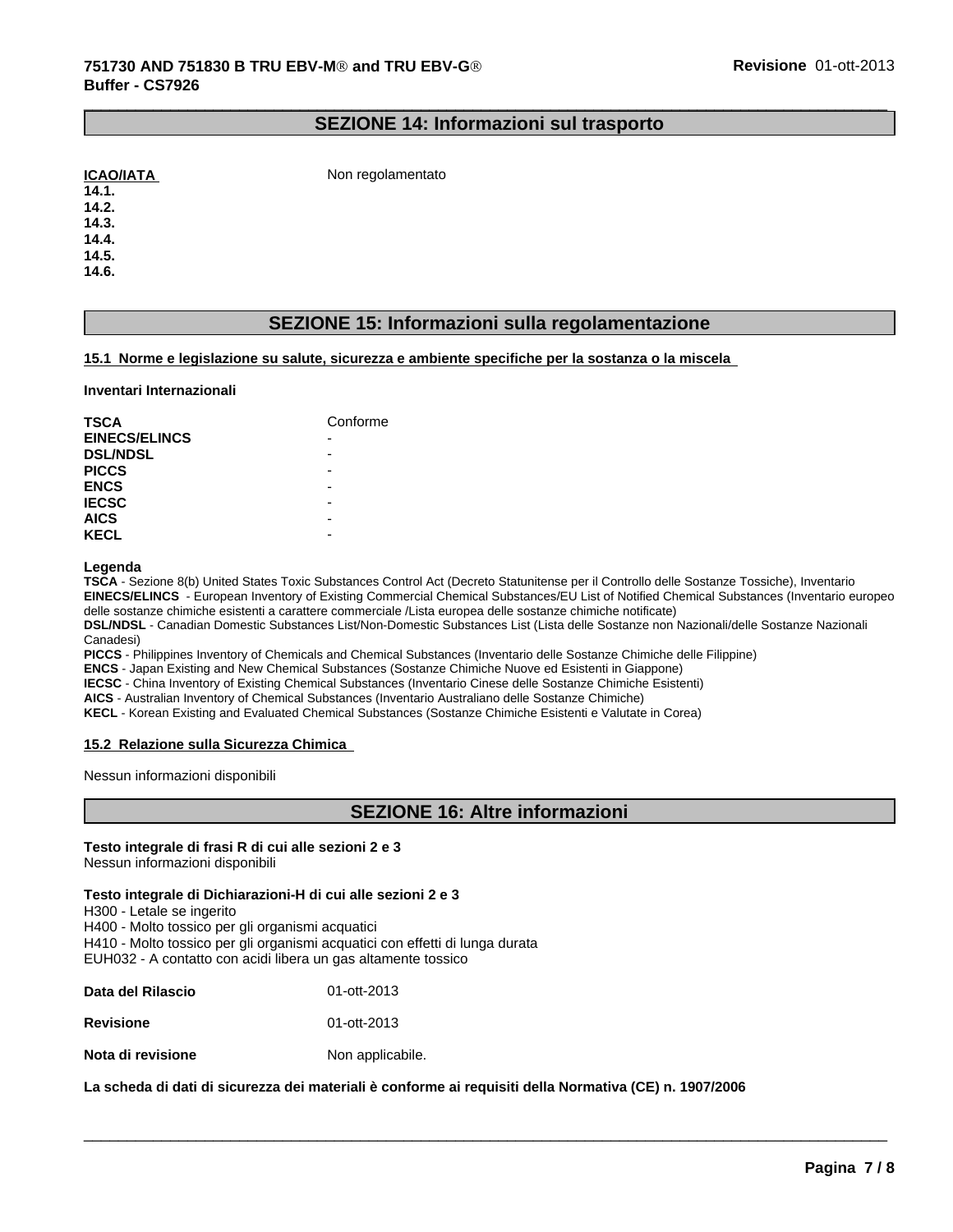## SEZIONE 14: Informazioni sul trasporto

**ICAO/IATA** Non regolamentato

**14.1.**
**14.2.**
**14.3.**
**14.4.**
**14.5.**
**14.6.**

## SEZIONE 15: Informazioni sulla regolamentazione

**15.1 Norme e legislazione su salute, sicurezza e ambiente specifiche per la sostanza o la miscela**

**Inventari Internazionali**

| | |
|---|---|
| **TSCA** | Conforme |
| **EINECS/ELINCS** | - |
| **DSL/NDSL** | - |
| **PICCS** | - |
| **ENCS** | - |
| **IECSC** | - |
| **AICS** | - |
| **KECL** | - |

**Legenda**

**TSCA** - Sezione 8(b) United States Toxic Substances Control Act (Decreto Statunitense per il Controllo delle Sostanze Tossiche), Inventario
**EINECS/ELINCS** - European Inventory of Existing Commercial Chemical Substances/EU List of Notified Chemical Substances (Inventario europeo delle sostanze chimiche esistenti a carattere commerciale /Lista europea delle sostanze chimiche notificate)
**DSL/NDSL** - Canadian Domestic Substances List/Non-Domestic Substances List (Lista delle Sostanze non Nazionali/delle Sostanze Nazionali Canadesi)
**PICCS** - Philippines Inventory of Chemicals and Chemical Substances (Inventario delle Sostanze Chimiche delle Filippine)
**ENCS** - Japan Existing and New Chemical Substances (Sostanze Chimiche Nuove ed Esistenti in Giappone)
**IECSC** - China Inventory of Existing Chemical Substances (Inventario Cinese delle Sostanze Chimiche Esistenti)
**AICS** - Australian Inventory of Chemical Substances (Inventario Australiano delle Sostanze Chimiche)
**KECL** - Korean Existing and Evaluated Chemical Substances (Sostanze Chimiche Esistenti e Valutate in Corea)

**15.2 Relazione sulla Sicurezza Chimica**

Nessun informazioni disponibili

## SEZIONE 16: Altre informazioni

**Testo integrale di frasi R di cui alle sezioni 2 e 3**
Nessun informazioni disponibili

**Testo integrale di Dichiarazioni-H di cui alle sezioni 2 e 3**
H300 - Letale se ingerito
H400 - Molto tossico per gli organismi acquatici
H410 - Molto tossico per gli organismi acquatici con effetti di lunga durata
EUH032 - A contatto con acidi libera un gas altamente tossico

| | |
|---|---|
| **Data del Rilascio** | 01-ott-2013 |
| **Revisione** | 01-ott-2013 |
| **Nota di revisione** | Non applicabile. |

**La scheda di dati di sicurezza dei materiali è conforme ai requisiti della Normativa (CE) n. 1907/2006**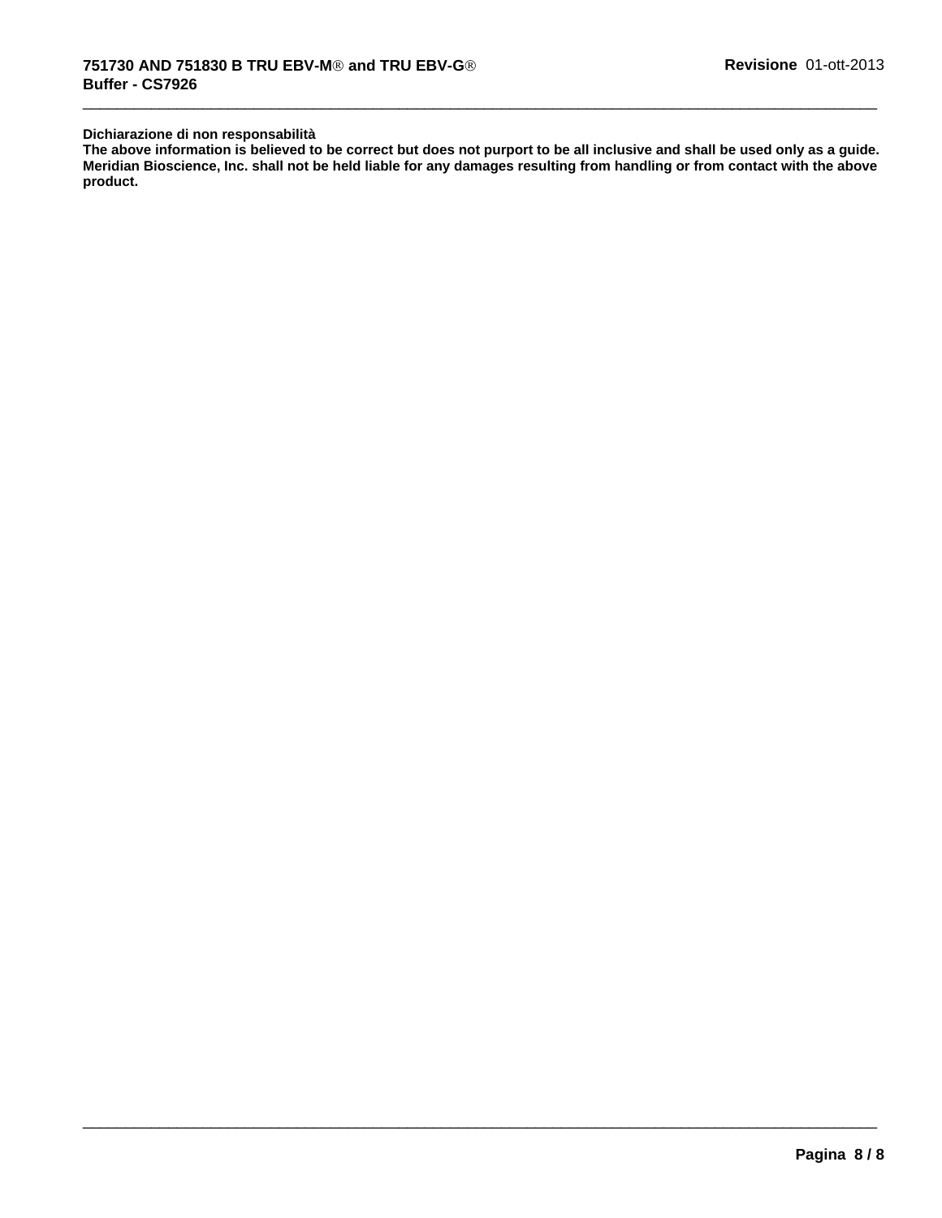**Dichiarazione di non responsabilità**

**The above information is believed to be correct but does not purport to be all inclusive and shall be used only as a guide. Meridian Bioscience, Inc. shall not be held liable for any damages resulting from handling or from contact with the above product.**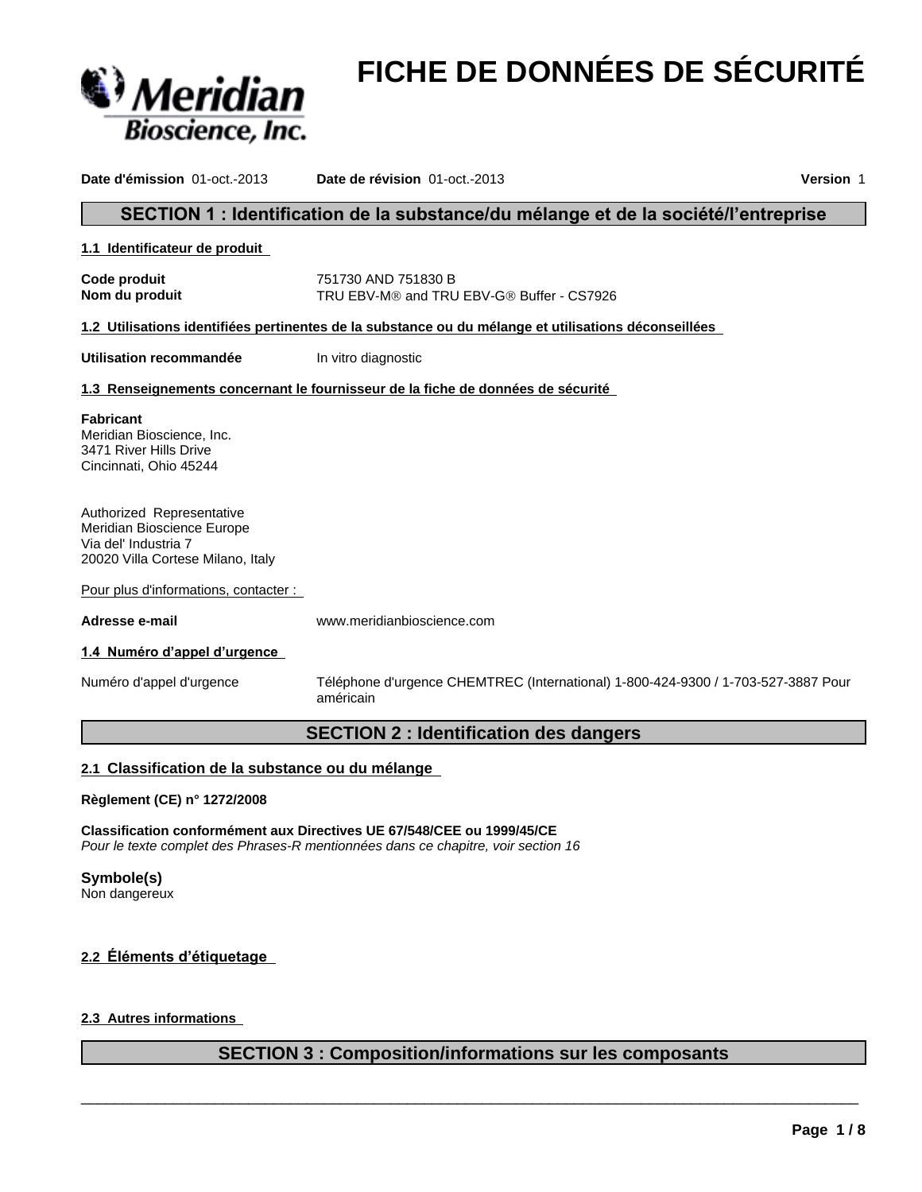Meridian Bioscience, Inc.

# FICHE DE DONNÉES DE SÉCURITÉ

**Date d'émission** 01-oct.-2013 **Date de révision** 01-oct.-2013 **Version** 1

## SECTION 1 : Identification de la substance/du mélange et de la société/l'entreprise

### 1.1 Identificateur de produit

**Code produit** 751730 AND 751830 B
**Nom du produit** TRU EBV-M® and TRU EBV-G® Buffer - CS7926

### 1.2 Utilisations identifiées pertinentes de la substance ou du mélange et utilisations déconseillées

**Utilisation recommandée** In vitro diagnostic

### 1.3 Renseignements concernant le fournisseur de la fiche de données de sécurité

**Fabricant**
Meridian Bioscience, Inc.
3471 River Hills Drive
Cincinnati, Ohio 45244

Authorized Representative
Meridian Bioscience Europe
Via del' Industria 7
20020 Villa Cortese Milano, Italy

Pour plus d'informations, contacter :

**Adresse e-mail** www.meridianbioscience.com

### 1.4 Numéro d'appel d'urgence

Numéro d'appel d'urgence Téléphone d'urgence CHEMTREC (International) 1-800-424-9300 / 1-703-527-3887 Pour américain

## SECTION 2 : Identification des dangers

### 2.1 Classification de la substance ou du mélange

**Règlement (CE) n° 1272/2008**

**Classification conformément aux Directives UE 67/548/CEE ou 1999/45/CE**
*Pour le texte complet des Phrases-R mentionnées dans ce chapitre, voir section 16*

**Symbole(s)**
Non dangereux

### 2.2 Éléments d'étiquetage

### 2.3 Autres informations

## SECTION 3 : Composition/informations sur les composants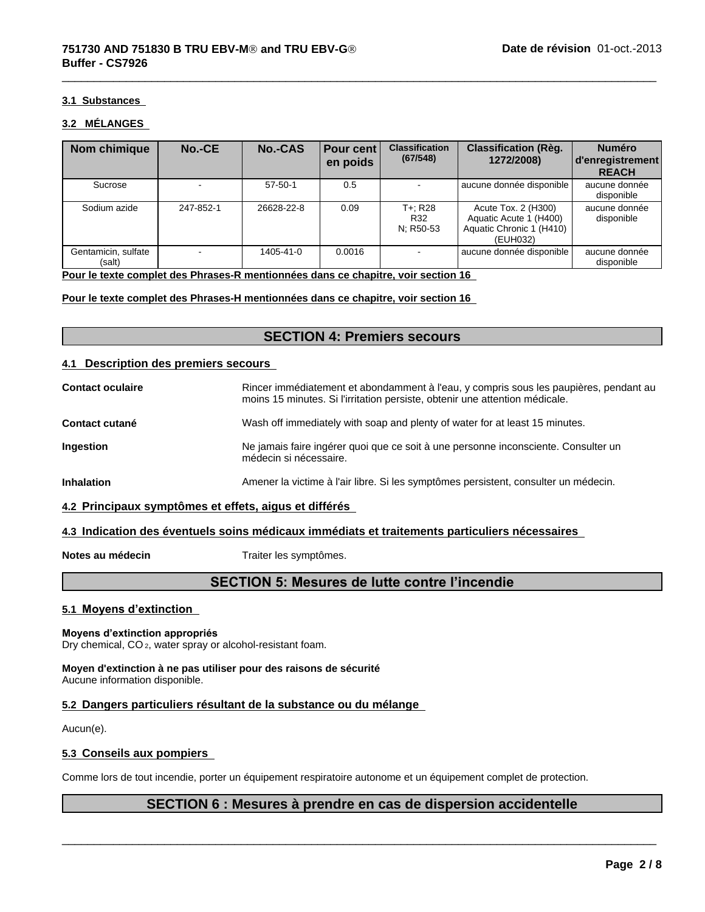### 3.1 Substances

### 3.2 MÉLANGES

| Nom chimique | No.-CE | No.-CAS | Pour cent en poids | Classification (67/548) | Classification (Règ. 1272/2008) | Numéro d'enregistrement REACH |
|---|---|---|---|---|---|---|
| Sucrose | - | 57-50-1 | 0.5 | - | aucune donnée disponible | aucune donnée disponible |
| Sodium azide | 247-852-1 | 26628-22-8 | 0.09 | T+; R28 R32 N; R50-53 | Acute Tox. 2 (H300) Aquatic Acute 1 (H400) Aquatic Chronic 1 (H410) (EUH032) | aucune donnée disponible |
| Gentamicin, sulfate (salt) | - | 1405-41-0 | 0.0016 | - | aucune donnée disponible | aucune donnée disponible |

**Pour le texte complet des Phrases-R mentionnées dans ce chapitre, voir section 16**

**Pour le texte complet des Phrases-H mentionnées dans ce chapitre, voir section 16**

## SECTION 4: Premiers secours

### 4.1 Description des premiers secours

**Contact oculaire** Rincer immédiatement et abondamment à l'eau, y compris sous les paupières, pendant au moins 15 minutes. Si l'irritation persiste, obtenir une attention médicale.

**Contact cutané** Wash off immediately with soap and plenty of water for at least 15 minutes.

**Ingestion** Ne jamais faire ingérer quoi que ce soit à une personne inconsciente. Consulter un médecin si nécessaire.

**Inhalation** Amener la victime à l'air libre. Si les symptômes persistent, consulter un médecin.

### 4.2 Principaux symptômes et effets, aigus et différés

### 4.3 Indication des éventuels soins médicaux immédiats et traitements particuliers nécessaires

**Notes au médecin** Traiter les symptômes.

## SECTION 5: Mesures de lutte contre l’incendie

### 5.1 Moyens d’extinction

**Moyens d’extinction appropriés**
Dry chemical, $CO_2$, water spray or alcohol-resistant foam.

**Moyen d'extinction à ne pas utiliser pour des raisons de sécurité**
Aucune information disponible.

### 5.2 Dangers particuliers résultant de la substance ou du mélange

Aucun(e).

### 5.3 Conseils aux pompiers

Comme lors de tout incendie, porter un équipement respiratoire autonome et un équipement complet de protection.

## SECTION 6 : Mesures à prendre en cas de dispersion accidentelle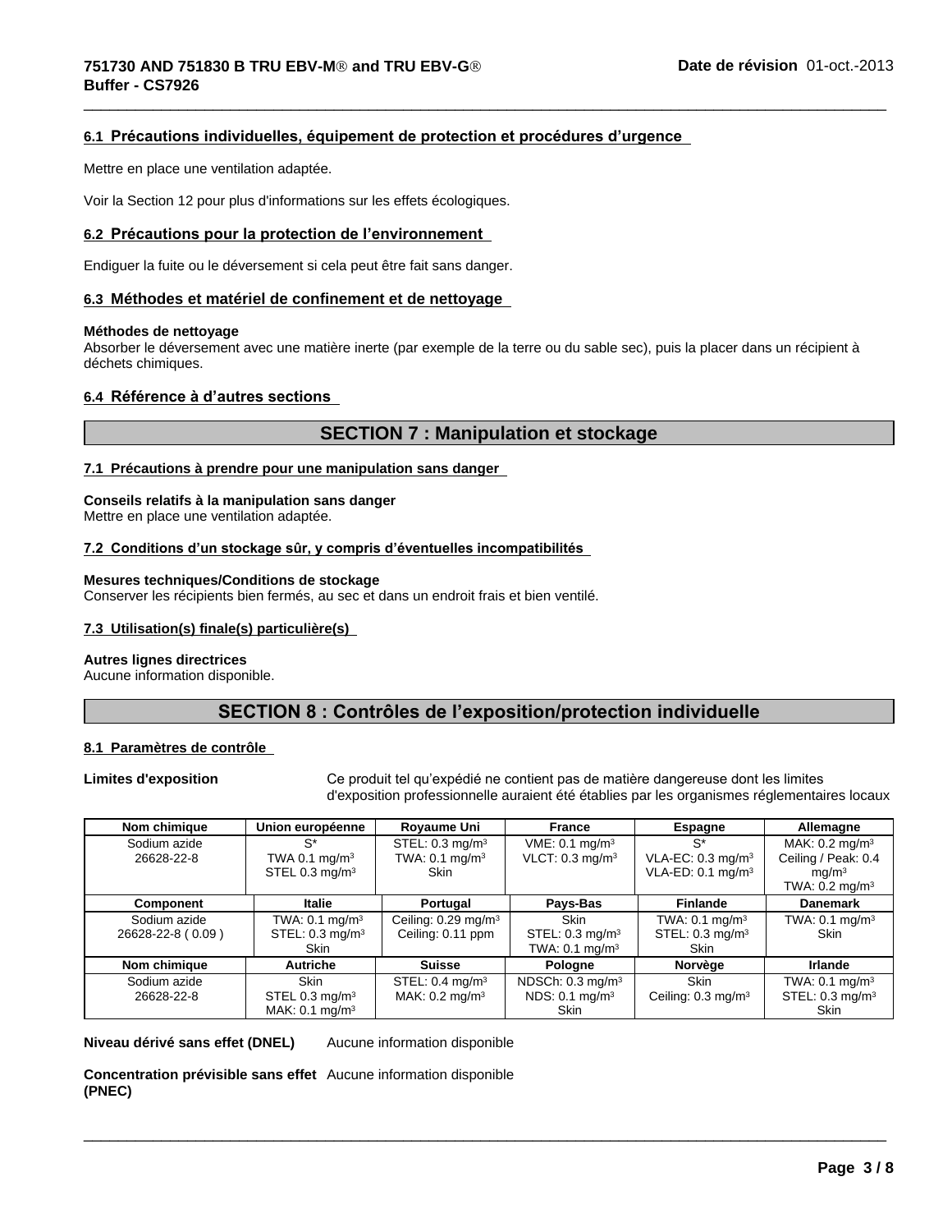### 6.1 Précautions individuelles, équipement de protection et procédures d'urgence

Mettre en place une ventilation adaptée.

Voir la Section 12 pour plus d'informations sur les effets écologiques.

### 6.2 Précautions pour la protection de l'environnement

Endiguer la fuite ou le déversement si cela peut être fait sans danger.

### 6.3 Méthodes et matériel de confinement et de nettoyage

**Méthodes de nettoyage**
Absorber le déversement avec une matière inerte (par exemple de la terre ou du sable sec), puis la placer dans un récipient à déchets chimiques.

### 6.4 Référence à d'autres sections

## SECTION 7 : Manipulation et stockage

### 7.1 Précautions à prendre pour une manipulation sans danger

**Conseils relatifs à la manipulation sans danger**
Mettre en place une ventilation adaptée.

### 7.2 Conditions d'un stockage sûr, y compris d'éventuelles incompatibilités

**Mesures techniques/Conditions de stockage**
Conserver les récipients bien fermés, au sec et dans un endroit frais et bien ventilé.

### 7.3 Utilisation(s) finale(s) particulière(s)

**Autres lignes directrices**
Aucune information disponible.

## SECTION 8 : Contrôles de l'exposition/protection individuelle

### 8.1 Paramètres de contrôle

**Limites d'exposition** Ce produit tel qu'expédié ne contient pas de matière dangereuse dont les limites d'exposition professionnelle auraient été établies par les organismes réglementaires locaux

| Nom chimique | Union européenne | Royaume Uni | France | Espagne | Allemagne |
|---|---|---|---|---|---|
| Sodium azide 26628-22-8 | S* TWA 0.1 mg/m³ STEL 0.3 mg/m³ | STEL: 0.3 mg/m³ TWA: 0.1 mg/m³ Skin | VME: 0.1 mg/m³ VLCT: 0.3 mg/m³ | S* VLA-EC: 0.3 mg/m³ VLA-ED: 0.1 mg/m³ | MAK: 0.2 mg/m³ Ceiling / Peak: 0.4 mg/m³ TWA: 0.2 mg/m³ |
| **Component** | **Italie** | **Portugal** | **Pays-Bas** | **Finlande** | **Danemark** |
| Sodium azide 26628-22-8 ( 0.09 ) | TWA: 0.1 mg/m³ STEL: 0.3 mg/m³ Skin | Ceiling: 0.29 mg/m³ Ceiling: 0.11 ppm | Skin STEL: 0.3 mg/m³ TWA: 0.1 mg/m³ | TWA: 0.1 mg/m³ STEL: 0.3 mg/m³ Skin | TWA: 0.1 mg/m³ Skin |
| **Nom chimique** | **Autriche** | **Suisse** | **Pologne** | **Norvège** | **Irlande** |
| Sodium azide 26628-22-8 | Skin STEL 0.3 mg/m³ MAK: 0.1 mg/m³ | STEL: 0.4 mg/m³ MAK: 0.2 mg/m³ | NDSCh: 0.3 mg/m³ NDS: 0.1 mg/m³ Skin | Skin Ceiling: 0.3 mg/m³ | TWA: 0.1 mg/m³ STEL: 0.3 mg/m³ Skin |

**Niveau dérivé sans effet (DNEL)** Aucune information disponible

**Concentration prévisible sans effet (PNEC)** Aucune information disponible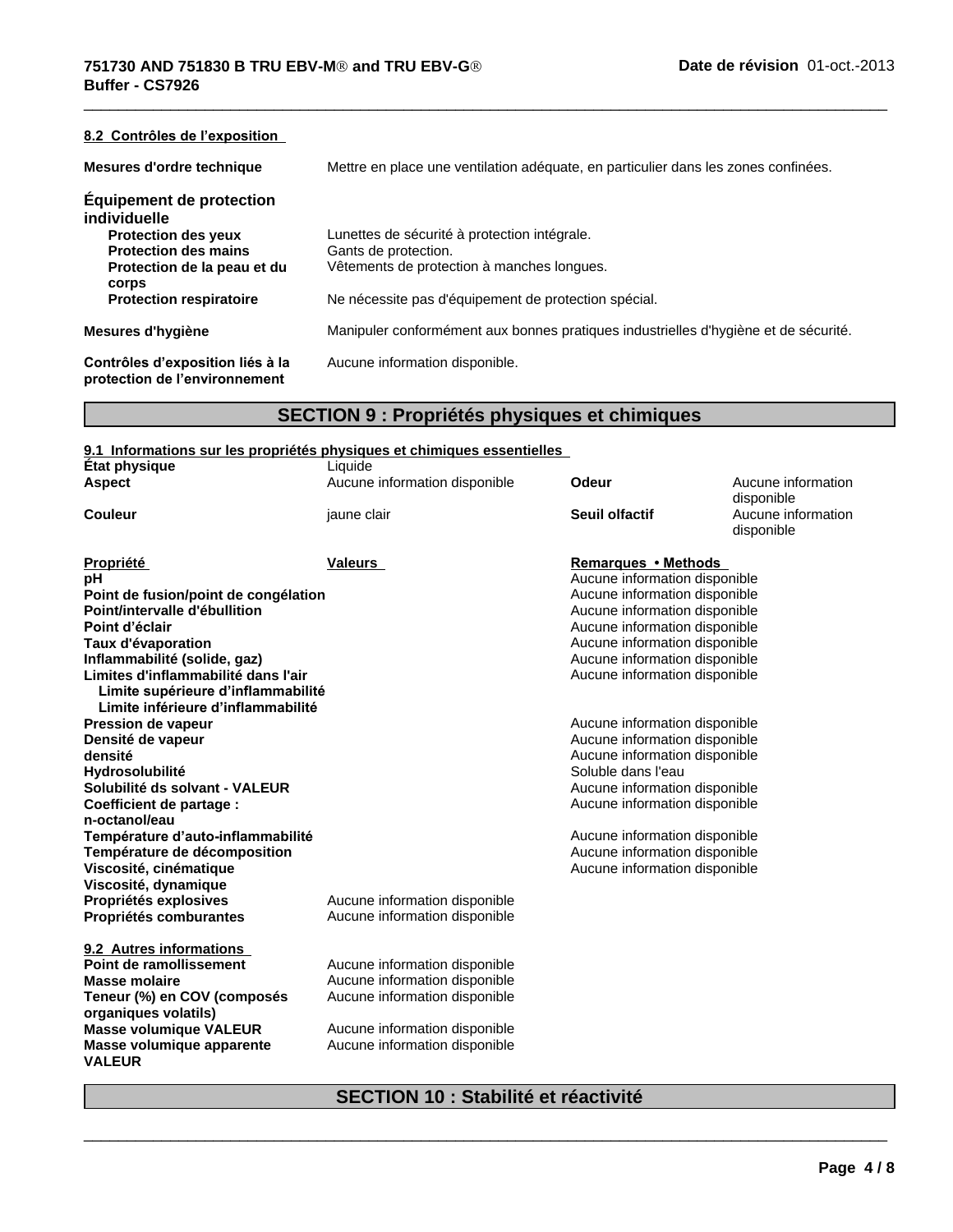#### 8.2 Contrôles de l'exposition

| | |
|---|---|
| **Mesures d'ordre technique** | Mettre en place une ventilation adéquate, en particulier dans les zones confinées. |

**Équipement de protection individuelle**

| | |
|---|---|
| **Protection des yeux** | Lunettes de sécurité à protection intégrale. |
| **Protection des mains** | Gants de protection. |
| **Protection de la peau et du corps** | Vêtements de protection à manches longues. |
| **Protection respiratoire** | Ne nécessite pas d'équipement de protection spécial. |
| **Mesures d'hygiène** | Manipuler conformément aux bonnes pratiques industrielles d'hygiène et de sécurité. |
| **Contrôles d'exposition liés à la protection de l'environnement** | Aucune information disponible. |

## SECTION 9 : Propriétés physiques et chimiques

#### 9.1 Informations sur les propriétés physiques et chimiques essentielles

| | | | |
|---|---|---|---|
| **État physique** | Liquide | | |
| **Aspect** | Aucune information disponible | **Odeur** | Aucune information disponible |
| **Couleur** | jaune clair | **Seuil olfactif** | Aucune information disponible |

| Propriété | Valeurs | Remarques • Methods |
|---|---|---|
| **pH** | | Aucune information disponible |
| **Point de fusion/point de congélation** | | Aucune information disponible |
| **Point/intervalle d'ébullition** | | Aucune information disponible |
| **Point d'éclair** | | Aucune information disponible |
| **Taux d'évaporation** | | Aucune information disponible |
| **Inflammabilité (solide, gaz)** | | Aucune information disponible |
| **Limites d'inflammabilité dans l'air** | | Aucune information disponible |
| **Limite supérieure d'inflammabilité** | | |
| **Limite inférieure d'inflammabilité** | | |
| **Pression de vapeur** | | Aucune information disponible |
| **Densité de vapeur** | | Aucune information disponible |
| **densité** | | Aucune information disponible |
| **Hydrosolubilité** | | Soluble dans l'eau |
| **Solubilité ds solvant - VALEUR** | | Aucune information disponible |
| **Coefficient de partage : n-octanol/eau** | | Aucune information disponible |
| **Température d'auto-inflammabilité** | | Aucune information disponible |
| **Température de décomposition** | | Aucune information disponible |
| **Viscosité, cinématique** | | Aucune information disponible |
| **Viscosité, dynamique** | | |
| **Propriétés explosives** | Aucune information disponible | |
| **Propriétés comburantes** | Aucune information disponible | |

#### 9.2 Autres informations

| | |
|---|---|
| **Point de ramollissement** | Aucune information disponible |
| **Masse molaire** | Aucune information disponible |
| **Teneur (%) en COV (composés organiques volatils)** | Aucune information disponible |
| **Masse volumique VALEUR** | Aucune information disponible |
| **Masse volumique apparente VALEUR** | Aucune information disponible |

## SECTION 10 : Stabilité et réactivité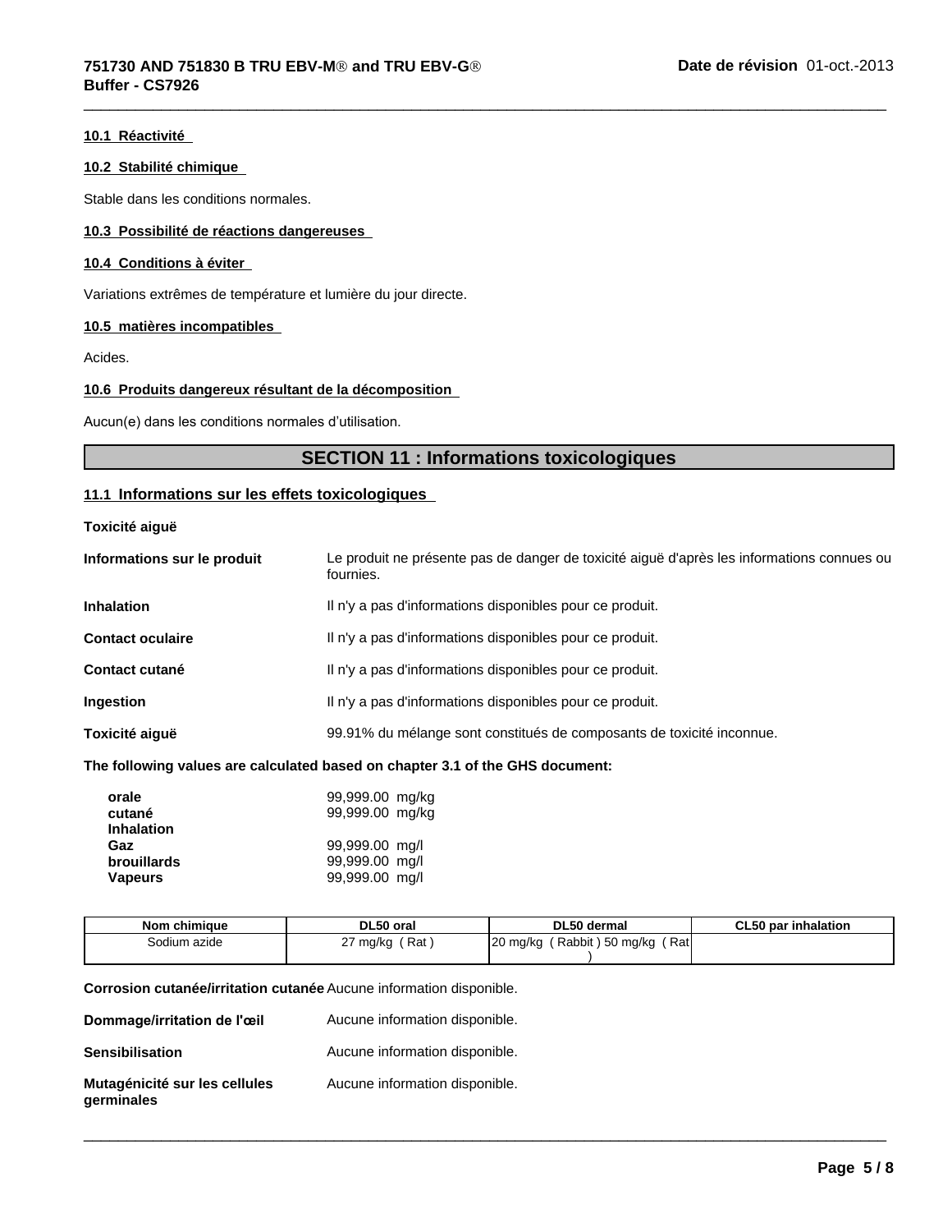#### 10.1 Réactivité

#### 10.2 Stabilité chimique

Stable dans les conditions normales.

#### 10.3 Possibilité de réactions dangereuses

#### 10.4 Conditions à éviter

Variations extrêmes de température et lumière du jour directe.

#### 10.5 matières incompatibles

Acides.

#### 10.6 Produits dangereux résultant de la décomposition

Aucun(e) dans les conditions normales d'utilisation.

## SECTION 11 : Informations toxicologiques

### 11.1 Informations sur les effets toxicologiques

**Toxicité aiguë**

**Informations sur le produit** Le produit ne présente pas de danger de toxicité aiguë d'après les informations connues ou fournies.

**Inhalation** Il n'y a pas d'informations disponibles pour ce produit.

**Contact oculaire** Il n'y a pas d'informations disponibles pour ce produit.

**Contact cutané** Il n'y a pas d'informations disponibles pour ce produit.

**Ingestion** Il n'y a pas d'informations disponibles pour ce produit.

**Toxicité aiguë** 99.91% du mélange sont constitués de composants de toxicité inconnue.

**The following values are calculated based on chapter 3.1 of the GHS document:**

**orale** 99,999.00 mg/kg
**cutané** 99,999.00 mg/kg
**Inhalation**
**Gaz** 99,999.00 mg/l
**brouillards** 99,999.00 mg/l
**Vapeurs** 99,999.00 mg/l

| Nom chimique | DL50 oral | DL50 dermal | CL50 par inhalation |
|---|---|---|---|
| Sodium azide | 27 mg/kg ( Rat ) | 20 mg/kg ( Rabbit ) 50 mg/kg ( Rat ) | |

**Corrosion cutanée/irritation cutanée** Aucune information disponible.

**Dommage/irritation de l'œil** Aucune information disponible.

**Sensibilisation** Aucune information disponible.

**Mutagénicité sur les cellules germinales** Aucune information disponible.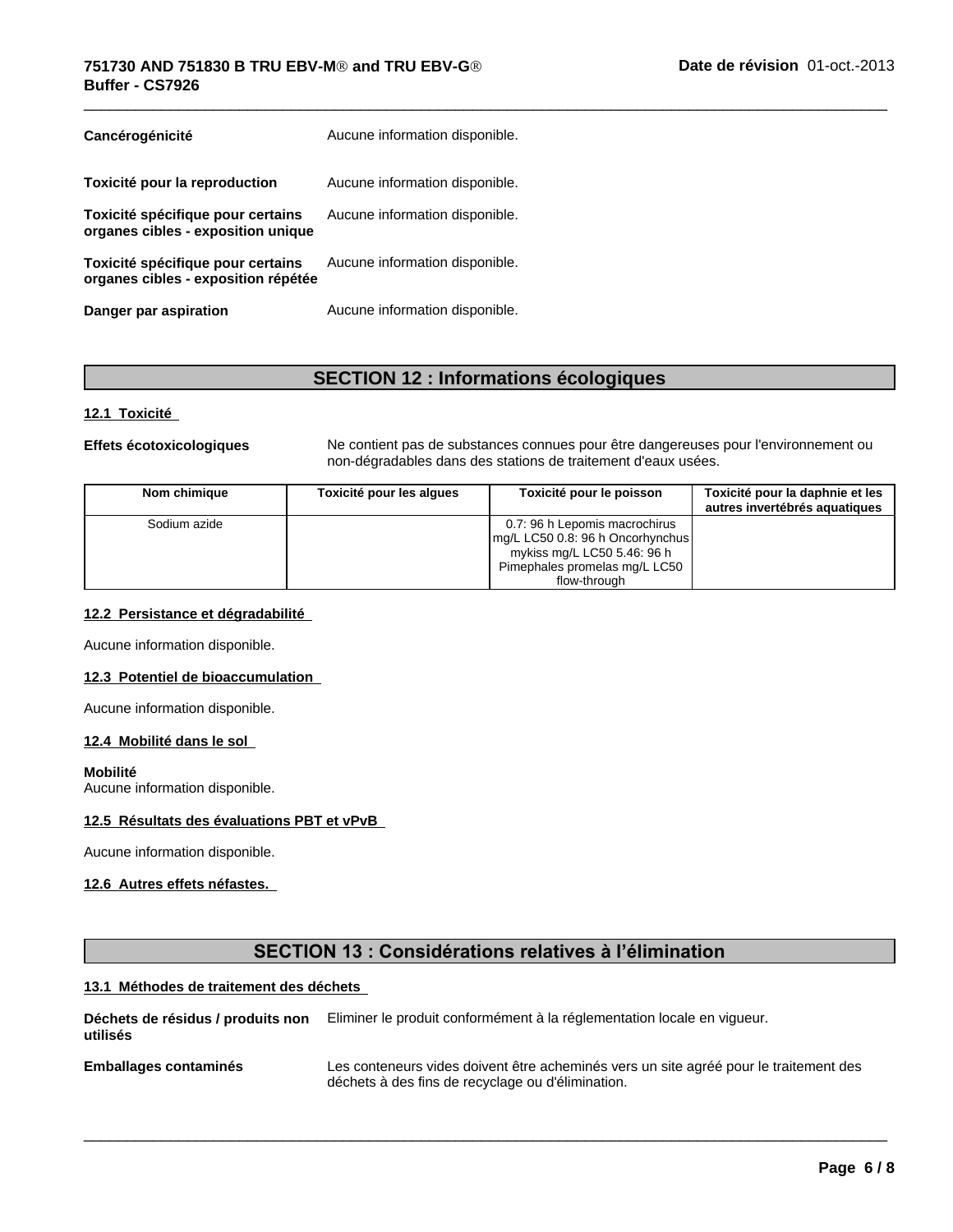| | |
|---|---|
| **Cancérogénicité** | Aucune information disponible. |
| **Toxicité pour la reproduction** | Aucune information disponible. |
| **Toxicité spécifique pour certains organes cibles - exposition unique** | Aucune information disponible. |
| **Toxicité spécifique pour certains organes cibles - exposition répétée** | Aucune information disponible. |
| **Danger par aspiration** | Aucune information disponible. |

## SECTION 12 : Informations écologiques

### 12.1 Toxicité

**Effets écotoxicologiques** Ne contient pas de substances connues pour être dangereuses pour l'environnement ou non-dégradables dans des stations de traitement d'eaux usées.

| Nom chimique | Toxicité pour les algues | Toxicité pour le poisson | Toxicité pour la daphnie et les autres invertébrés aquatiques |
|---|---|---|---|
| Sodium azide | | 0.7: 96 h Lepomis macrochirus mg/L LC50 0.8: 96 h Oncorhynchus mykiss mg/L LC50 5.46: 96 h Pimephales promelas mg/L LC50 flow-through | |

### 12.2 Persistance et dégradabilité

Aucune information disponible.

### 12.3 Potentiel de bioaccumulation

Aucune information disponible.

### 12.4 Mobilité dans le sol

**Mobilité**
Aucune information disponible.

### 12.5 Résultats des évaluations PBT et vPvB

Aucune information disponible.

### 12.6 Autres effets néfastes.

## SECTION 13 : Considérations relatives à l'élimination

### 13.1 Méthodes de traitement des déchets

**Déchets de résidus / produits non utilisés** Eliminer le produit conformément à la réglementation locale en vigueur.

**Emballages contaminés** Les conteneurs vides doivent être acheminés vers un site agréé pour le traitement des déchets à des fins de recyclage ou d'élimination.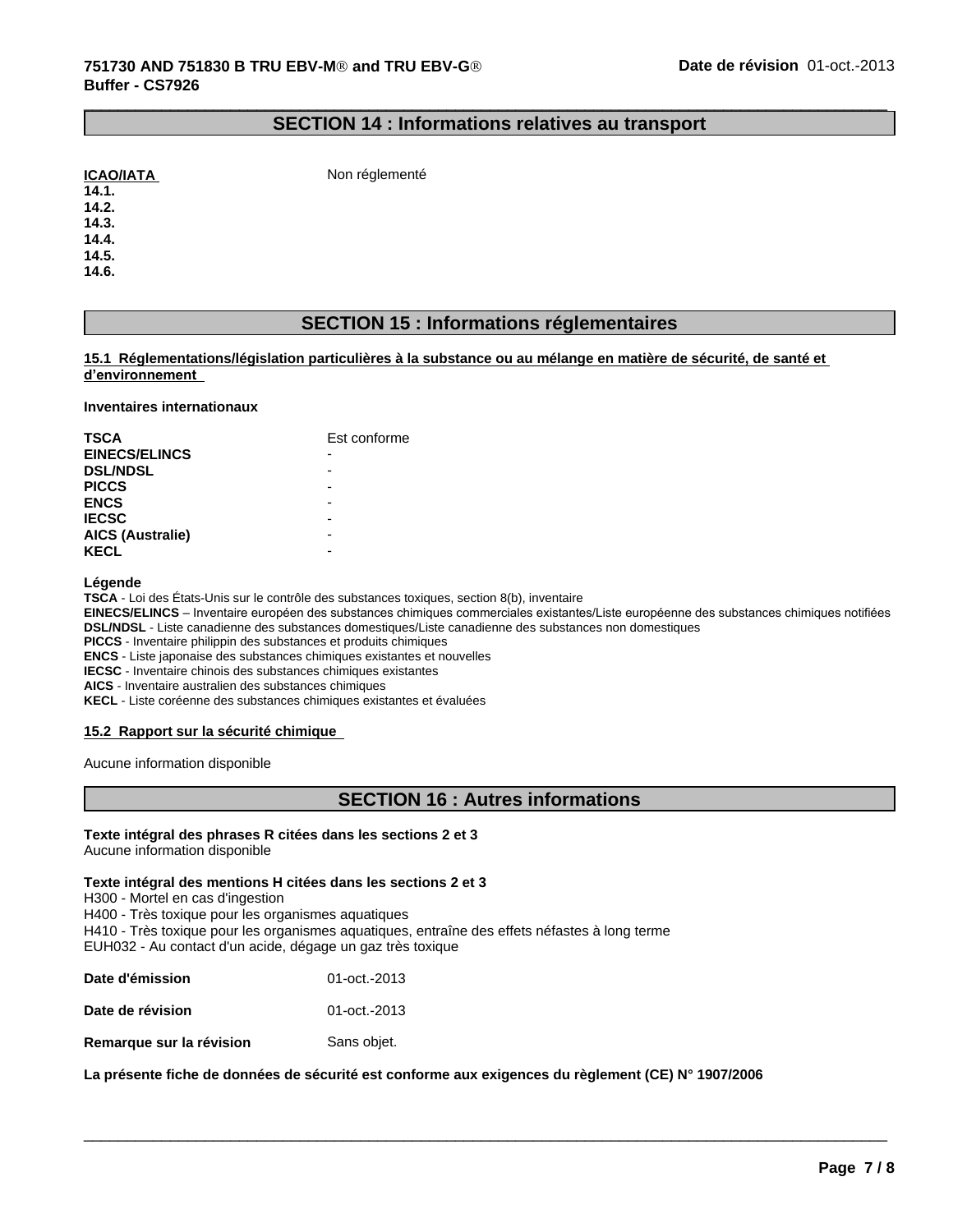## SECTION 14 : Informations relatives au transport

| | |
|---|---|
| **ICAO/IATA** | Non réglementé |
| **14.1.** | |
| **14.2.** | |
| **14.3.** | |
| **14.4.** | |
| **14.5.** | |
| **14.6.** | |

## SECTION 15 : Informations réglementaires

### 15.1 Réglementations/législation particulières à la substance ou au mélange en matière de sécurité, de santé et d'environnement

**Inventaires internationaux**

| | |
|---|---|
| **TSCA** | Est conforme |
| **EINECS/ELINCS** | - |
| **DSL/NDSL** | - |
| **PICCS** | - |
| **ENCS** | - |
| **IECSC** | - |
| **AICS (Australie)** | - |
| **KECL** | - |

**Légende**

**TSCA** - Loi des États-Unis sur le contrôle des substances toxiques, section 8(b), inventaire
**EINECS/ELINCS** – Inventaire européen des substances chimiques commerciales existantes/Liste européenne des substances chimiques notifiées
**DSL/NDSL** - Liste canadienne des substances domestiques/Liste canadienne des substances non domestiques
**PICCS** - Inventaire philippin des substances et produits chimiques
**ENCS** - Liste japonaise des substances chimiques existantes et nouvelles
**IECSC** - Inventaire chinois des substances chimiques existantes
**AICS** - Inventaire australien des substances chimiques
**KECL** - Liste coréenne des substances chimiques existantes et évaluées

### 15.2 Rapport sur la sécurité chimique

Aucune information disponible

## SECTION 16 : Autres informations

**Texte intégral des phrases R citées dans les sections 2 et 3**
Aucune information disponible

**Texte intégral des mentions H citées dans les sections 2 et 3**
H300 - Mortel en cas d'ingestion
H400 - Très toxique pour les organismes aquatiques
H410 - Très toxique pour les organismes aquatiques, entraîne des effets néfastes à long terme
EUH032 - Au contact d'un acide, dégage un gaz très toxique

| | |
|---|---|
| **Date d'émission** | 01-oct.-2013 |
| **Date de révision** | 01-oct.-2013 |
| **Remarque sur la révision** | Sans objet. |

**La présente fiche de données de sécurité est conforme aux exigences du règlement (CE) N° 1907/2006**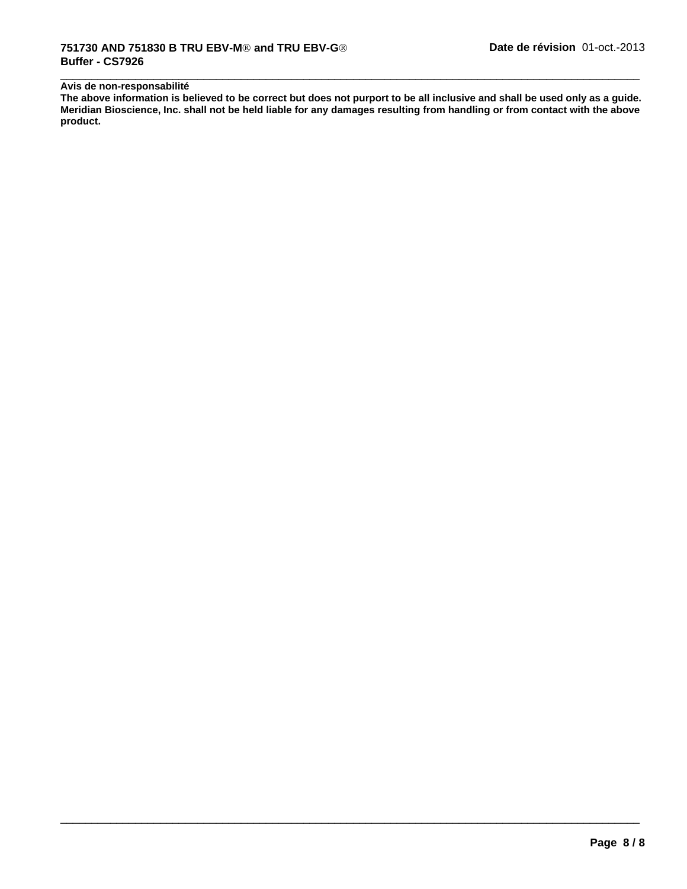**Avis de non-responsabilité**

**The above information is believed to be correct but does not purport to be all inclusive and shall be used only as a guide. Meridian Bioscience, Inc. shall not be held liable for any damages resulting from handling or from contact with the above product.**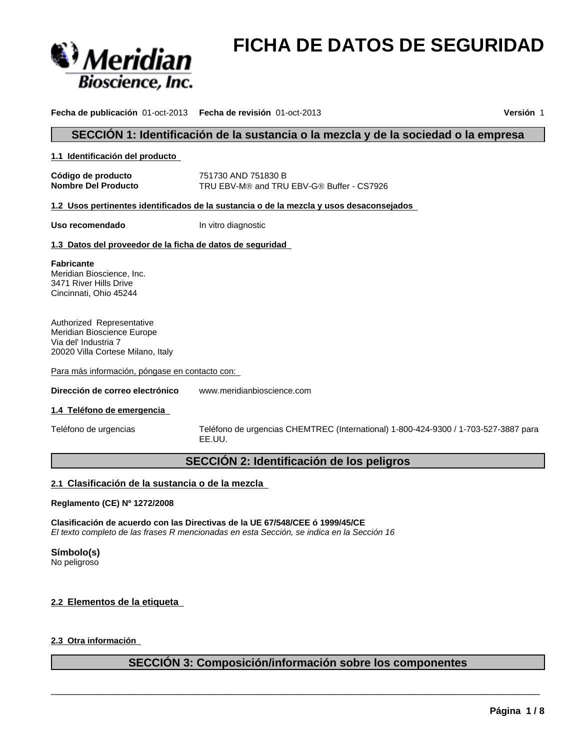# FICHA DE DATOS DE SEGURIDAD

**Fecha de publicación** 01-oct-2013 **Fecha de revisión** 01-oct-2013 **Versión** 1

## SECCIÓN 1: Identificación de la sustancia o la mezcla y de la sociedad o la empresa

### 1.1 Identificación del producto

**Código de producto** 751730 AND 751830 B
**Nombre Del Producto** TRU EBV-M® and TRU EBV-G® Buffer - CS7926

### 1.2 Usos pertinentes identificados de la sustancia o de la mezcla y usos desaconsejados

**Uso recomendado** In vitro diagnostic

### 1.3 Datos del proveedor de la ficha de datos de seguridad

**Fabricante**
Meridian Bioscience, Inc.
3471 River Hills Drive
Cincinnati, Ohio 45244

Authorized Representative
Meridian Bioscience Europe
Via del' Industria 7
20020 Villa Cortese Milano, Italy

Para más información, póngase en contacto con:

**Dirección de correo electrónico** www.meridianbioscience.com

### 1.4 Teléfono de emergencia

Teléfono de urgencias Teléfono de urgencias CHEMTREC (International) 1-800-424-9300 / 1-703-527-3887 para EE.UU.

## SECCIÓN 2: Identificación de los peligros

### 2.1 Clasificación de la sustancia o de la mezcla

**Reglamento (CE) Nº 1272/2008**

**Clasificación de acuerdo con las Directivas de la UE 67/548/CEE ó 1999/45/CE**
*El texto completo de las frases R mencionadas en esta Sección, se indica en la Sección 16*

**Símbolo(s)**
No peligroso

### 2.2 Elementos de la etiqueta

### 2.3 Otra información

## SECCIÓN 3: Composición/información sobre los componentes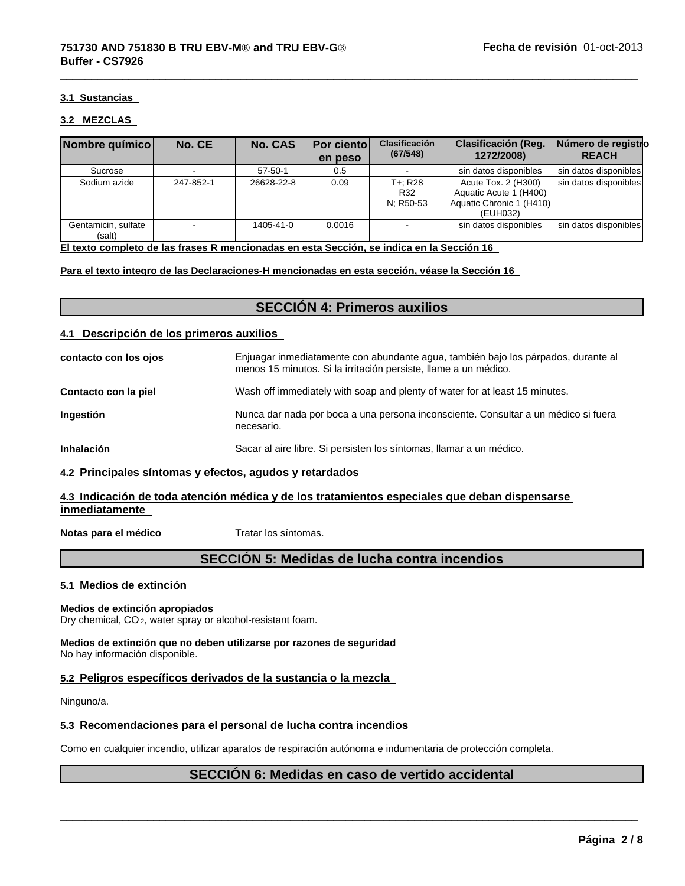### 3.1 Sustancias

### 3.2 MEZCLAS

| Nombre químico | No. CE | No. CAS | Por ciento en peso | Clasificación (67/548) | Clasificación (Reg. 1272/2008) | Número de registro REACH |
|---|---|---|---|---|---|---|
| Sucrose | - | 57-50-1 | 0.5 | - | sin datos disponibles | sin datos disponibles |
| Sodium azide | 247-852-1 | 26628-22-8 | 0.09 | T+; R28<br>R32<br>N; R50-53 | Acute Tox. 2 (H300)<br>Aquatic Acute 1 (H400)<br>Aquatic Chronic 1 (H410)<br>(EUH032) | sin datos disponibles |
| Gentamicin, sulfate (salt) | - | 1405-41-0 | 0.0016 | - | sin datos disponibles | sin datos disponibles |

**El texto completo de las frases R mencionadas en esta Sección, se indica en la Sección 16**

**Para el texto integro de las Declaraciones-H mencionadas en esta sección, véase la Sección 16**

## SECCIÓN 4: Primeros auxilios

### 4.1 Descripción de los primeros auxilios

**contacto con los ojos** Enjuagar inmediatamente con abundante agua, también bajo los párpados, durante al menos 15 minutos. Si la irritación persiste, llame a un médico.

**Contacto con la piel** Wash off immediately with soap and plenty of water for at least 15 minutes.

**Ingestión** Nunca dar nada por boca a una persona inconsciente. Consultar a un médico si fuera necesario.

**Inhalación** Sacar al aire libre. Si persisten los síntomas, llamar a un médico.

### 4.2 Principales síntomas y efectos, agudos y retardados

### 4.3 Indicación de toda atención médica y de los tratamientos especiales que deban dispensarse inmediatamente

**Notas para el médico** Tratar los síntomas.

## SECCIÓN 5: Medidas de lucha contra incendios

### 5.1 Medios de extinción

**Medios de extinción apropiados**
Dry chemical, $CO_2$, water spray or alcohol-resistant foam.

**Medios de extinción que no deben utilizarse por razones de seguridad**
No hay información disponible.

### 5.2 Peligros específicos derivados de la sustancia o la mezcla

Ninguno/a.

### 5.3 Recomendaciones para el personal de lucha contra incendios

Como en cualquier incendio, utilizar aparatos de respiración autónoma e indumentaria de protección completa.

## SECCIÓN 6: Medidas en caso de vertido accidental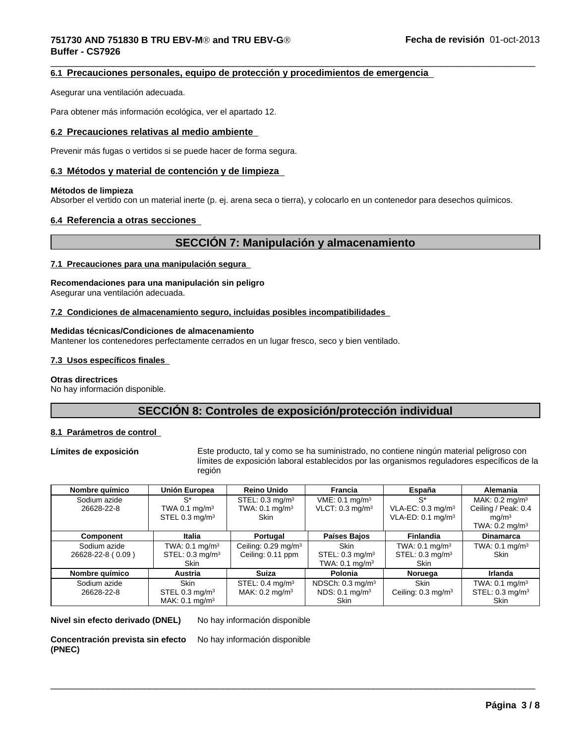### 6.1 Precauciones personales, equipo de protección y procedimientos de emergencia

Asegurar una ventilación adecuada.

Para obtener más información ecológica, ver el apartado 12.

### 6.2 Precauciones relativas al medio ambiente

Prevenir más fugas o vertidos si se puede hacer de forma segura.

### 6.3 Métodos y material de contención y de limpieza

**Métodos de limpieza**
Absorber el vertido con un material inerte (p. ej. arena seca o tierra), y colocarlo en un contenedor para desechos químicos.

### 6.4 Referencia a otras secciones

## SECCIÓN 7: Manipulación y almacenamiento

### 7.1 Precauciones para una manipulación segura

**Recomendaciones para una manipulación sin peligro**
Asegurar una ventilación adecuada.

### 7.2 Condiciones de almacenamiento seguro, incluidas posibles incompatibilidades

**Medidas técnicas/Condiciones de almacenamiento**
Mantener los contenedores perfectamente cerrados en un lugar fresco, seco y bien ventilado.

### 7.3 Usos específicos finales

**Otras directrices**
No hay información disponible.

## SECCIÓN 8: Controles de exposición/protección individual

### 8.1 Parámetros de control

**Límites de exposición** Este producto, tal y como se ha suministrado, no contiene ningún material peligroso con límites de exposición laboral establecidos por los organismos reguladores específicos de la región

| Nombre químico | Unión Europea | Reino Unido | Francia | España | Alemania |
|---|---|---|---|---|---|
| Sodium azide 26628-22-8 | S* TWA 0.1 mg/m³ STEL 0.3 mg/m³ | STEL: 0.3 mg/m³ TWA: 0.1 mg/m³ Skin | VME: 0.1 mg/m³ VLCT: 0.3 mg/m³ | S* VLA-EC: 0.3 mg/m³ VLA-ED: 0.1 mg/m³ | MAK: 0.2 mg/m³ Ceiling / Peak: 0.4 mg/m³ TWA: 0.2 mg/m³ |

| Component | Italia | Portugal | Países Bajos | Finlandia | Dinamarca |
|---|---|---|---|---|---|
| Sodium azide 26628-22-8 ( 0.09 ) | TWA: 0.1 mg/m³ STEL: 0.3 mg/m³ Skin | Ceiling: 0.29 mg/m³ Ceiling: 0.11 ppm | Skin STEL: 0.3 mg/m³ TWA: 0.1 mg/m³ | TWA: 0.1 mg/m³ STEL: 0.3 mg/m³ Skin | TWA: 0.1 mg/m³ Skin |

| Nombre químico | Austria | Suiza | Polonia | Noruega | Irlanda |
|---|---|---|---|---|---|
| Sodium azide 26628-22-8 | Skin STEL 0.3 mg/m³ MAK: 0.1 mg/m³ | STEL: 0.4 mg/m³ MAK: 0.2 mg/m³ | NDSCh: 0.3 mg/m³ NDS: 0.1 mg/m³ Skin | Skin Ceiling: 0.3 mg/m³ | TWA: 0.1 mg/m³ STEL: 0.3 mg/m³ Skin |

**Nivel sin efecto derivado (DNEL)** No hay información disponible

**Concentración prevista sin efecto (PNEC)** No hay información disponible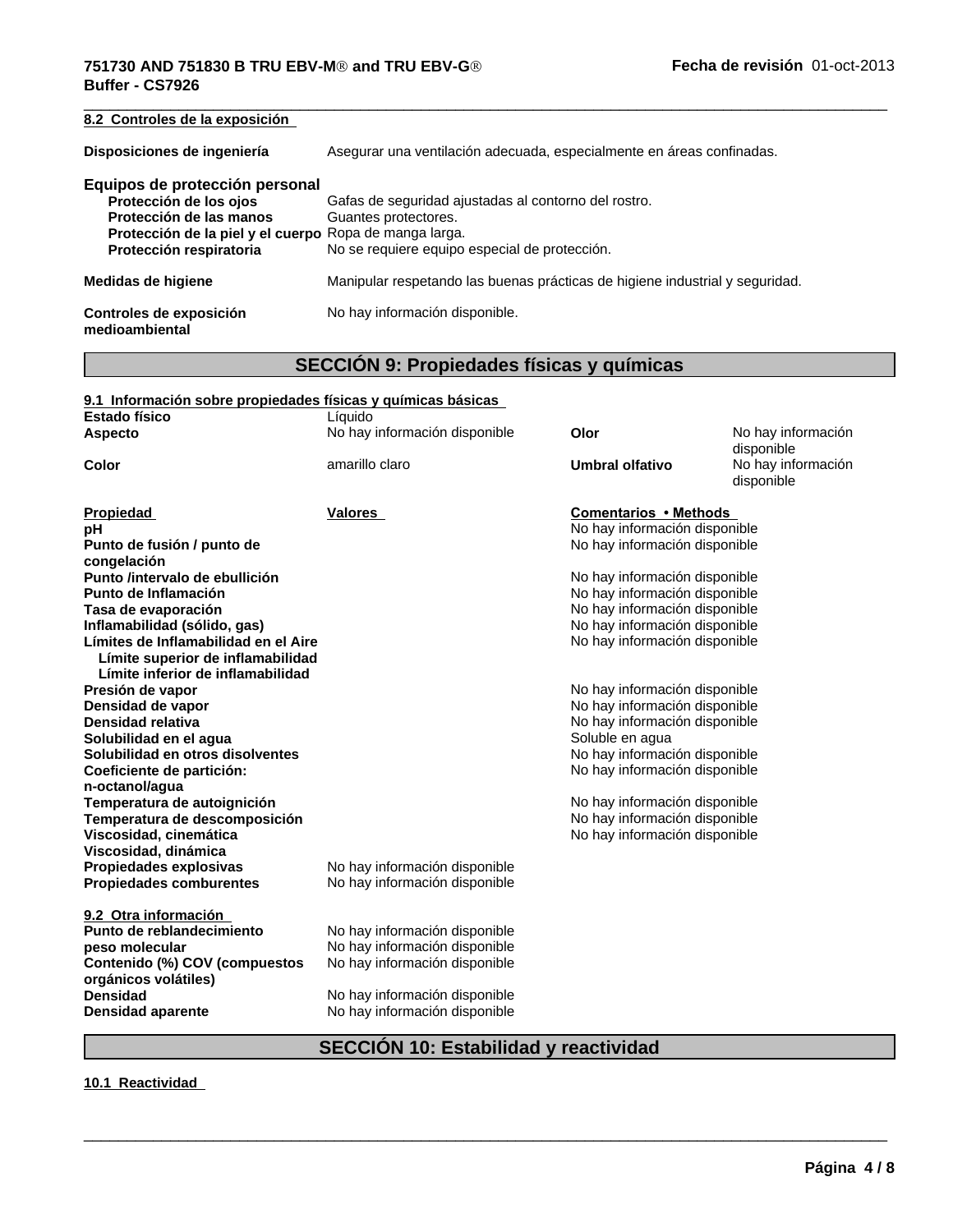### 8.2 Controles de la exposición

**Disposiciones de ingeniería** Asegurar una ventilación adecuada, especialmente en áreas confinadas.

**Equipos de protección personal**

| | |
|---|---|
| **Protección de los ojos** | Gafas de seguridad ajustadas al contorno del rostro. |
| **Protección de las manos** | Guantes protectores. |
| **Protección de la piel y el cuerpo** | Ropa de manga larga. |
| **Protección respiratoria** | No se requiere equipo especial de protección. |

**Medidas de higiene** Manipular respetando las buenas prácticas de higiene industrial y seguridad.

**Controles de exposición medioambiental** No hay información disponible.

## SECCIÓN 9: Propiedades físicas y químicas

### 9.1 Información sobre propiedades físicas y químicas básicas

| | | | |
|---|---|---|---|
| **Estado físico** | Líquido | | |
| **Aspecto** | No hay información disponible | **Olor** | No hay información disponible |
| **Color** | amarillo claro | **Umbral olfativo** | No hay información disponible |

| Propiedad | Valores | Comentarios • Methods |
|---|---|---|
| **pH** | | No hay información disponible |
| **Punto de fusión / punto de congelación** | | No hay información disponible |
| **Punto /intervalo de ebullición** | | No hay información disponible |
| **Punto de Inflamación** | | No hay información disponible |
| **Tasa de evaporación** | | No hay información disponible |
| **Inflamabilidad (sólido, gas)** | | No hay información disponible |
| **Límites de Inflamabilidad en el Aire** | | No hay información disponible |
| **Límite superior de inflamabilidad** | | |
| **Límite inferior de inflamabilidad** | | |
| **Presión de vapor** | | No hay información disponible |
| **Densidad de vapor** | | No hay información disponible |
| **Densidad relativa** | | No hay información disponible |
| **Solubilidad en el agua** | | Soluble en agua |
| **Solubilidad en otros disolventes** | | No hay información disponible |
| **Coeficiente de partición: n-octanol/agua** | | No hay información disponible |
| **Temperatura de autoignición** | | No hay información disponible |
| **Temperatura de descomposición** | | No hay información disponible |
| **Viscosidad, cinemática** | | No hay información disponible |
| **Viscosidad, dinámica** | | |
| **Propiedades explosivas** | No hay información disponible | |
| **Propiedades comburentes** | No hay información disponible | |

### 9.2 Otra información

| | |
|---|---|
| **Punto de reblandecimiento** | No hay información disponible |
| **peso molecular** | No hay información disponible |
| **Contenido (%) COV (compuestos orgánicos volátiles)** | No hay información disponible |
| **Densidad** | No hay información disponible |
| **Densidad aparente** | No hay información disponible |

## SECCIÓN 10: Estabilidad y reactividad

### 10.1 Reactividad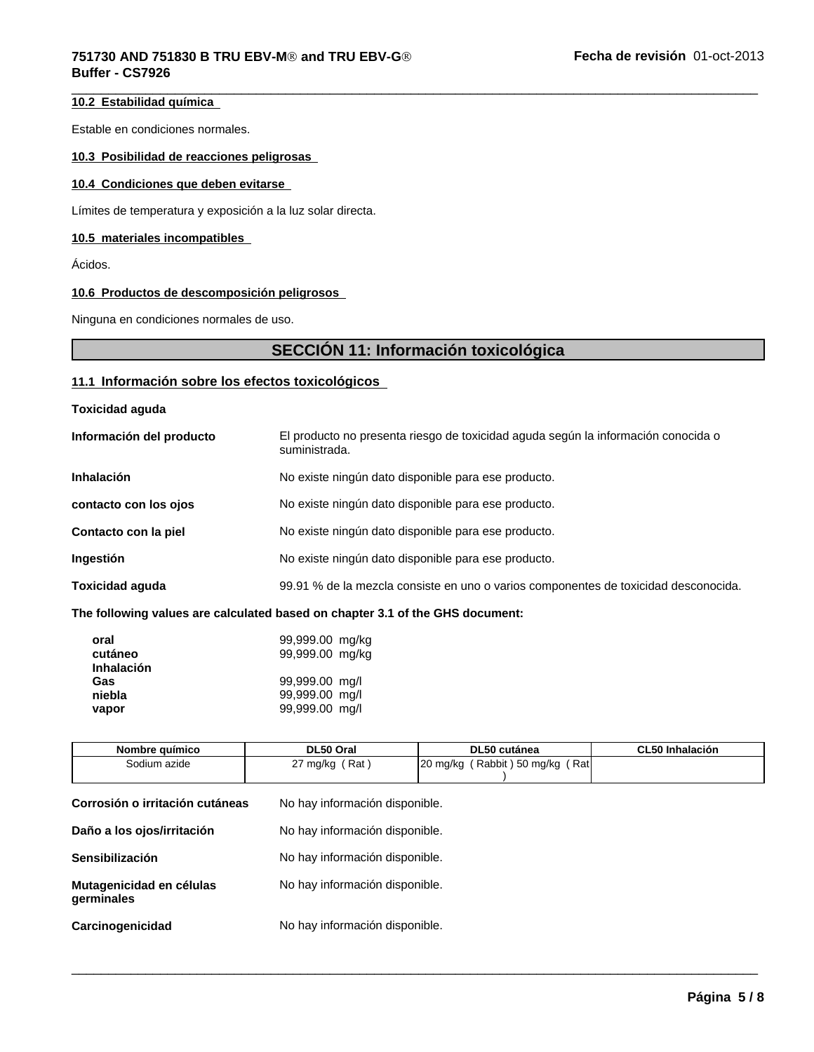### 10.2 Estabilidad química

Estable en condiciones normales.

### 10.3 Posibilidad de reacciones peligrosas

### 10.4 Condiciones que deben evitarse

Límites de temperatura y exposición a la luz solar directa.

### 10.5 materiales incompatibles

Ácidos.

### 10.6 Productos de descomposición peligrosos

Ninguna en condiciones normales de uso.

## SECCIÓN 11: Información toxicológica

### 11.1 Información sobre los efectos toxicológicos

**Toxicidad aguda**

**Información del producto** El producto no presenta riesgo de toxicidad aguda según la información conocida o suministrada.

**Inhalación** No existe ningún dato disponible para ese producto.

**contacto con los ojos** No existe ningún dato disponible para ese producto.

**Contacto con la piel** No existe ningún dato disponible para ese producto.

**Ingestión** No existe ningún dato disponible para ese producto.

**Toxicidad aguda** 99.91 % de la mezcla consiste en uno o varios componentes de toxicidad desconocida.

**The following values are calculated based on chapter 3.1 of the GHS document:**

**oral** 99,999.00 mg/kg
**cutáneo** 99,999.00 mg/kg
**Inhalación**
**Gas** 99,999.00 mg/l
**niebla** 99,999.00 mg/l
**vapor** 99,999.00 mg/l

| Nombre químico | DL50 Oral | DL50 cutánea | CL50 Inhalación |
|---|---|---|---|
| Sodium azide | 27 mg/kg ( Rat ) | 20 mg/kg ( Rabbit ) 50 mg/kg ( Rat ) | |

**Corrosión o irritación cutáneas** No hay información disponible.

**Daño a los ojos/irritación** No hay información disponible.

**Sensibilización** No hay información disponible.

**Mutagenicidad en células germinales** No hay información disponible.

**Carcinogenicidad** No hay información disponible.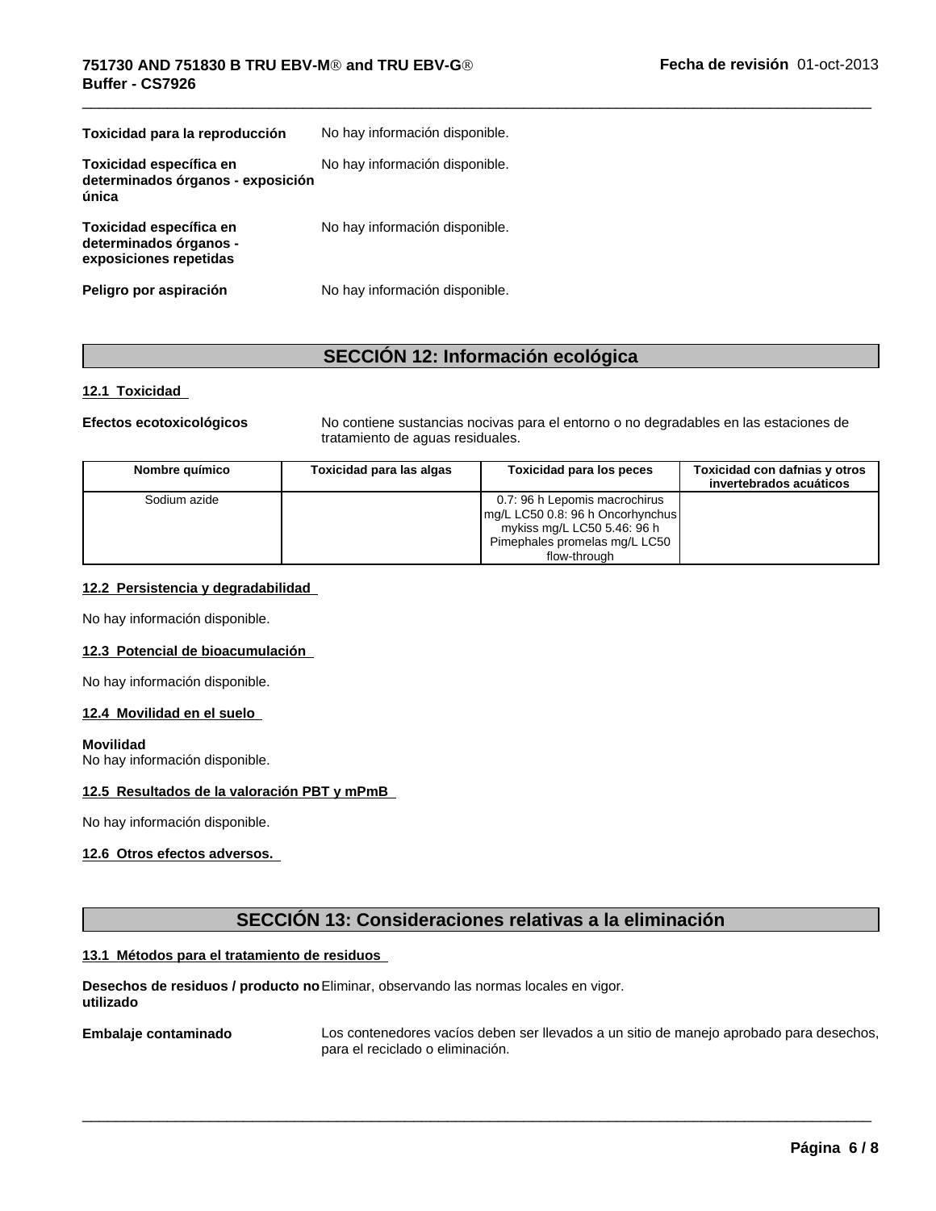**Toxicidad para la reproducción** No hay información disponible.

**Toxicidad específica en determinados órganos - exposición única** No hay información disponible.

**Toxicidad específica en determinados órganos - exposiciones repetidas** No hay información disponible.

**Peligro por aspiración** No hay información disponible.

## SECCIÓN 12: Información ecológica

### 12.1 Toxicidad

**Efectos ecotoxicológicos** No contiene sustancias nocivas para el entorno o no degradables en las estaciones de tratamiento de aguas residuales.

| Nombre químico | Toxicidad para las algas | Toxicidad para los peces | Toxicidad con dafnias y otros invertebrados acuáticos |
|---|---|---|---|
| Sodium azide | | 0.7: 96 h Lepomis macrochirus mg/L LC50 0.8: 96 h Oncorhynchus mykiss mg/L LC50 5.46: 96 h Pimephales promelas mg/L LC50 flow-through | |

### 12.2 Persistencia y degradabilidad

No hay información disponible.

### 12.3 Potencial de bioacumulación

No hay información disponible.

### 12.4 Movilidad en el suelo

**Movilidad**
No hay información disponible.

### 12.5 Resultados de la valoración PBT y mPmB

No hay información disponible.

### 12.6 Otros efectos adversos.

## SECCIÓN 13: Consideraciones relativas a la eliminación

### 13.1 Métodos para el tratamiento de residuos

**Desechos de residuos / producto no utilizado** Eliminar, observando las normas locales en vigor.

**Embalaje contaminado** Los contenedores vacíos deben ser llevados a un sitio de manejo aprobado para desechos, para el reciclado o eliminación.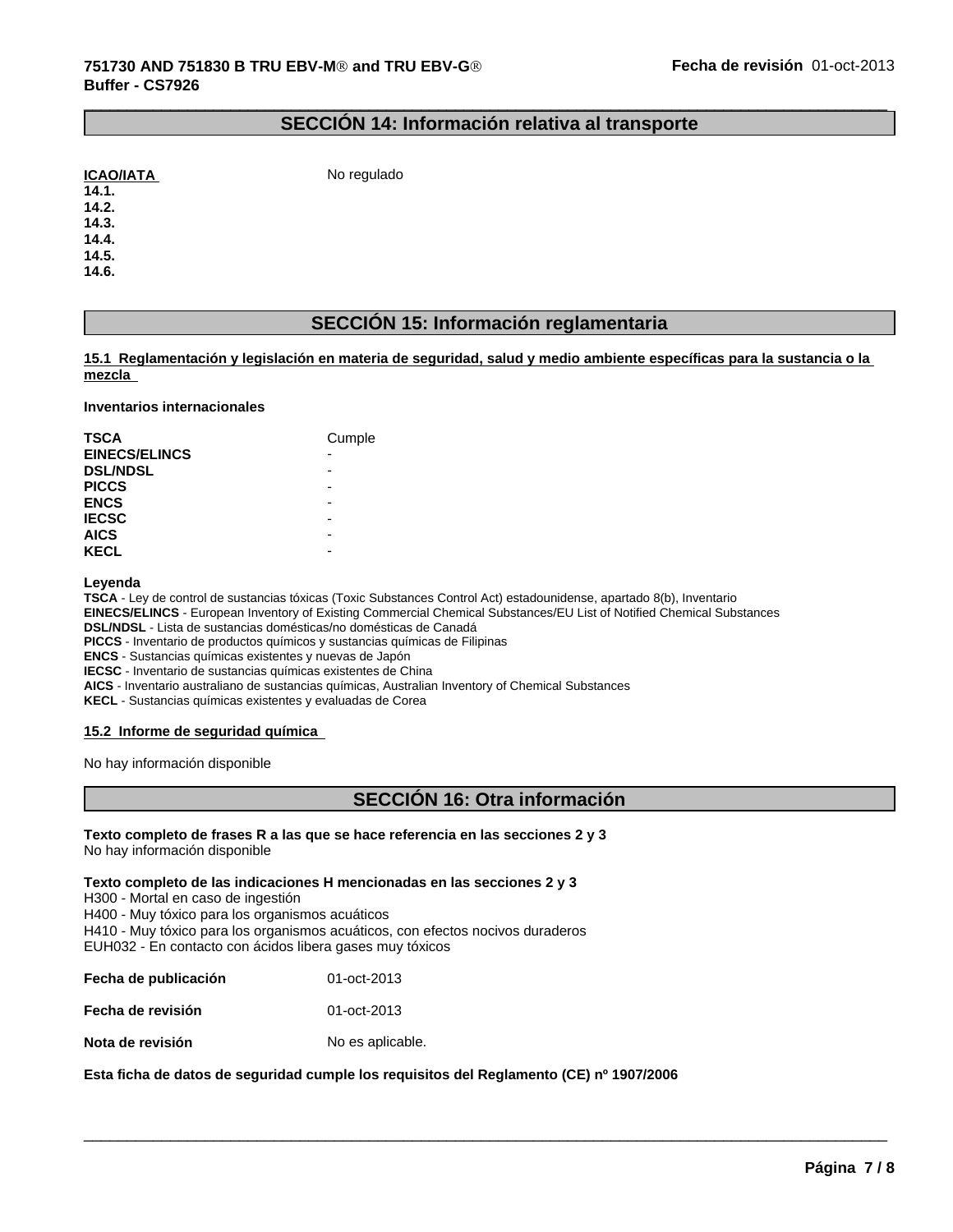## SECCIÓN 14: Información relativa al transporte

**ICAO/IATA** No regulado

**14.1.**
**14.2.**
**14.3.**
**14.4.**
**14.5.**
**14.6.**

## SECCIÓN 15: Información reglamentaria

### 15.1 Reglamentación y legislación en materia de seguridad, salud y medio ambiente específicas para la sustancia o la mezcla

**Inventarios internacionales**

| | |
|---|---|
| **TSCA** | Cumple |
| **EINECS/ELINCS** | - |
| **DSL/NDSL** | - |
| **PICCS** | - |
| **ENCS** | - |
| **IECSC** | - |
| **AICS** | - |
| **KECL** | - |

**Leyenda**

**TSCA** - Ley de control de sustancias tóxicas (Toxic Substances Control Act) estadounidense, apartado 8(b), Inventario
**EINECS/ELINCS** - European Inventory of Existing Commercial Chemical Substances/EU List of Notified Chemical Substances
**DSL/NDSL** - Lista de sustancias domésticas/no domésticas de Canadá
**PICCS** - Inventario de productos químicos y sustancias químicas de Filipinas
**ENCS** - Sustancias químicas existentes y nuevas de Japón
**IECSC** - Inventario de sustancias químicas existentes de China
**AICS** - Inventario australiano de sustancias químicas, Australian Inventory of Chemical Substances
**KECL** - Sustancias químicas existentes y evaluadas de Corea

### 15.2 Informe de seguridad química

No hay información disponible

## SECCIÓN 16: Otra información

**Texto completo de frases R a las que se hace referencia en las secciones 2 y 3**
No hay información disponible

**Texto completo de las indicaciones H mencionadas en las secciones 2 y 3**
H300 - Mortal en caso de ingestión
H400 - Muy tóxico para los organismos acuáticos
H410 - Muy tóxico para los organismos acuáticos, con efectos nocivos duraderos
EUH032 - En contacto con ácidos libera gases muy tóxicos

| | |
|---|---|
| **Fecha de publicación** | 01-oct-2013 |
| **Fecha de revisión** | 01-oct-2013 |
| **Nota de revisión** | No es aplicable. |

**Esta ficha de datos de seguridad cumple los requisitos del Reglamento (CE) nº 1907/2006**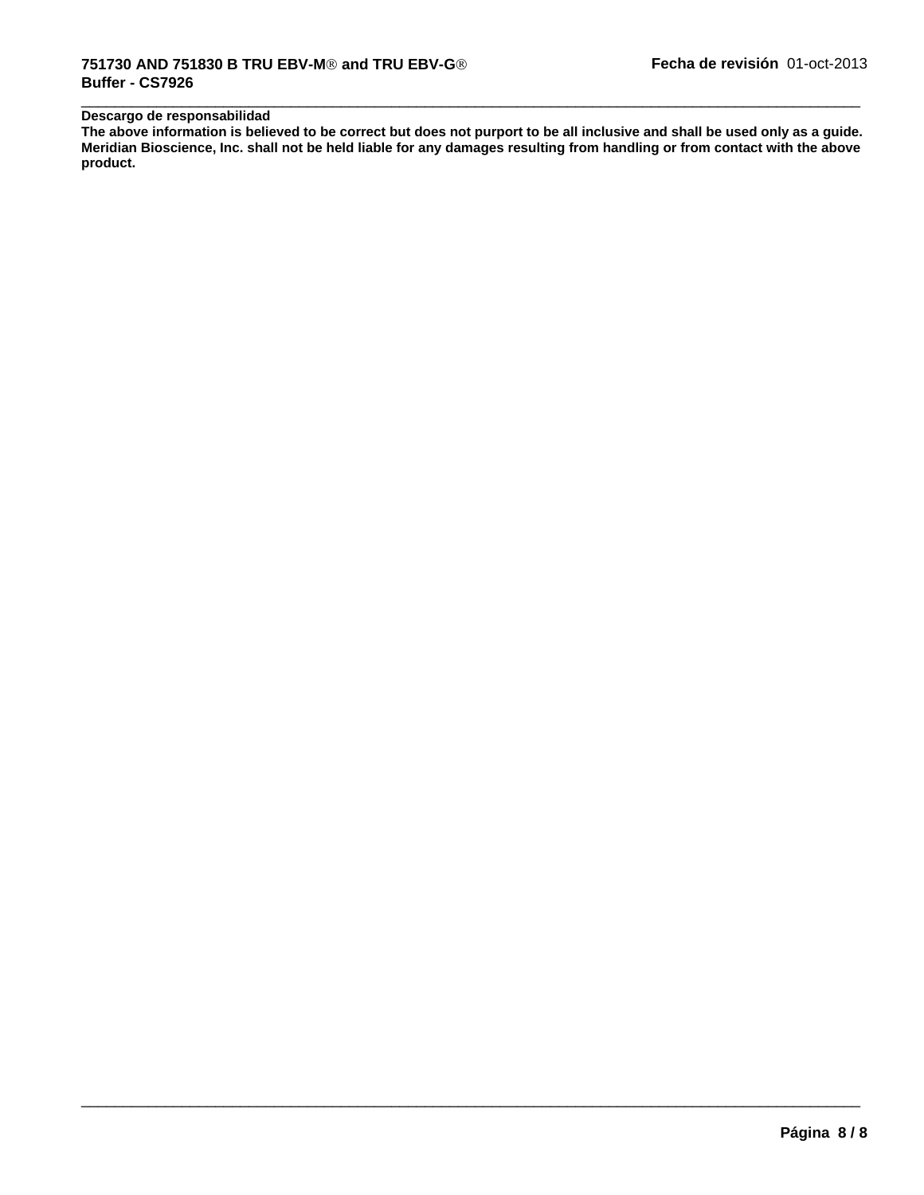**Descargo de responsabilidad**

**The above information is believed to be correct but does not purport to be all inclusive and shall be used only as a guide. Meridian Bioscience, Inc. shall not be held liable for any damages resulting from handling or from contact with the above product.**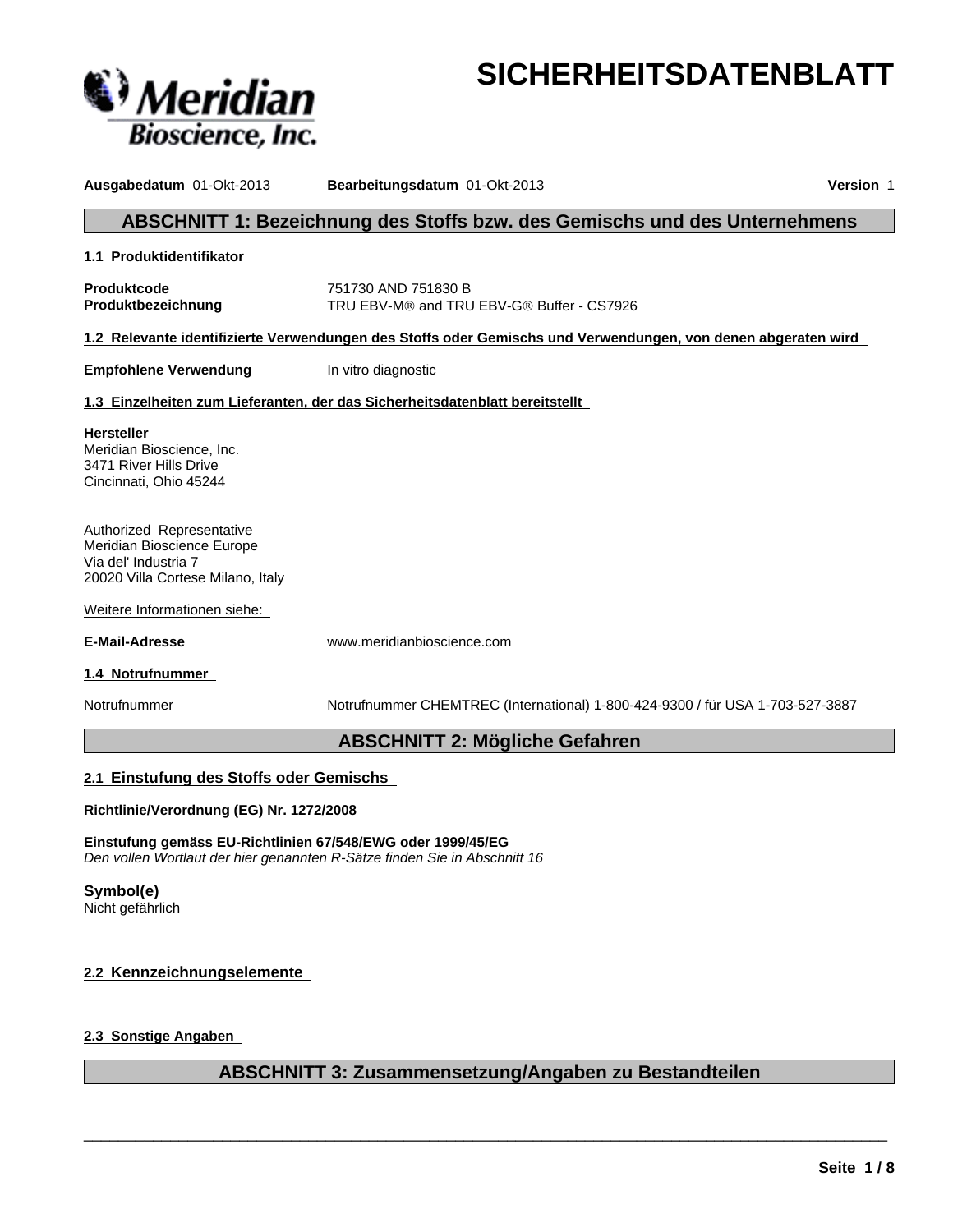# SICHERHEITSDATENBLATT

**Ausgabedatum** 01-Okt-2013 **Bearbeitungsdatum** 01-Okt-2013 **Version** 1

## ABSCHNITT 1: Bezeichnung des Stoffs bzw. des Gemischs und des Unternehmens

### 1.1 Produktidentifikator

**Produktcode** 751730 AND 751830 B
**Produktbezeichnung** TRU EBV-M® and TRU EBV-G® Buffer - CS7926

### 1.2 Relevante identifizierte Verwendungen des Stoffs oder Gemischs und Verwendungen, von denen abgeraten wird

**Empfohlene Verwendung** In vitro diagnostic

### 1.3 Einzelheiten zum Lieferanten, der das Sicherheitsdatenblatt bereitstellt

**Hersteller**
Meridian Bioscience, Inc.
3471 River Hills Drive
Cincinnati, Ohio 45244

Authorized Representative
Meridian Bioscience Europe
Via del' Industria 7
20020 Villa Cortese Milano, Italy

Weitere Informationen siehe:

**E-Mail-Adresse** www.meridianbioscience.com

### 1.4 Notrufnummer

Notrufnummer Notrufnummer CHEMTREC (International) 1-800-424-9300 / für USA 1-703-527-3887

## ABSCHNITT 2: Mögliche Gefahren

### 2.1 Einstufung des Stoffs oder Gemischs

**Richtlinie/Verordnung (EG) Nr. 1272/2008**

**Einstufung gemäss EU-Richtlinien 67/548/EWG oder 1999/45/EG**
*Den vollen Wortlaut der hier genannten R-Sätze finden Sie in Abschnitt 16*

**Symbol(e)**
Nicht gefährlich

### 2.2 Kennzeichnungselemente

### 2.3 Sonstige Angaben

## ABSCHNITT 3: Zusammensetzung/Angaben zu Bestandteilen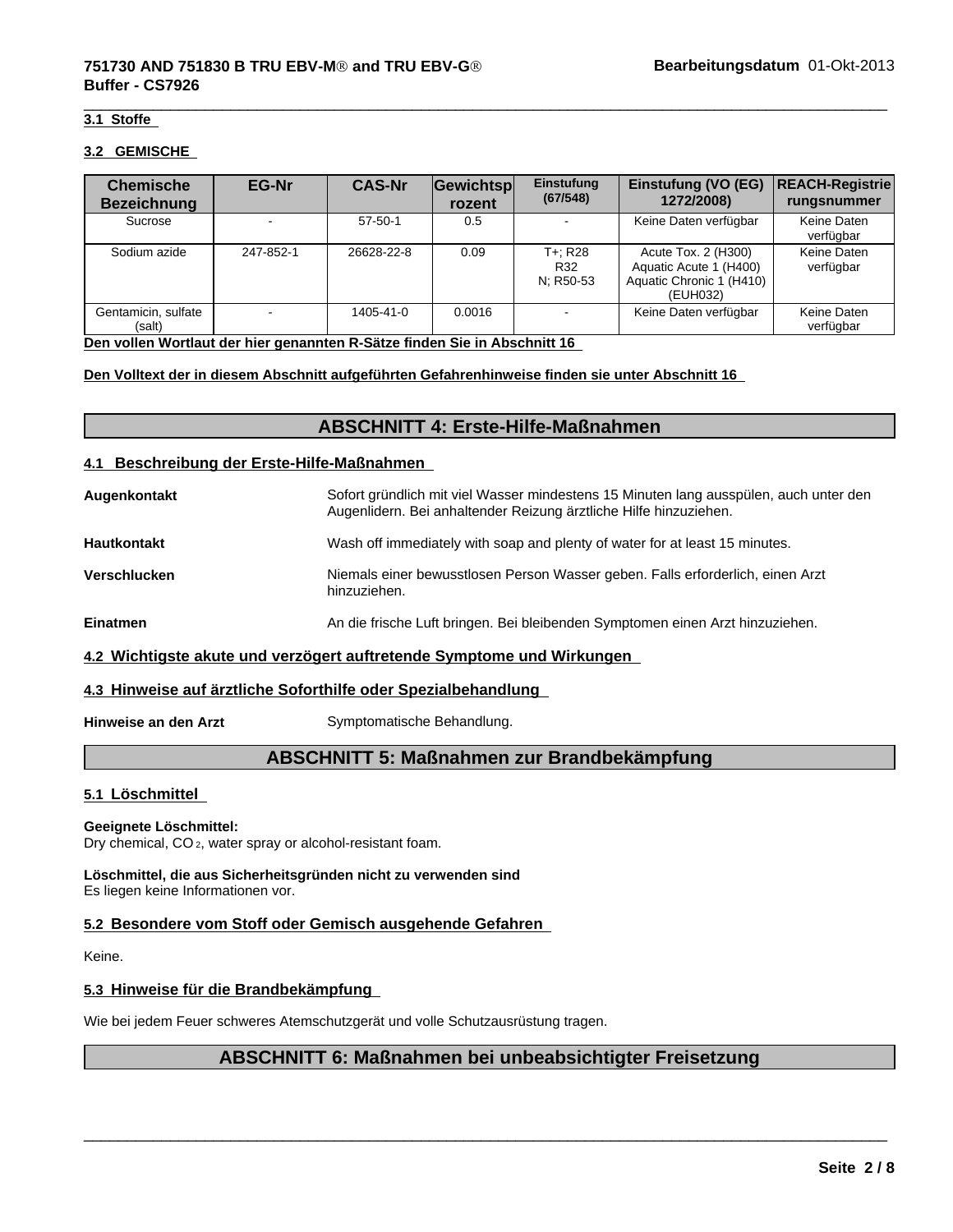### 3.1 Stoffe

### 3.2 GEMISCHE

| Chemische Bezeichnung | EG-Nr | CAS-Nr | Gewichtsprozent | Einstufung (67/548) | Einstufung (VO (EG) 1272/2008) | REACH-Registrierungsnummer |
|---|---|---|---|---|---|---|
| Sucrose | - | 57-50-1 | 0.5 | - | Keine Daten verfügbar | Keine Daten verfügbar |
| Sodium azide | 247-852-1 | 26628-22-8 | 0.09 | T+; R28<br>R32<br>N; R50-53 | Acute Tox. 2 (H300)<br>Aquatic Acute 1 (H400)<br>Aquatic Chronic 1 (H410)<br>(EUH032) | Keine Daten verfügbar |
| Gentamicin, sulfate (salt) | - | 1405-41-0 | 0.0016 | - | Keine Daten verfügbar | Keine Daten verfügbar |

**Den vollen Wortlaut der hier genannten R-Sätze finden Sie in Abschnitt 16**

**Den Volltext der in diesem Abschnitt aufgeführten Gefahrenhinweise finden sie unter Abschnitt 16**

## ABSCHNITT 4: Erste-Hilfe-Maßnahmen

### 4.1 Beschreibung der Erste-Hilfe-Maßnahmen

**Augenkontakt**
Sofort gründlich mit viel Wasser mindestens 15 Minuten lang ausspülen, auch unter den Augenlidern. Bei anhaltender Reizung ärztliche Hilfe hinzuziehen.

**Hautkontakt**
Wash off immediately with soap and plenty of water for at least 15 minutes.

**Verschlucken**
Niemals einer bewusstlosen Person Wasser geben. Falls erforderlich, einen Arzt hinzuziehen.

**Einatmen**
An die frische Luft bringen. Bei bleibenden Symptomen einen Arzt hinzuziehen.

### 4.2 Wichtigste akute und verzögert auftretende Symptome und Wirkungen

### 4.3 Hinweise auf ärztliche Soforthilfe oder Spezialbehandlung

**Hinweise an den Arzt**
Symptomatische Behandlung.

## ABSCHNITT 5: Maßnahmen zur Brandbekämpfung

### 5.1 Löschmittel

**Geeignete Löschmittel:**
Dry chemical, $CO_2$, water spray or alcohol-resistant foam.

**Löschmittel, die aus Sicherheitsgründen nicht zu verwenden sind**
Es liegen keine Informationen vor.

### 5.2 Besondere vom Stoff oder Gemisch ausgehende Gefahren

Keine.

### 5.3 Hinweise für die Brandbekämpfung

Wie bei jedem Feuer schweres Atemschutzgerät und volle Schutzausrüstung tragen.

## ABSCHNITT 6: Maßnahmen bei unbeabsichtigter Freisetzung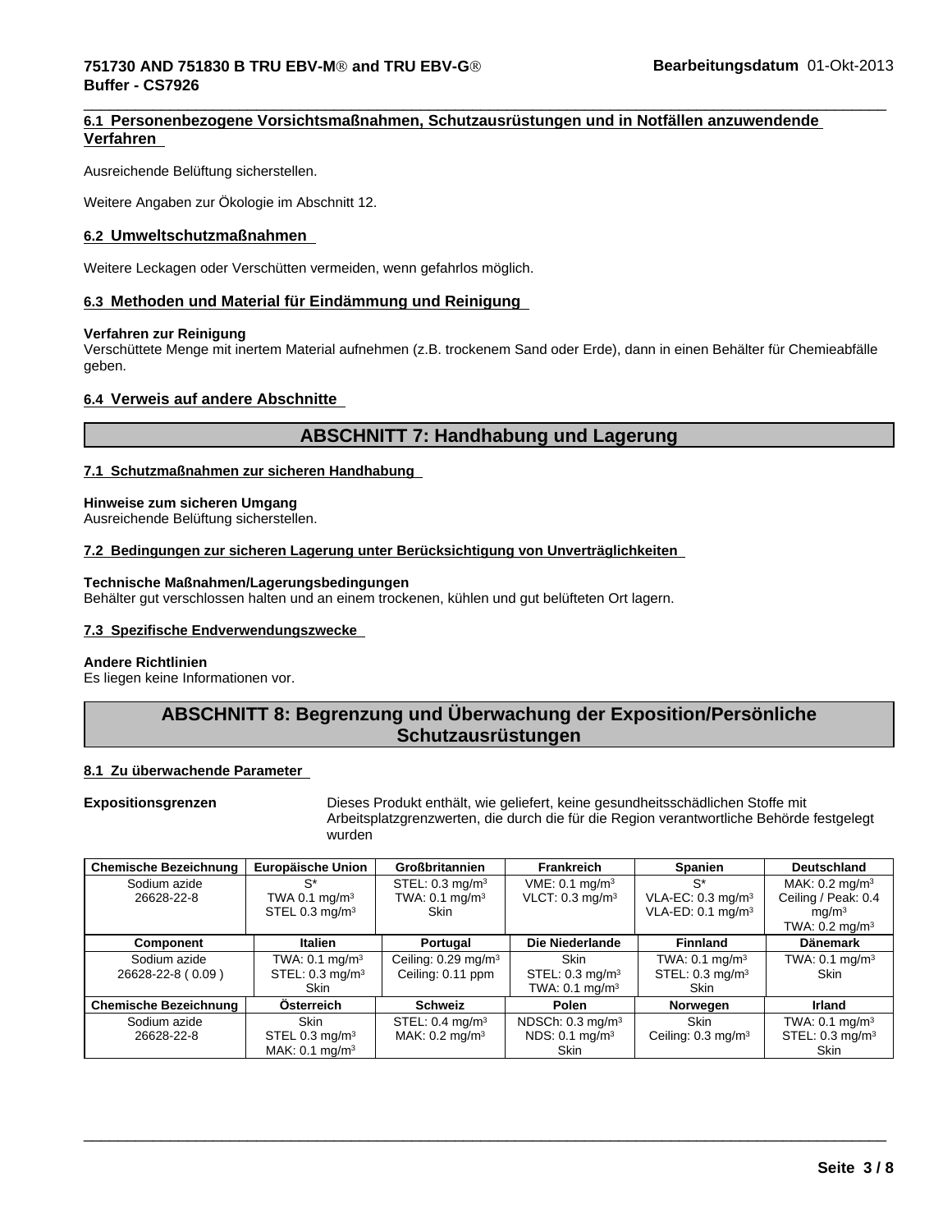### 6.1 Personenbezogene Vorsichtsmaßnahmen, Schutzausrüstungen und in Notfällen anzuwendende Verfahren

Ausreichende Belüftung sicherstellen.

Weitere Angaben zur Ökologie im Abschnitt 12.

### 6.2 Umweltschutzmaßnahmen

Weitere Leckagen oder Verschütten vermeiden, wenn gefahrlos möglich.

### 6.3 Methoden und Material für Eindämmung und Reinigung

**Verfahren zur Reinigung**
Verschüttete Menge mit inertem Material aufnehmen (z.B. trockenem Sand oder Erde), dann in einen Behälter für Chemieabfälle geben.

### 6.4 Verweis auf andere Abschnitte

## ABSCHNITT 7: Handhabung und Lagerung

### 7.1 Schutzmaßnahmen zur sicheren Handhabung

**Hinweise zum sicheren Umgang**
Ausreichende Belüftung sicherstellen.

### 7.2 Bedingungen zur sicheren Lagerung unter Berücksichtigung von Unverträglichkeiten

**Technische Maßnahmen/Lagerungsbedingungen**
Behälter gut verschlossen halten und an einem trockenen, kühlen und gut belüfteten Ort lagern.

### 7.3 Spezifische Endverwendungszwecke

**Andere Richtlinien**
Es liegen keine Informationen vor.

## ABSCHNITT 8: Begrenzung und Überwachung der Exposition/Persönliche Schutzausrüstungen

### 8.1 Zu überwachende Parameter

**Expositionsgrenzen** Dieses Produkt enthält, wie geliefert, keine gesundheitsschädlichen Stoffe mit Arbeitsplatzgrenzwerten, die durch die für die Region verantwortliche Behörde festgelegt wurden

| Chemische Bezeichnung | Europäische Union | Großbritannien | Frankreich | Spanien | Deutschland |
|---|---|---|---|---|---|
| Sodium azide<br>26628-22-8 | S*<br>TWA 0.1 mg/m³<br>STEL 0.3 mg/m³ | STEL: 0.3 mg/m³<br>TWA: 0.1 mg/m³<br>Skin | VME: 0.1 mg/m³<br>VLCT: 0.3 mg/m³ | S*<br>VLA-EC: 0.3 mg/m³<br>VLA-ED: 0.1 mg/m³ | MAK: 0.2 mg/m³<br>Ceiling / Peak: 0.4 mg/m³<br>TWA: 0.2 mg/m³ |
| **Component** | **Italien** | **Portugal** | **Die Niederlande** | **Finnland** | **Dänemark** |
| Sodium azide<br>26628-22-8 ( 0.09 ) | TWA: 0.1 mg/m³<br>STEL: 0.3 mg/m³<br>Skin | Ceiling: 0.29 mg/m³<br>Ceiling: 0.11 ppm | Skin<br>STEL: 0.3 mg/m³<br>TWA: 0.1 mg/m³ | TWA: 0.1 mg/m³<br>STEL: 0.3 mg/m³<br>Skin | TWA: 0.1 mg/m³<br>Skin |
| **Chemische Bezeichnung** | **Österreich** | **Schweiz** | **Polen** | **Norwegen** | **Irland** |
| Sodium azide<br>26628-22-8 | Skin<br>STEL 0.3 mg/m³<br>MAK: 0.1 mg/m³ | STEL: 0.4 mg/m³<br>MAK: 0.2 mg/m³ | NDSCh: 0.3 mg/m³<br>NDS: 0.1 mg/m³<br>Skin | Skin<br>Ceiling: 0.3 mg/m³ | TWA: 0.1 mg/m³<br>STEL: 0.3 mg/m³<br>Skin |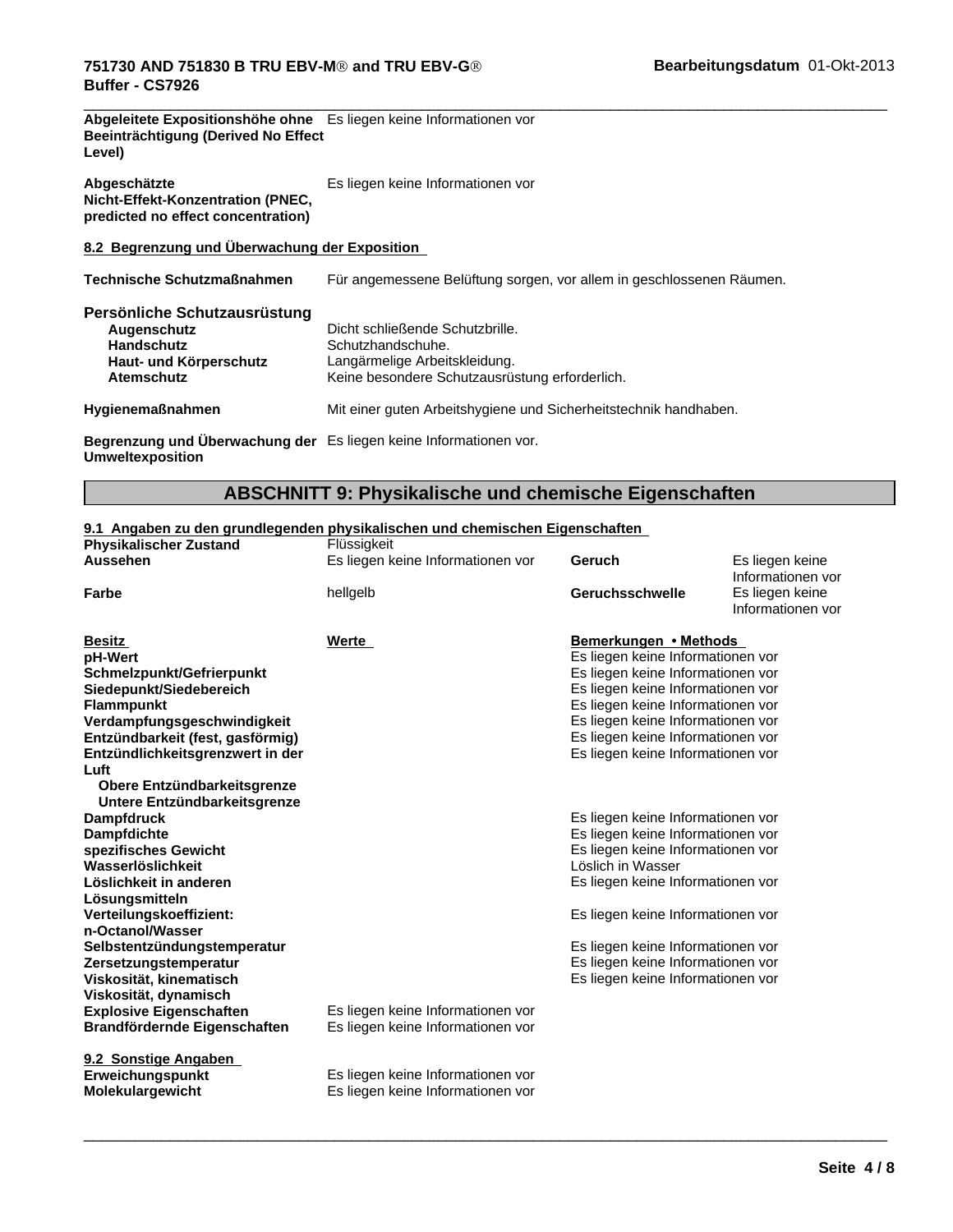| | |
|---|---|
| **Abgeleitete Expositionshöhe ohne Beeinträchtigung (Derived No Effect Level)** | Es liegen keine Informationen vor |
| **Abgeschätzte Nicht-Effekt-Konzentration (PNEC, predicted no effect concentration)** | Es liegen keine Informationen vor |

### 8.2 Begrenzung und Überwachung der Exposition

**Technische Schutzmaßnahmen** Für angemessene Belüftung sorgen, vor allem in geschlossenen Räumen.

**Persönliche Schutzausrüstung**

| | |
|---|---|
| **Augenschutz** | Dicht schließende Schutzbrille. |
| **Handschutz** | Schutzhandschuhe. |
| **Haut- und Körperschutz** | Langärmelige Arbeitskleidung. |
| **Atemschutz** | Keine besondere Schutzausrüstung erforderlich. |

**Hygienemaßnahmen** Mit einer guten Arbeitshygiene und Sicherheitstechnik handhaben.

**Begrenzung und Überwachung der Umweltexposition** Es liegen keine Informationen vor.

## ABSCHNITT 9: Physikalische und chemische Eigenschaften

### 9.1 Angaben zu den grundlegenden physikalischen und chemischen Eigenschaften

| | | | |
|---|---|---|---|
| **Physikalischer Zustand** | Flüssigkeit | | |
| **Aussehen** | Es liegen keine Informationen vor | **Geruch** | Es liegen keine Informationen vor |
| **Farbe** | hellgelb | **Geruchsschwelle** | Es liegen keine Informationen vor |

| Besitz | Werte | Bemerkungen • Methods |
|---|---|---|
| **pH-Wert** | | Es liegen keine Informationen vor |
| **Schmelzpunkt/Gefrierpunkt** | | Es liegen keine Informationen vor |
| **Siedepunkt/Siedebereich** | | Es liegen keine Informationen vor |
| **Flammpunkt** | | Es liegen keine Informationen vor |
| **Verdampfungsgeschwindigkeit** | | Es liegen keine Informationen vor |
| **Entzündbarkeit (fest, gasförmig)** | | Es liegen keine Informationen vor |
| **Entzündlichkeitsgrenzwert in der Luft** | | Es liegen keine Informationen vor |
| **Obere Entzündbarkeitsgrenze** | | |
| **Untere Entzündbarkeitsgrenze** | | |
| **Dampfdruck** | | Es liegen keine Informationen vor |
| **Dampfdichte** | | Es liegen keine Informationen vor |
| **spezifisches Gewicht** | | Es liegen keine Informationen vor |
| **Wasserlöslichkeit** | | Löslich in Wasser |
| **Löslichkeit in anderen Lösungsmitteln** | | Es liegen keine Informationen vor |
| **Verteilungskoeffizient: n-Octanol/Wasser** | | Es liegen keine Informationen vor |
| **Selbstentzündungstemperatur** | | Es liegen keine Informationen vor |
| **Zersetzungstemperatur** | | Es liegen keine Informationen vor |
| **Viskosität, kinematisch** | | Es liegen keine Informationen vor |
| **Viskosität, dynamisch** | | |
| **Explosive Eigenschaften** | Es liegen keine Informationen vor | |
| **Brandfördernde Eigenschaften** | Es liegen keine Informationen vor | |

### 9.2 Sonstige Angaben

| | |
|---|---|
| **Erweichungspunkt** | Es liegen keine Informationen vor |
| **Molekulargewicht** | Es liegen keine Informationen vor |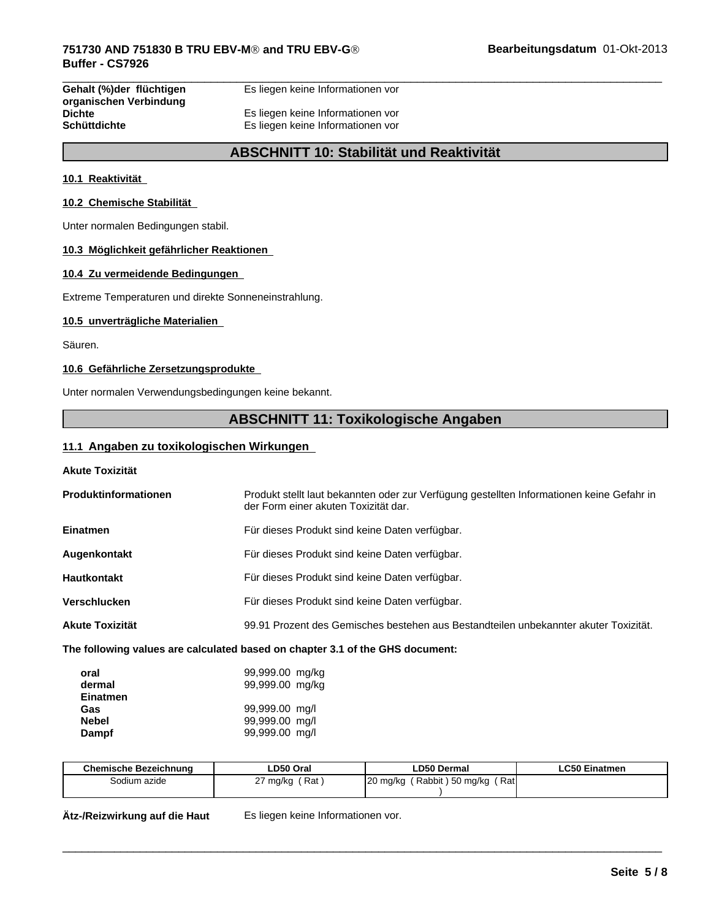| | |
|---|---|
| **Gehalt (%)der flüchtigen organischen Verbindung** | Es liegen keine Informationen vor |
| **Dichte** | Es liegen keine Informationen vor |
| **Schüttdichte** | Es liegen keine Informationen vor |

## ABSCHNITT 10: Stabilität und Reaktivität

### 10.1 Reaktivität

### 10.2 Chemische Stabilität

Unter normalen Bedingungen stabil.

### 10.3 Möglichkeit gefährlicher Reaktionen

### 10.4 Zu vermeidende Bedingungen

Extreme Temperaturen und direkte Sonneneinstrahlung.

### 10.5 unverträgliche Materialien

Säuren.

### 10.6 Gefährliche Zersetzungsprodukte

Unter normalen Verwendungsbedingungen keine bekannt.

## ABSCHNITT 11: Toxikologische Angaben

### 11.1 Angaben zu toxikologischen Wirkungen

**Akute Toxizität**

| | |
|---|---|
| **Produktinformationen** | Produkt stellt laut bekannten oder zur Verfügung gestellten Informationen keine Gefahr in der Form einer akuten Toxizität dar. |
| **Einatmen** | Für dieses Produkt sind keine Daten verfügbar. |
| **Augenkontakt** | Für dieses Produkt sind keine Daten verfügbar. |
| **Hautkontakt** | Für dieses Produkt sind keine Daten verfügbar. |
| **Verschlucken** | Für dieses Produkt sind keine Daten verfügbar. |
| **Akute Toxizität** | 99.91 Prozent des Gemisches bestehen aus Bestandteilen unbekannter akuter Toxizität. |

**The following values are calculated based on chapter 3.1 of the GHS document:**

| | |
|---|---|
| **oral** | 99,999.00 mg/kg |
| **dermal** | 99,999.00 mg/kg |
| **Einatmen** | |
| **Gas** | 99,999.00 mg/l |
| **Nebel** | 99,999.00 mg/l |
| **Dampf** | 99,999.00 mg/l |

| Chemische Bezeichnung | LD50 Oral | LD50 Dermal | LC50 Einatmen |
|---|---|---|---|
| Sodium azide | 27 mg/kg ( Rat ) | 20 mg/kg ( Rabbit ) 50 mg/kg ( Rat ) | |

**Ätz-/Reizwirkung auf die Haut** Es liegen keine Informationen vor.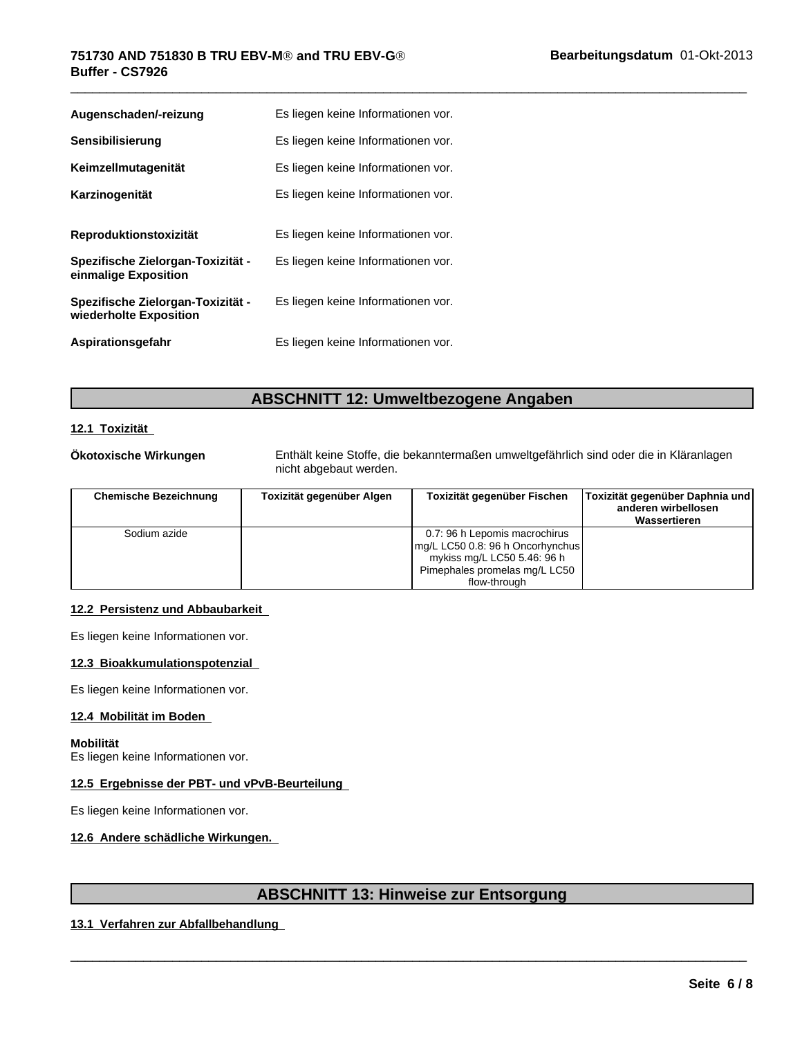| | |
|---|---|
| **Augenschaden/-reizung** | Es liegen keine Informationen vor. |
| **Sensibilisierung** | Es liegen keine Informationen vor. |
| **Keimzellmutagenität** | Es liegen keine Informationen vor. |
| **Karzinogenität** | Es liegen keine Informationen vor. |
| **Reproduktionstoxizität** | Es liegen keine Informationen vor. |
| **Spezifische Zielorgan-Toxizität - einmalige Exposition** | Es liegen keine Informationen vor. |
| **Spezifische Zielorgan-Toxizität - wiederholte Exposition** | Es liegen keine Informationen vor. |
| **Aspirationsgefahr** | Es liegen keine Informationen vor. |

## ABSCHNITT 12: Umweltbezogene Angaben

### 12.1 Toxizität

**Ökotoxische Wirkungen** Enthält keine Stoffe, die bekanntermaßen umweltgefährlich sind oder die in Kläranlagen nicht abgebaut werden.

| Chemische Bezeichnung | Toxizität gegenüber Algen | Toxizität gegenüber Fischen | Toxizität gegenüber Daphnia und anderen wirbellosen Wassertieren |
|---|---|---|---|
| Sodium azide | | 0.7: 96 h Lepomis macrochirus mg/L LC50 0.8: 96 h Oncorhynchus mykiss mg/L LC50 5.46: 96 h Pimephales promelas mg/L LC50 flow-through | |

### 12.2 Persistenz und Abbaubarkeit

Es liegen keine Informationen vor.

### 12.3 Bioakkumulationspotenzial

Es liegen keine Informationen vor.

### 12.4 Mobilität im Boden

**Mobilität**
Es liegen keine Informationen vor.

### 12.5 Ergebnisse der PBT- und vPvB-Beurteilung

Es liegen keine Informationen vor.

### 12.6 Andere schädliche Wirkungen.

## ABSCHNITT 13: Hinweise zur Entsorgung

### 13.1 Verfahren zur Abfallbehandlung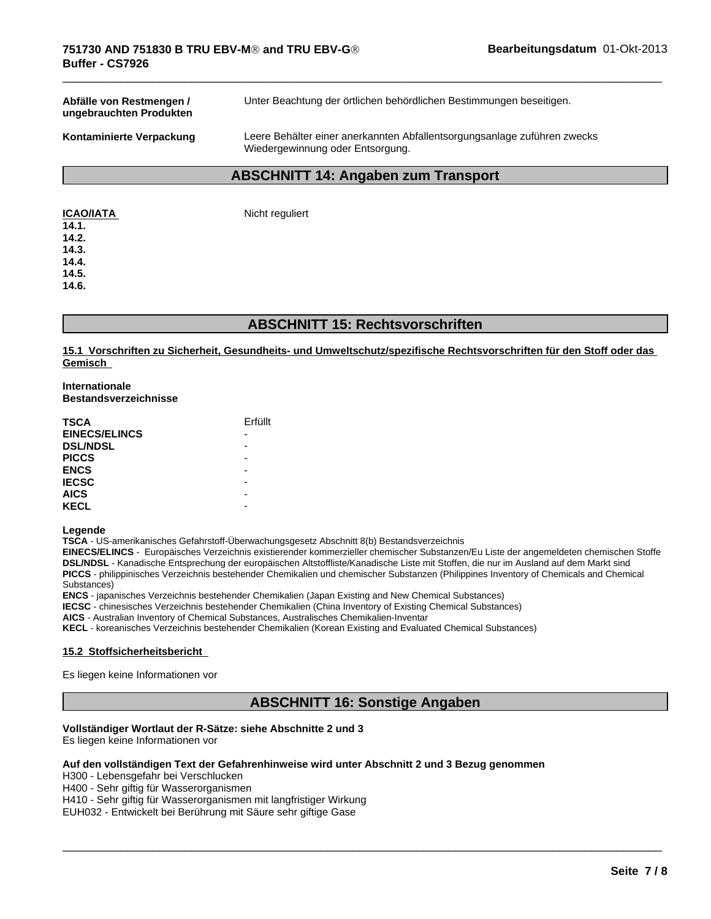| | |
|---|---|
| **Abfälle von Restmengen / ungebrauchten Produkten** | Unter Beachtung der örtlichen behördlichen Bestimmungen beseitigen. |
| **Kontaminierte Verpackung** | Leere Behälter einer anerkannten Abfallentsorgungsanlage zuführen zwecks Wiedergewinnung oder Entsorgung. |

## ABSCHNITT 14: Angaben zum Transport

**ICAO/IATA** Nicht reguliert

**14.1.**
**14.2.**
**14.3.**
**14.4.**
**14.5.**
**14.6.**

## ABSCHNITT 15: Rechtsvorschriften

**15.1 Vorschriften zu Sicherheit, Gesundheits- und Umweltschutz/spezifische Rechtsvorschriften für den Stoff oder das Gemisch**

**Internationale Bestandsverzeichnisse**

| | |
|---|---|
| **TSCA** | Erfüllt |
| **EINECS/ELINCS** | - |
| **DSL/NDSL** | - |
| **PICCS** | - |
| **ENCS** | - |
| **IECSC** | - |
| **AICS** | - |
| **KECL** | - |

**Legende**

**TSCA** - US-amerikanisches Gefahrstoff-Überwachungsgesetz Abschnitt 8(b) Bestandsverzeichnis
**EINECS/ELINCS** - Europäisches Verzeichnis existierender kommerzieller chemischer Substanzen/Eu Liste der angemeldeten chemischen Stoffe
**DSL/NDSL** - Kanadische Entsprechung der europäischen Altstoffliste/Kanadische Liste mit Stoffen, die nur im Ausland auf dem Markt sind
**PICCS** - philippinisches Verzeichnis bestehender Chemikalien und chemischer Substanzen (Philippines Inventory of Chemicals and Chemical Substances)
**ENCS** - japanisches Verzeichnis bestehender Chemikalien (Japan Existing and New Chemical Substances)
**IECSC** - chinesisches Verzeichnis bestehender Chemikalien (China Inventory of Existing Chemical Substances)
**AICS** - Australian Inventory of Chemical Substances, Australisches Chemikalien-Inventar
**KECL** - koreanisches Verzeichnis bestehender Chemikalien (Korean Existing and Evaluated Chemical Substances)

**15.2 Stoffsicherheitsbericht**

Es liegen keine Informationen vor

## ABSCHNITT 16: Sonstige Angaben

**Vollständiger Wortlaut der R-Sätze: siehe Abschnitte 2 und 3**
Es liegen keine Informationen vor

**Auf den vollständigen Text der Gefahrenhinweise wird unter Abschnitt 2 und 3 Bezug genommen**
H300 - Lebensgefahr bei Verschlucken
H400 - Sehr giftig für Wasserorganismen
H410 - Sehr giftig für Wasserorganismen mit langfristiger Wirkung
EUH032 - Entwickelt bei Berührung mit Säure sehr giftige Gase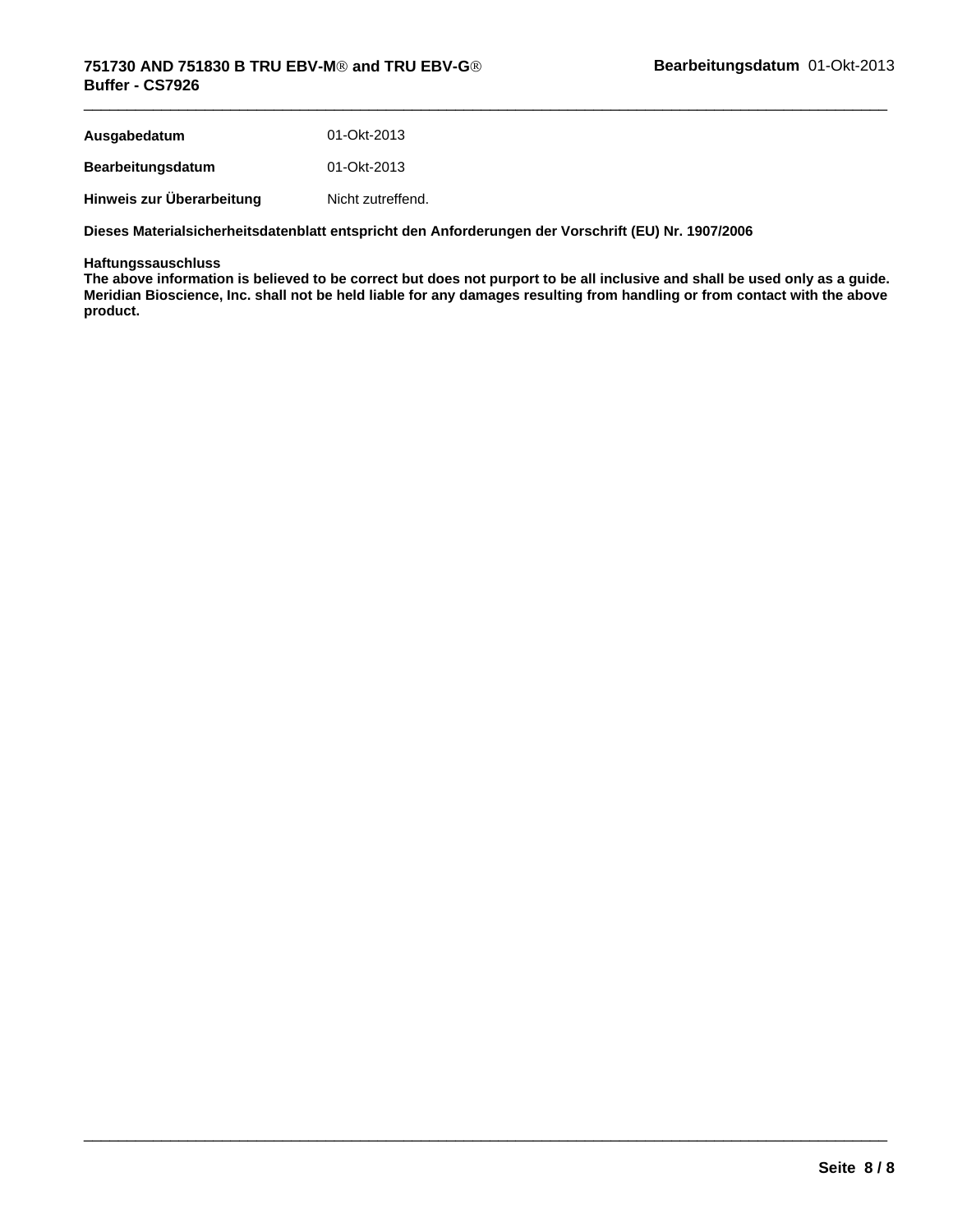**Ausgabedatum** 01-Okt-2013

**Bearbeitungsdatum** 01-Okt-2013

**Hinweis zur Überarbeitung** Nicht zutreffend.

**Dieses Materialsicherheitsdatenblatt entspricht den Anforderungen der Vorschrift (EU) Nr. 1907/2006**

**Haftungssauschluss**
**The above information is believed to be correct but does not purport to be all inclusive and shall be used only as a guide. Meridian Bioscience, Inc. shall not be held liable for any damages resulting from handling or from contact with the above product.**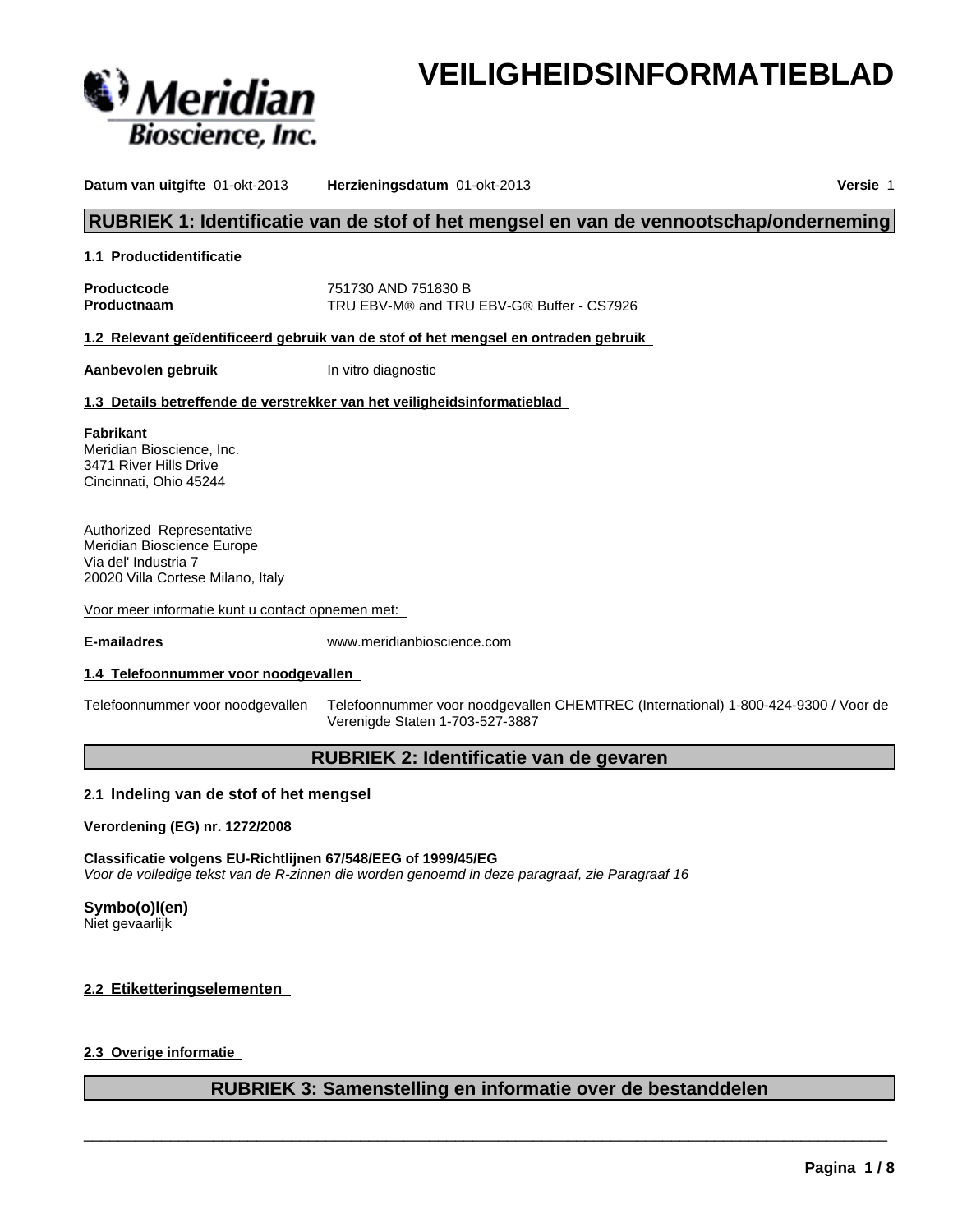Meridian Bioscience, Inc.

# VEILIGHEIDSINFORMATIEBLAD

**Datum van uitgifte** 01-okt-2013 **Herzieningsdatum** 01-okt-2013 **Versie** 1

## RUBRIEK 1: Identificatie van de stof of het mengsel en van de vennootschap/onderneming

### 1.1 Productidentificatie

**Productcode** 751730 AND 751830 B
**Productnaam** TRU EBV-M® and TRU EBV-G® Buffer - CS7926

### 1.2 Relevant geïdentificeerd gebruik van de stof of het mengsel en ontraden gebruik

**Aanbevolen gebruik** In vitro diagnostic

### 1.3 Details betreffende de verstrekker van het veiligheidsinformatieblad

**Fabrikant**
Meridian Bioscience, Inc.
3471 River Hills Drive
Cincinnati, Ohio 45244

Authorized Representative
Meridian Bioscience Europe
Via del' Industria 7
20020 Villa Cortese Milano, Italy

Voor meer informatie kunt u contact opnemen met:

**E-mailadres** www.meridianbioscience.com

### 1.4 Telefoonnummer voor noodgevallen

Telefoonnummer voor noodgevallen Telefoonnummer voor noodgevallen CHEMTREC (International) 1-800-424-9300 / Voor de Verenigde Staten 1-703-527-3887

## RUBRIEK 2: Identificatie van de gevaren

### 2.1 Indeling van de stof of het mengsel

**Verordening (EG) nr. 1272/2008**

**Classificatie volgens EU-Richtlijnen 67/548/EEG of 1999/45/EG**
*Voor de volledige tekst van de R-zinnen die worden genoemd in deze paragraaf, zie Paragraaf 16*

**Symbo(o)l(en)**
Niet gevaarlijk

### 2.2 Etiketteringselementen

### 2.3 Overige informatie

## RUBRIEK 3: Samenstelling en informatie over de bestanddelen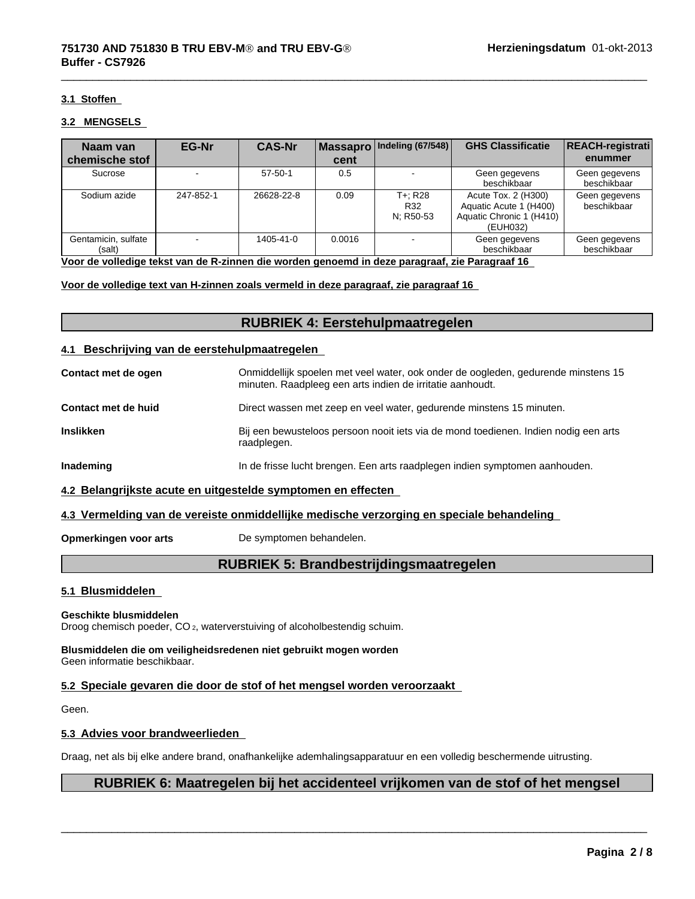### 3.1 Stoffen

### 3.2 MENGSELS

| Naam van chemische stof | EG-Nr | CAS-Nr | Massapro cent | Indeling (67/548) | GHS Classificatie | REACH-registratienummer |
|---|---|---|---|---|---|---|
| Sucrose | - | 57-50-1 | 0.5 | - | Geen gegevens beschikbaar | Geen gegevens beschikbaar |
| Sodium azide | 247-852-1 | 26628-22-8 | 0.09 | T+; R28<br>R32<br>N; R50-53 | Acute Tox. 2 (H300)<br>Aquatic Acute 1 (H400)<br>Aquatic Chronic 1 (H410)<br>(EUH032) | Geen gegevens beschikbaar |
| Gentamicin, sulfate (salt) | - | 1405-41-0 | 0.0016 | - | Geen gegevens beschikbaar | Geen gegevens beschikbaar |

**Voor de volledige tekst van de R-zinnen die worden genoemd in deze paragraaf, zie Paragraaf 16**

**Voor de volledige text van H-zinnen zoals vermeld in deze paragraaf, zie paragraaf 16**

## RUBRIEK 4: Eerstehulpmaatregelen

### 4.1 Beschrijving van de eerstehulpmaatregelen

**Contact met de ogen** — Onmiddellijk spoelen met veel water, ook onder de oogleden, gedurende minstens 15 minuten. Raadpleeg een arts indien de irritatie aanhoudt.

**Contact met de huid** — Direct wassen met zeep en veel water, gedurende minstens 15 minuten.

**Inslikken** — Bij een bewusteloos persoon nooit iets via de mond toedienen. Indien nodig een arts raadplegen.

**Inademing** — In de frisse lucht brengen. Een arts raadplegen indien symptomen aanhouden.

### 4.2 Belangrijkste acute en uitgestelde symptomen en effecten

### 4.3 Vermelding van de vereiste onmiddellijke medische verzorging en speciale behandeling

**Opmerkingen voor arts** — De symptomen behandelen.

## RUBRIEK 5: Brandbestrijdingsmaatregelen

### 5.1 Blusmiddelen

**Geschikte blusmiddelen**
Droog chemisch poeder, $CO_2$, waterverstuiving of alcoholbestendig schuim.

**Blusmiddelen die om veiligheidsredenen niet gebruikt mogen worden**
Geen informatie beschikbaar.

### 5.2 Speciale gevaren die door de stof of het mengsel worden veroorzaakt

Geen.

### 5.3 Advies voor brandweerlieden

Draag, net als bij elke andere brand, onafhankelijke ademhalingsapparatuur en een volledig beschermende uitrusting.

## RUBRIEK 6: Maatregelen bij het accidenteel vrijkomen van de stof of het mengsel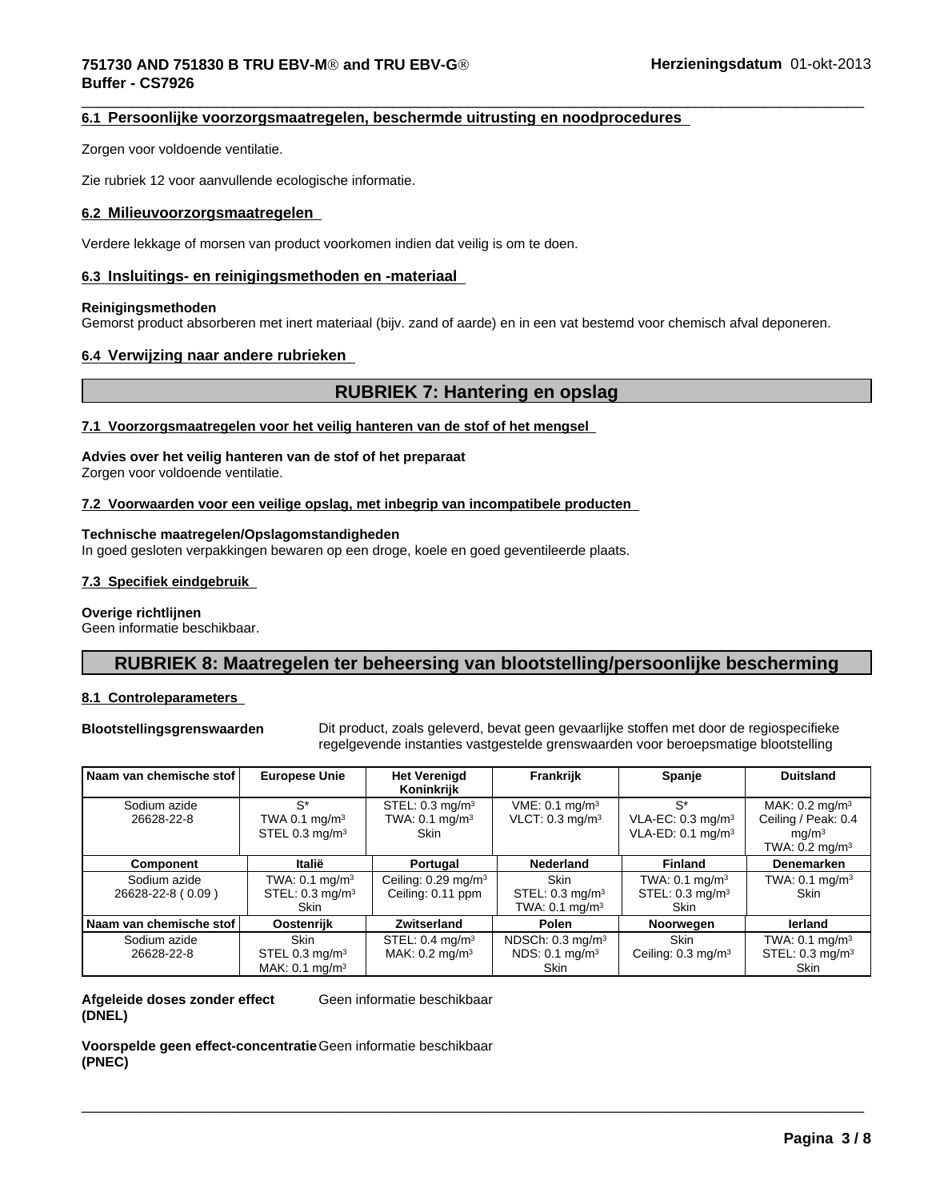#### 6.1 Persoonlijke voorzorgsmaatregelen, beschermde uitrusting en noodprocedures

Zorgen voor voldoende ventilatie.

Zie rubriek 12 voor aanvullende ecologische informatie.

#### 6.2 Milieuvoorzorgsmaatregelen

Verdere lekkage of morsen van product voorkomen indien dat veilig is om te doen.

#### 6.3 Insluitings- en reinigingsmethoden en -materiaal

**Reinigingsmethoden**
Gemorst product absorberen met inert materiaal (bijv. zand of aarde) en in een vat bestemd voor chemisch afval deponeren.

#### 6.4 Verwijzing naar andere rubrieken

## RUBRIEK 7: Hantering en opslag

#### 7.1 Voorzorgsmaatregelen voor het veilig hanteren van de stof of het mengsel

**Advies over het veilig hanteren van de stof of het preparaat**
Zorgen voor voldoende ventilatie.

#### 7.2 Voorwaarden voor een veilige opslag, met inbegrip van incompatibele producten

**Technische maatregelen/Opslagomstandigheden**
In goed gesloten verpakkingen bewaren op een droge, koele en goed geventileerde plaats.

#### 7.3 Specifiek eindgebruik

**Overige richtlijnen**
Geen informatie beschikbaar.

## RUBRIEK 8: Maatregelen ter beheersing van blootstelling/persoonlijke bescherming

#### 8.1 Controleparameters

**Blootstellingsgrenswaarden** Dit product, zoals geleverd, bevat geen gevaarlijke stoffen met door de regiospecifieke regelgevende instanties vastgestelde grenswaarden voor beroepsmatige blootstelling

| Naam van chemische stof | Europese Unie | Het Verenigd Koninkrijk | Frankrijk | Spanje | Duitsland |
|---|---|---|---|---|---|
| Sodium azide 26628-22-8 | S* TWA 0.1 mg/m³ STEL 0.3 mg/m³ | STEL: 0.3 mg/m³ TWA: 0.1 mg/m³ Skin | VME: 0.1 mg/m³ VLCT: 0.3 mg/m³ | S* VLA-EC: 0.3 mg/m³ VLA-ED: 0.1 mg/m³ | MAK: 0.2 mg/m³ Ceiling / Peak: 0.4 mg/m³ TWA: 0.2 mg/m³ |
| **Component** | **Italië** | **Portugal** | **Nederland** | **Finland** | **Denemarken** |
| Sodium azide 26628-22-8 ( 0.09 ) | TWA: 0.1 mg/m³ STEL: 0.3 mg/m³ Skin | Ceiling: 0.29 mg/m³ Ceiling: 0.11 ppm | Skin STEL: 0.3 mg/m³ TWA: 0.1 mg/m³ | TWA: 0.1 mg/m³ STEL: 0.3 mg/m³ Skin | TWA: 0.1 mg/m³ Skin |
| **Naam van chemische stof** | **Oostenrijk** | **Zwitserland** | **Polen** | **Noorwegen** | **Ierland** |
| Sodium azide 26628-22-8 | Skin STEL 0.3 mg/m³ MAK: 0.1 mg/m³ | STEL: 0.4 mg/m³ MAK: 0.2 mg/m³ | NDSCh: 0.3 mg/m³ NDS: 0.1 mg/m³ Skin | Skin Ceiling: 0.3 mg/m³ | TWA: 0.1 mg/m³ STEL: 0.3 mg/m³ Skin |

**Afgeleide doses zonder effect (DNEL)** Geen informatie beschikbaar

**Voorspelde geen effect-concentratie (PNEC)** Geen informatie beschikbaar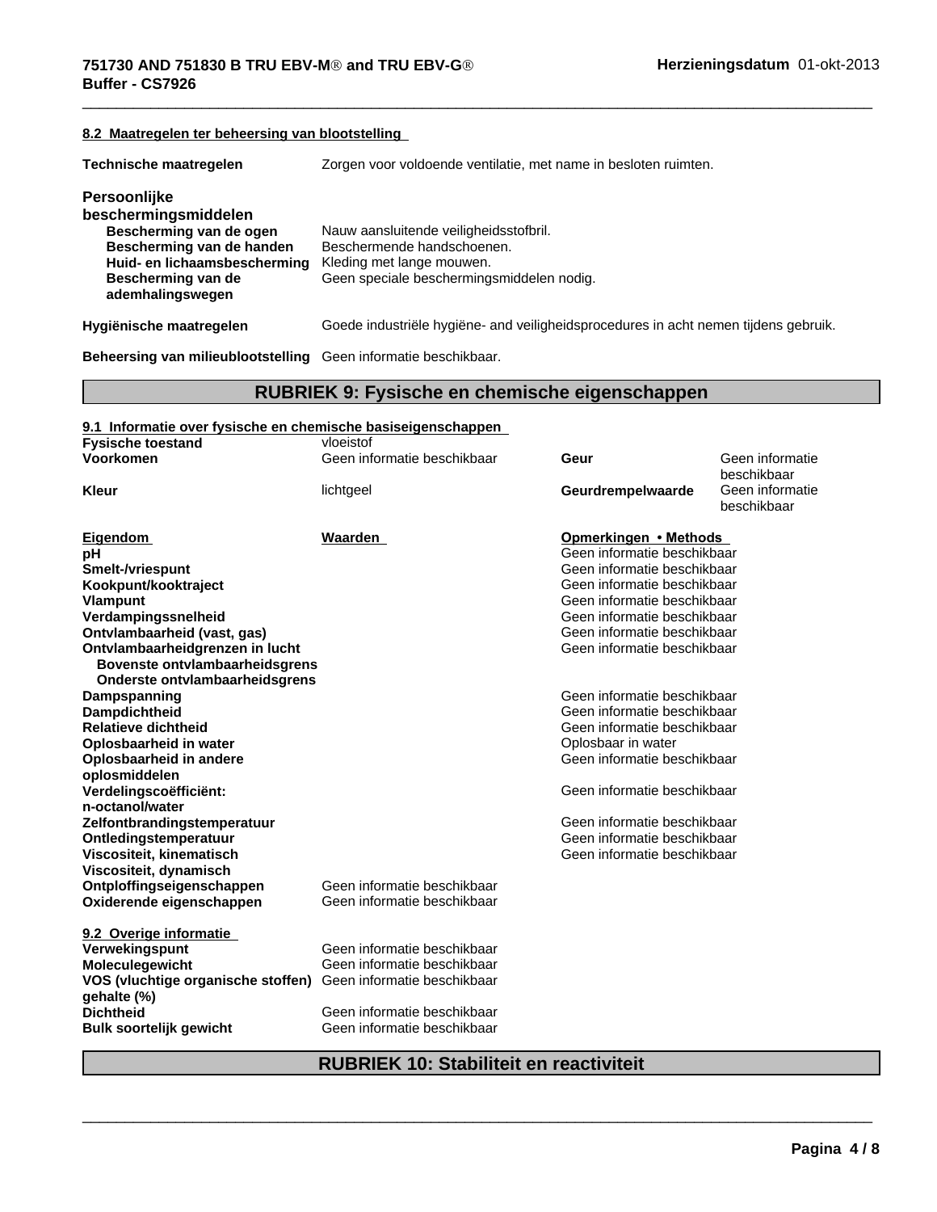**8.2 Maatregelen ter beheersing van blootstelling**

| | |
|---|---|
| **Technische maatregelen** | Zorgen voor voldoende ventilatie, met name in besloten ruimten. |

**Persoonlijke beschermingsmiddelen**

| | |
|---|---|
| **Bescherming van de ogen** | Nauw aansluitende veiligheidsstofbril. |
| **Bescherming van de handen** | Beschermende handschoenen. |
| **Huid- en lichaamsbescherming** | Kleding met lange mouwen. |
| **Bescherming van de ademhalingswegen** | Geen speciale beschermingsmiddelen nodig. |

| | |
|---|---|
| **Hygiënische maatregelen** | Goede industriële hygiëne- and veiligheidsprocedures in acht nemen tijdens gebruik. |
| **Beheersing van milieublootstelling** | Geen informatie beschikbaar. |

## RUBRIEK 9: Fysische en chemische eigenschappen

**9.1 Informatie over fysische en chemische basiseigenschappen**

| | | | |
|---|---|---|---|
| **Fysische toestand** | vloeistof | | |
| **Voorkomen** | Geen informatie beschikbaar | **Geur** | Geen informatie beschikbaar |
| **Kleur** | lichtgeel | **Geurdrempelwaarde** | Geen informatie beschikbaar |

| Eigendom | Waarden | Opmerkingen • Methods |
|---|---|---|
| **pH** | | Geen informatie beschikbaar |
| **Smelt-/vriespunt** | | Geen informatie beschikbaar |
| **Kookpunt/kooktraject** | | Geen informatie beschikbaar |
| **Vlampunt** | | Geen informatie beschikbaar |
| **Verdampingssnelheid** | | Geen informatie beschikbaar |
| **Ontvlambaarheid (vast, gas)** | | Geen informatie beschikbaar |
| **Ontvlambaarheidgrenzen in lucht** | | Geen informatie beschikbaar |
| **Bovenste ontvlambaarheidsgrens** | | |
| **Onderste ontvlambaarheidsgrens** | | |
| **Dampspanning** | | Geen informatie beschikbaar |
| **Dampdichtheid** | | Geen informatie beschikbaar |
| **Relatieve dichtheid** | | Geen informatie beschikbaar |
| **Oplosbaarheid in water** | | Oplosbaar in water |
| **Oplosbaarheid in andere oplosmiddelen** | | Geen informatie beschikbaar |
| **Verdelingscoëfficiënt: n-octanol/water** | | Geen informatie beschikbaar |
| **Zelfontbrandingstemperatuur** | | Geen informatie beschikbaar |
| **Ontledingstemperatuur** | | Geen informatie beschikbaar |
| **Viscositeit, kinematisch** | | Geen informatie beschikbaar |
| **Viscositeit, dynamisch** | | |
| **Ontploffingseigenschappen** | Geen informatie beschikbaar | |
| **Oxiderende eigenschappen** | Geen informatie beschikbaar | |

**9.2 Overige informatie**

| | |
|---|---|
| **Verwekingspunt** | Geen informatie beschikbaar |
| **Moleculegewicht** | Geen informatie beschikbaar |
| **VOS (vluchtige organische stoffen) gehalte (%)** | Geen informatie beschikbaar |
| **Dichtheid** | Geen informatie beschikbaar |
| **Bulk soortelijk gewicht** | Geen informatie beschikbaar |

## RUBRIEK 10: Stabiliteit en reactiviteit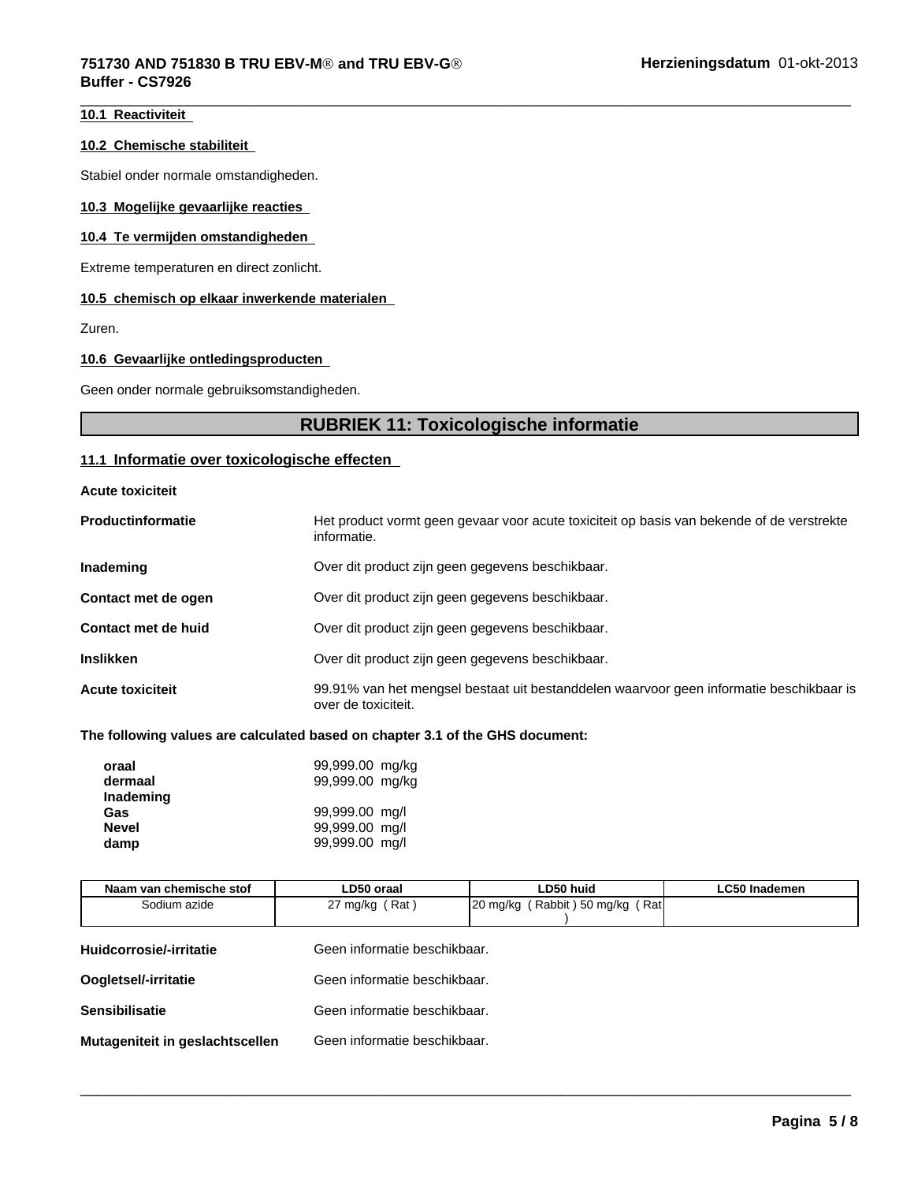### 10.1 Reactiviteit

### 10.2 Chemische stabiliteit

Stabiel onder normale omstandigheden.

### 10.3 Mogelijke gevaarlijke reacties

### 10.4 Te vermijden omstandigheden

Extreme temperaturen en direct zonlicht.

### 10.5 chemisch op elkaar inwerkende materialen

Zuren.

### 10.6 Gevaarlijke ontledingsproducten

Geen onder normale gebruiksomstandigheden.

## RUBRIEK 11: Toxicologische informatie

### 11.1 Informatie over toxicologische effecten

**Acute toxiciteit**

**Productinformatie** Het product vormt geen gevaar voor acute toxiciteit op basis van bekende of de verstrekte informatie.

**Inademing** Over dit product zijn geen gegevens beschikbaar.

**Contact met de ogen** Over dit product zijn geen gegevens beschikbaar.

**Contact met de huid** Over dit product zijn geen gegevens beschikbaar.

**Inslikken** Over dit product zijn geen gegevens beschikbaar.

**Acute toxiciteit** 99.91% van het mengsel bestaat uit bestanddelen waarvoor geen informatie beschikbaar is over de toxiciteit.

**The following values are calculated based on chapter 3.1 of the GHS document:**

| | |
|---|---|
| **oraal** | 99,999.00 mg/kg |
| **dermaal** | 99,999.00 mg/kg |
| **Inademing** | |
| **Gas** | 99,999.00 mg/l |
| **Nevel** | 99,999.00 mg/l |
| **damp** | 99,999.00 mg/l |

| Naam van chemische stof | LD50 oraal | LD50 huid | LC50 Inademen |
|---|---|---|---|
| Sodium azide | 27 mg/kg ( Rat ) | 20 mg/kg ( Rabbit ) 50 mg/kg ( Rat ) | |

**Huidcorrosie/-irritatie** Geen informatie beschikbaar.

**Oogletsel/-irritatie** Geen informatie beschikbaar.

**Sensibilisatie** Geen informatie beschikbaar.

**Mutageniteit in geslachtscellen** Geen informatie beschikbaar.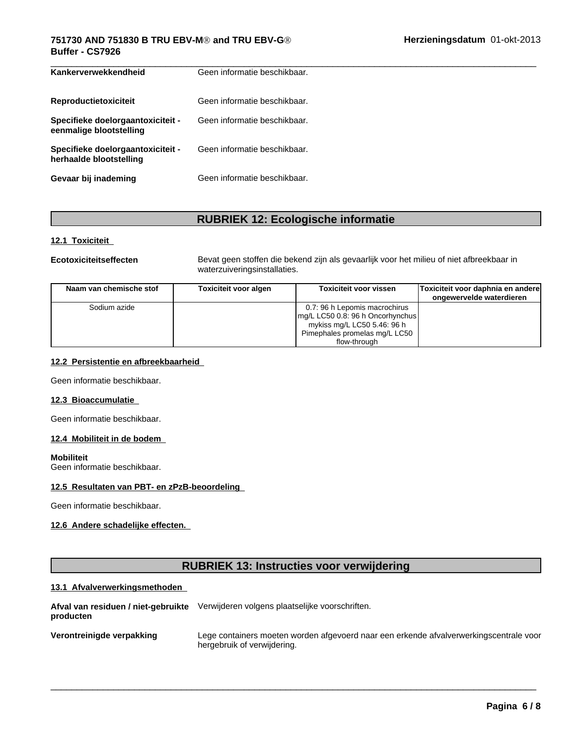| | |
|---|---|
| **Kankerverwekkendheid** | Geen informatie beschikbaar. |
| **Reproductietoxiciteit** | Geen informatie beschikbaar. |
| **Specifieke doelorgaantoxiciteit - eenmalige blootstelling** | Geen informatie beschikbaar. |
| **Specifieke doelorgaantoxiciteit - herhaalde blootstelling** | Geen informatie beschikbaar. |
| **Gevaar bij inademing** | Geen informatie beschikbaar. |

## RUBRIEK 12: Ecologische informatie

### 12.1 Toxiciteit

**Ecotoxiciteitseffecten** Bevat geen stoffen die bekend zijn als gevaarlijk voor het milieu of niet afbreekbaar in waterzuiveringsinstallaties.

| Naam van chemische stof | Toxiciteit voor algen | Toxiciteit voor vissen | Toxiciteit voor daphnia en andere ongewervelde waterdieren |
|---|---|---|---|
| Sodium azide | | 0.7: 96 h Lepomis macrochirus mg/L LC50 0.8: 96 h Oncorhynchus mykiss mg/L LC50 5.46: 96 h Pimephales promelas mg/L LC50 flow-through | |

### 12.2 Persistentie en afbreekbaarheid

Geen informatie beschikbaar.

### 12.3 Bioaccumulatie

Geen informatie beschikbaar.

### 12.4 Mobiliteit in de bodem

**Mobiliteit**
Geen informatie beschikbaar.

### 12.5 Resultaten van PBT- en zPzB-beoordeling

Geen informatie beschikbaar.

### 12.6 Andere schadelijke effecten.

## RUBRIEK 13: Instructies voor verwijdering

### 13.1 Afvalverwerkingsmethoden

| | |
|---|---|
| **Afval van residuen / niet-gebruikte producten** | Verwijderen volgens plaatselijke voorschriften. |
| **Verontreinigde verpakking** | Lege containers moeten worden afgevoerd naar een erkende afvalverwerkingscentrale voor hergebruik of verwijdering. |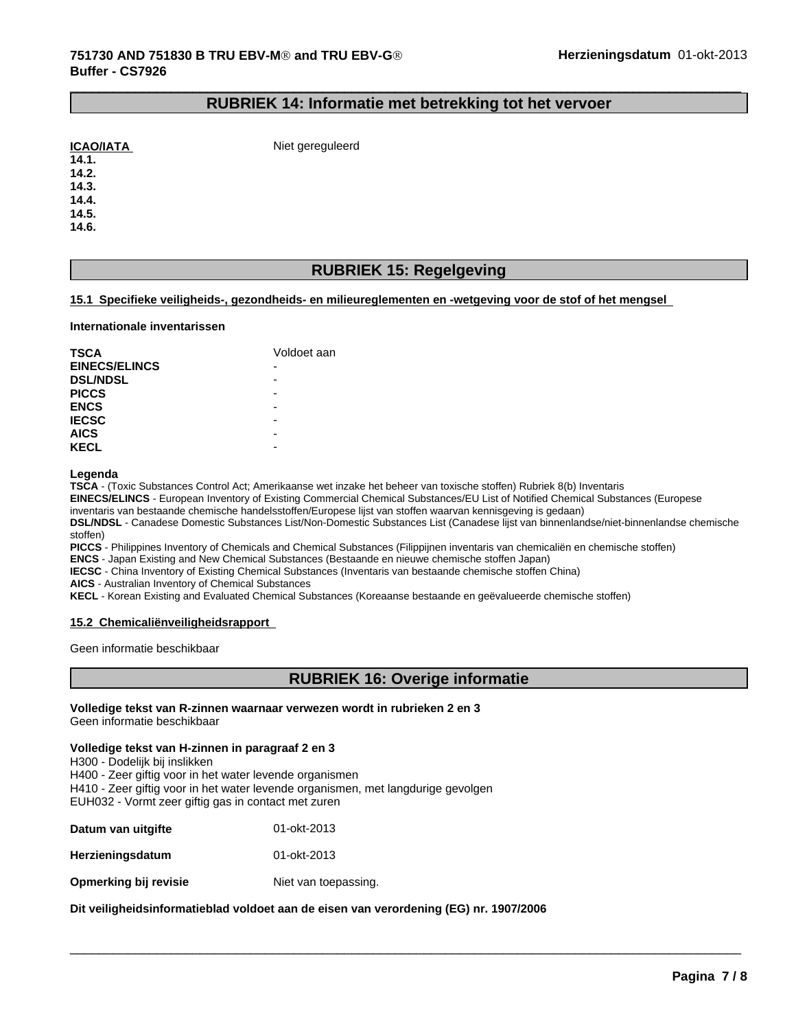## RUBRIEK 14: Informatie met betrekking tot het vervoer

**ICAO/IATA** Niet gereguleerd

**14.1.**
**14.2.**
**14.3.**
**14.4.**
**14.5.**
**14.6.**

## RUBRIEK 15: Regelgeving

**15.1 Specifieke veiligheids-, gezondheids- en milieureglementen en -wetgeving voor de stof of het mengsel**

**Internationale inventarissen**

| | |
|---|---|
| **TSCA** | Voldoet aan |
| **EINECS/ELINCS** | - |
| **DSL/NDSL** | - |
| **PICCS** | - |
| **ENCS** | - |
| **IECSC** | - |
| **AICS** | - |
| **KECL** | - |

**Legenda**

**TSCA** - (Toxic Substances Control Act; Amerikaanse wet inzake het beheer van toxische stoffen) Rubriek 8(b) Inventaris
**EINECS/ELINCS** - European Inventory of Existing Commercial Chemical Substances/EU List of Notified Chemical Substances (Europese inventaris van bestaande chemische handelsstoffen/Europese lijst van stoffen waarvan kennisgeving is gedaan)
**DSL/NDSL** - Canadese Domestic Substances List/Non-Domestic Substances List (Canadese lijst van binnenlandse/niet-binnenlandse chemische stoffen)
**PICCS** - Philippines Inventory of Chemicals and Chemical Substances (Filippijnen inventaris van chemicaliën en chemische stoffen)
**ENCS** - Japan Existing and New Chemical Substances (Bestaande en nieuwe chemische stoffen Japan)
**IECSC** - China Inventory of Existing Chemical Substances (Inventaris van bestaande chemische stoffen China)
**AICS** - Australian Inventory of Chemical Substances
**KECL** - Korean Existing and Evaluated Chemical Substances (Koreaanse bestaande en geëvalueerde chemische stoffen)

**15.2 Chemicaliënveiligheidsrapport**

Geen informatie beschikbaar

## RUBRIEK 16: Overige informatie

**Volledige tekst van R-zinnen waarnaar verwezen wordt in rubrieken 2 en 3**
Geen informatie beschikbaar

**Volledige tekst van H-zinnen in paragraaf 2 en 3**
H300 - Dodelijk bij inslikken
H400 - Zeer giftig voor in het water levende organismen
H410 - Zeer giftig voor in het water levende organismen, met langdurige gevolgen
EUH032 - Vormt zeer giftig gas in contact met zuren

**Datum van uitgifte** 01-okt-2013

**Herzieningsdatum** 01-okt-2013

**Opmerking bij revisie** Niet van toepassing.

**Dit veiligheidsinformatieblad voldoet aan de eisen van verordening (EG) nr. 1907/2006**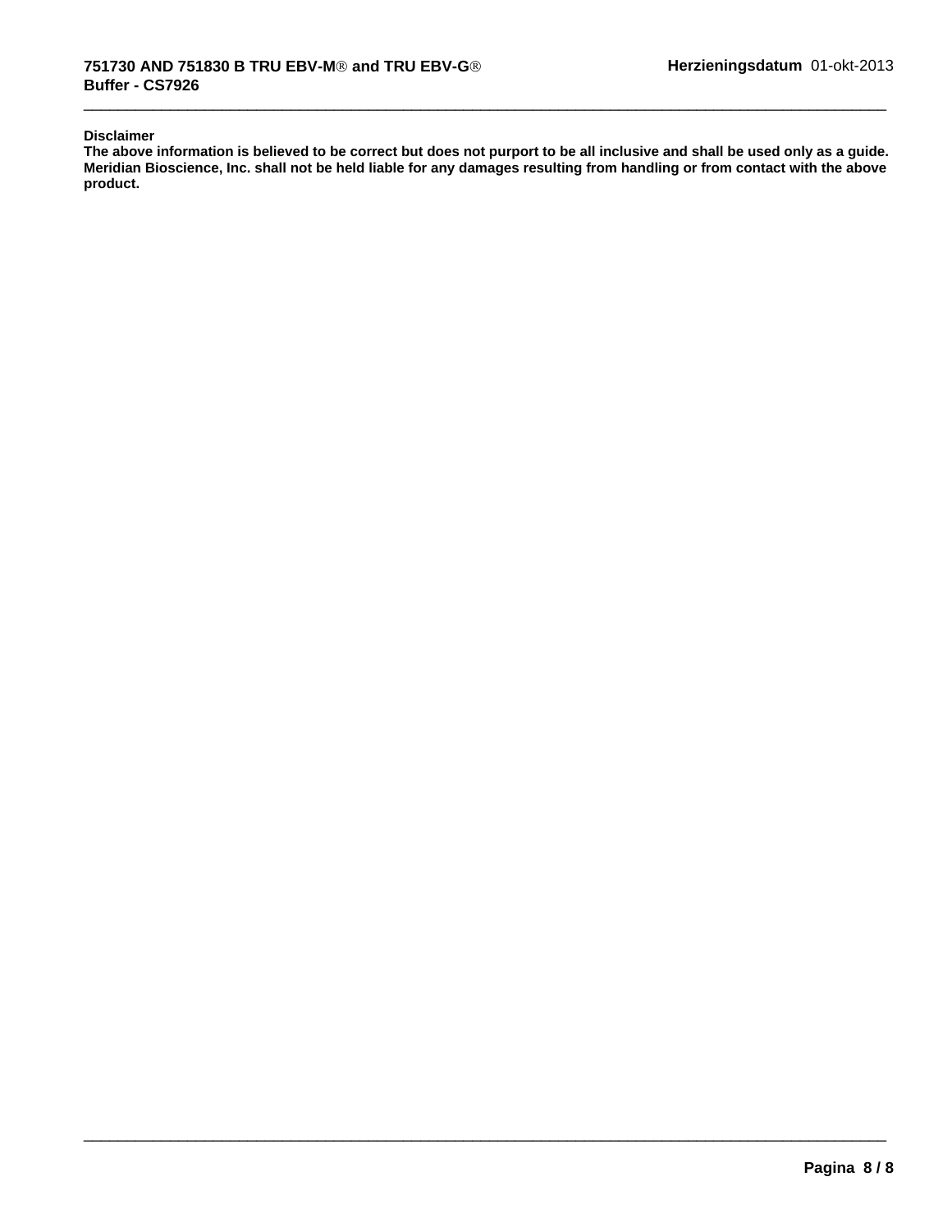**Disclaimer**

**The above information is believed to be correct but does not purport to be all inclusive and shall be used only as a guide. Meridian Bioscience, Inc. shall not be held liable for any damages resulting from handling or from contact with the above product.**